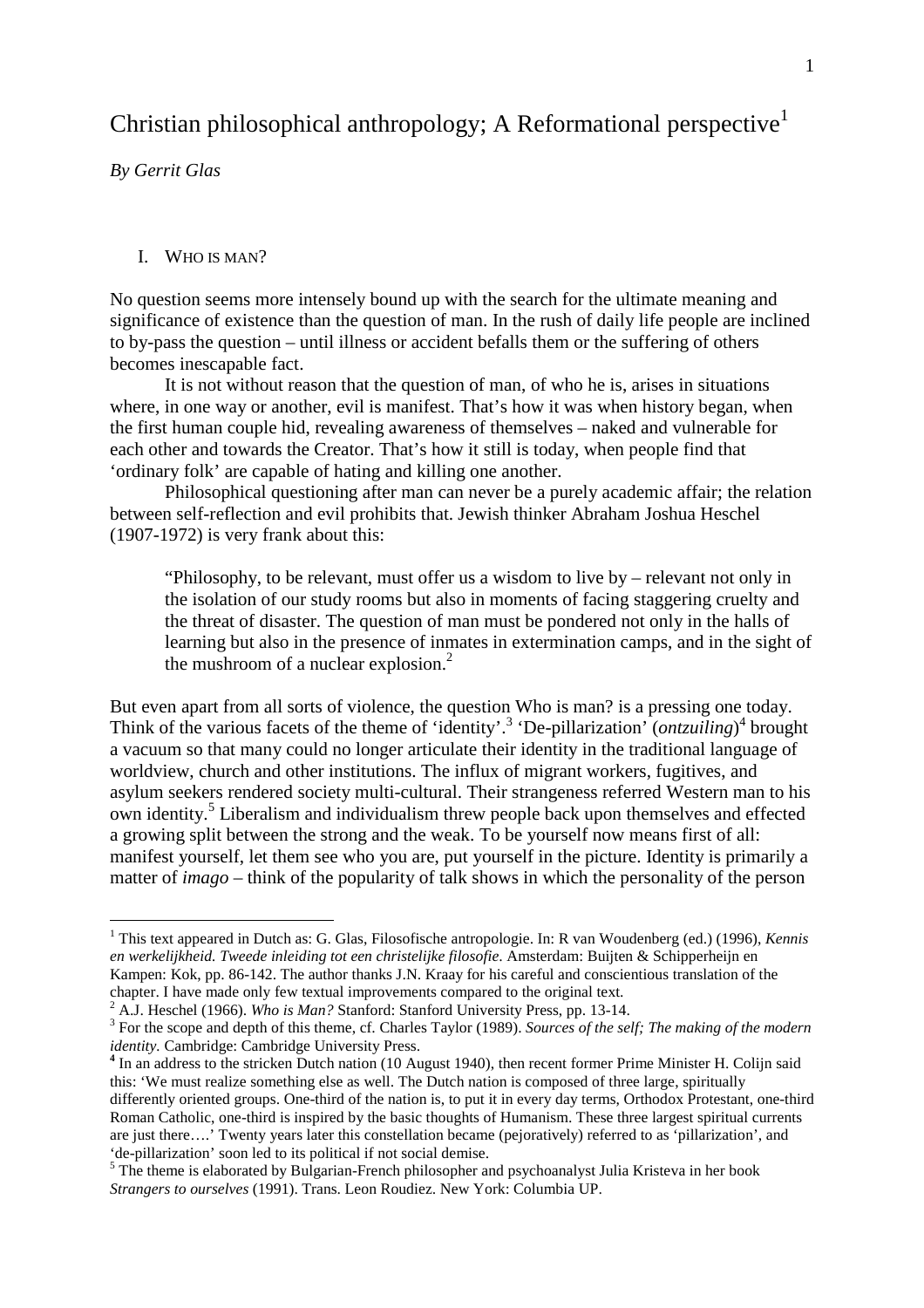# Christian philosophical anthropology; A Reformational perspective[1]

*By Gerrit Glas*

## I. Who is man?

No question seems more intensely bound up with the search for the ultimate meaning and significance of existence than the question of man. In the rush of daily life people are inclined to by-pass the question – until illness or accident befalls them or the suffering of others becomes inescapable fact.

It is not without reason that the question of man, of who he is, arises in situations where, in one way or another, evil is manifest. That's how it was when history began, when the first human couple hid, revealing awareness of themselves – naked and vulnerable for each other and towards the Creator. That's how it still is today, when people find that 'ordinary folk' are capable of hating and killing one another.

Philosophical questioning after man can never be a purely academic affair; the relation between self-reflection and evil prohibits that. Jewish thinker Abraham Joshua Heschel (1907-1972) is very frank about this:

> "Philosophy, to be relevant, must offer us a wisdom to live by – relevant not only in the isolation of our study rooms but also in moments of facing staggering cruelty and the threat of disaster. The question of man must be pondered not only in the halls of learning but also in the presence of inmates in extermination camps, and in the sight of the mushroom of a nuclear explosion.[2]

But even apart from all sorts of violence, the question Who is man? is a pressing one today. Think of the various facets of the theme of 'identity'.[3] 'De-pillarization' (*ontzuiling*)[4] brought a vacuum so that many could no longer articulate their identity in the traditional language of worldview, church and other institutions. The influx of migrant workers, fugitives, and asylum seekers rendered society multi-cultural. Their strangeness referred Western man to his own identity.[5] Liberalism and individualism threw people back upon themselves and effected a growing split between the strong and the weak. To be yourself now means first of all: manifest yourself, let them see who you are, put yourself in the picture. Identity is primarily a matter of *imago* – think of the popularity of talk shows in which the personality of the person

---

[1] This text appeared in Dutch as: G. Glas, Filosofische antropologie. In: R van Woudenberg (ed.) (1996), *Kennis en werkelijkheid. Tweede inleiding tot een christelijke filosofie*. Amsterdam: Buijten & Schipperheijn en Kampen: Kok, pp. 86-142. The author thanks J.N. Kraay for his careful and conscientious translation of the chapter. I have made only few textual improvements compared to the original text.

[2] A.J. Heschel (1966). *Who is Man?* Stanford: Stanford University Press, pp. 13-14.

[3] For the scope and depth of this theme, cf. Charles Taylor (1989). *Sources of the self; The making of the modern identity*. Cambridge: Cambridge University Press.

[4] In an address to the stricken Dutch nation (10 August 1940), then recent former Prime Minister H. Colijn said this: 'We must realize something else as well. The Dutch nation is composed of three large, spiritually differently oriented groups. One-third of the nation is, to put it in every day terms, Orthodox Protestant, one-third Roman Catholic, one-third is inspired by the basic thoughts of Humanism. These three largest spiritual currents are just there….' Twenty years later this constellation became (pejoratively) referred to as 'pillarization', and 'de-pillarization' soon led to its political if not social demise.

[5] The theme is elaborated by Bulgarian-French philosopher and psychoanalyst Julia Kristeva in her book *Strangers to ourselves* (1991). Trans. Leon Roudiez. New York: Columbia UP.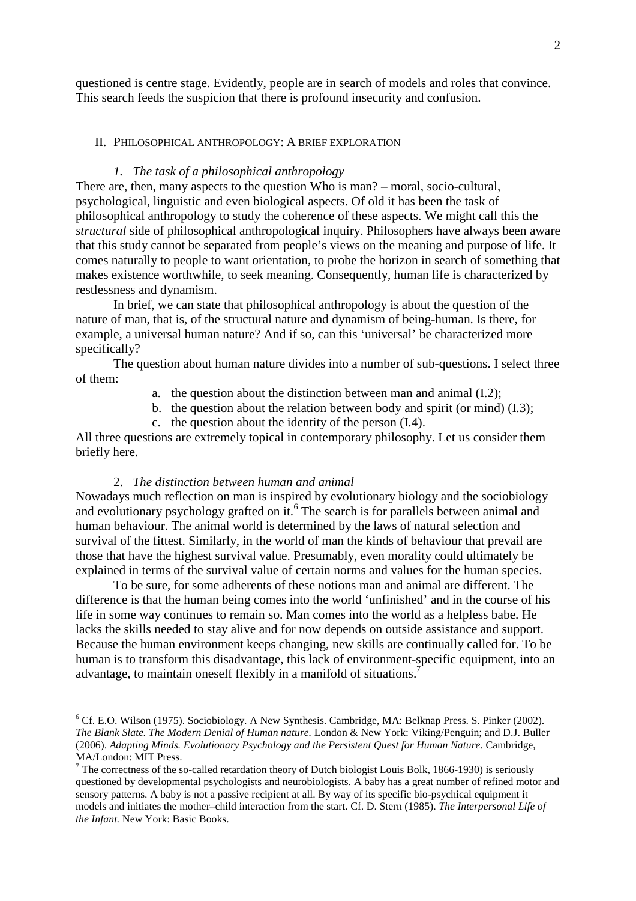questioned is centre stage. Evidently, people are in search of models and roles that convince. This search feeds the suspicion that there is profound insecurity and confusion.

## II. Philosophical anthropology: A brief exploration

### *1. The task of a philosophical anthropology*

There are, then, many aspects to the question Who is man? – moral, socio-cultural, psychological, linguistic and even biological aspects. Of old it has been the task of philosophical anthropology to study the coherence of these aspects. We might call this the *structural* side of philosophical anthropological inquiry. Philosophers have always been aware that this study cannot be separated from people's views on the meaning and purpose of life. It comes naturally to people to want orientation, to probe the horizon in search of something that makes existence worthwhile, to seek meaning. Consequently, human life is characterized by restlessness and dynamism.

In brief, we can state that philosophical anthropology is about the question of the nature of man, that is, of the structural nature and dynamism of being-human. Is there, for example, a universal human nature? And if so, can this 'universal' be characterized more specifically?

The question about human nature divides into a number of sub-questions. I select three of them:

a. the question about the distinction between man and animal (I.2);
b. the question about the relation between body and spirit (or mind) (I.3);
c. the question about the identity of the person (I.4).

All three questions are extremely topical in contemporary philosophy. Let us consider them briefly here.

### 2. *The distinction between human and animal*

Nowadays much reflection on man is inspired by evolutionary biology and the sociobiology and evolutionary psychology grafted on it.[6] The search is for parallels between animal and human behaviour. The animal world is determined by the laws of natural selection and survival of the fittest. Similarly, in the world of man the kinds of behaviour that prevail are those that have the highest survival value. Presumably, even morality could ultimately be explained in terms of the survival value of certain norms and values for the human species.

To be sure, for some adherents of these notions man and animal are different. The difference is that the human being comes into the world 'unfinished' and in the course of his life in some way continues to remain so. Man comes into the world as a helpless babe. He lacks the skills needed to stay alive and for now depends on outside assistance and support. Because the human environment keeps changing, new skills are continually called for. To be human is to transform this disadvantage, this lack of environment-specific equipment, into an advantage, to maintain oneself flexibly in a manifold of situations.[7]

---

[6] Cf. E.O. Wilson (1975). Sociobiology. A New Synthesis. Cambridge, MA: Belknap Press. S. Pinker (2002). *The Blank Slate. The Modern Denial of Human nature.* London & New York: Viking/Penguin; and D.J. Buller (2006). *Adapting Minds. Evolutionary Psychology and the Persistent Quest for Human Nature*. Cambridge, MA/London: MIT Press.

[7] The correctness of the so-called retardation theory of Dutch biologist Louis Bolk, 1866-1930) is seriously questioned by developmental psychologists and neurobiologists. A baby has a great number of refined motor and sensory patterns. A baby is not a passive recipient at all. By way of its specific bio-psychical equipment it models and initiates the mother–child interaction from the start. Cf. D. Stern (1985). *The Interpersonal Life of the Infant.* New York: Basic Books.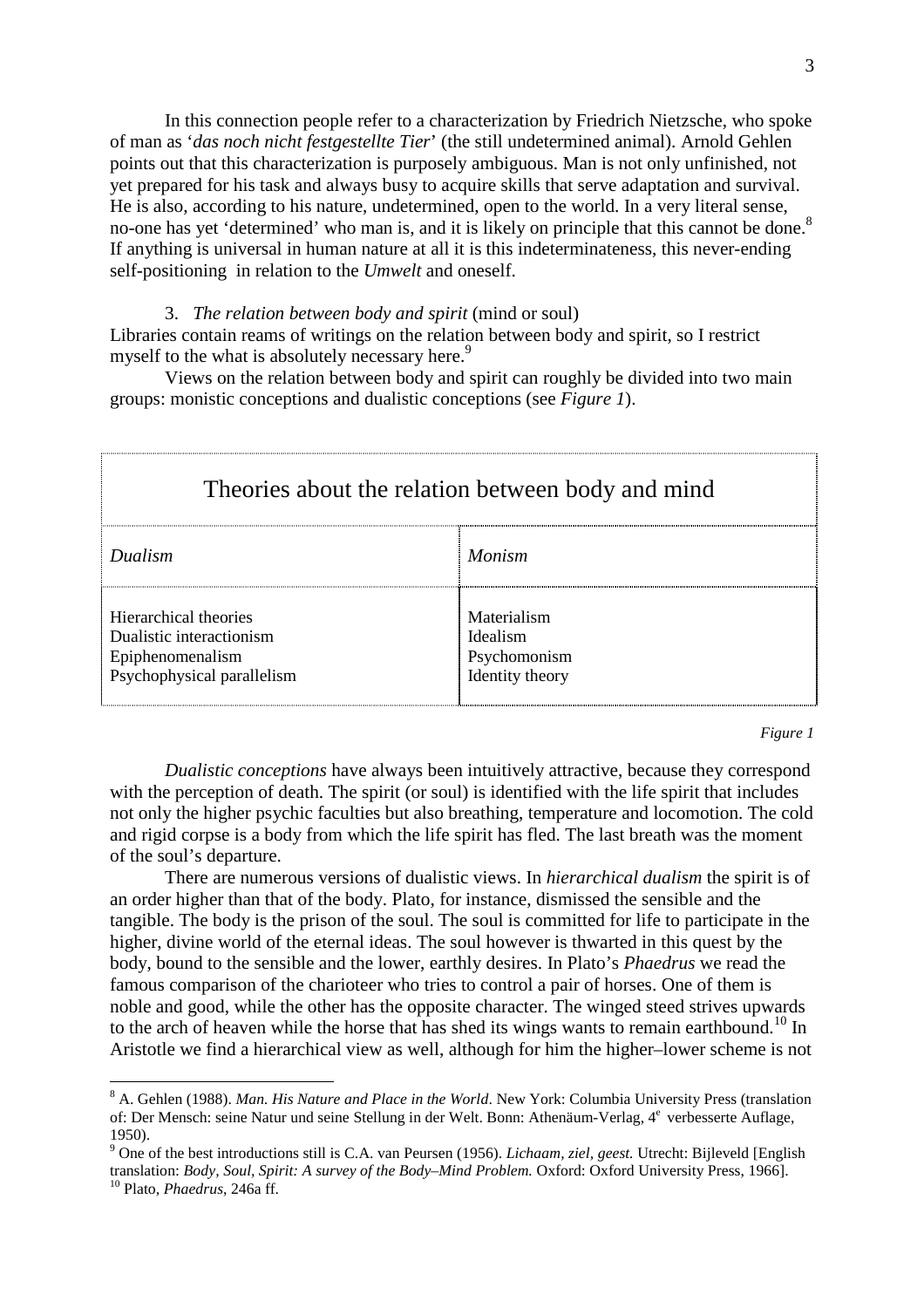In this connection people refer to a characterization by Friedrich Nietzsche, who spoke of man as '*das noch nicht festgestellte Tier*' (the still undetermined animal). Arnold Gehlen points out that this characterization is purposely ambiguous. Man is not only unfinished, not yet prepared for his task and always busy to acquire skills that serve adaptation and survival. He is also, according to his nature, undetermined, open to the world. In a very literal sense, no-one has yet 'determined' who man is, and it is likely on principle that this cannot be done.[8] If anything is universal in human nature at all it is this indeterminateness, this never-ending self-positioning in relation to the *Umwelt* and oneself.

### 3. *The relation between body and spirit* (mind or soul)

Libraries contain reams of writings on the relation between body and spirit, so I restrict myself to the what is absolutely necessary here.[9]

Views on the relation between body and spirit can roughly be divided into two main groups: monistic conceptions and dualistic conceptions (see *Figure 1*).

| Theories about the relation between body and mind | |
|---|---|
| *Dualism* | *Monism* |
| Hierarchical theories<br>Dualistic interactionism<br>Epiphenomenalism<br>Psychophysical parallelism | Materialism<br>Idealism<br>Psychomonism<br>Identity theory |

*Figure 1*

*Dualistic conceptions* have always been intuitively attractive, because they correspond with the perception of death. The spirit (or soul) is identified with the life spirit that includes not only the higher psychic faculties but also breathing, temperature and locomotion. The cold and rigid corpse is a body from which the life spirit has fled. The last breath was the moment of the soul's departure.

There are numerous versions of dualistic views. In *hierarchical dualism* the spirit is of an order higher than that of the body. Plato, for instance, dismissed the sensible and the tangible. The body is the prison of the soul. The soul is committed for life to participate in the higher, divine world of the eternal ideas. The soul however is thwarted in this quest by the body, bound to the sensible and the lower, earthly desires. In Plato's *Phaedrus* we read the famous comparison of the charioteer who tries to control a pair of horses. One of them is noble and good, while the other has the opposite character. The winged steed strives upwards to the arch of heaven while the horse that has shed its wings wants to remain earthbound.[10] In Aristotle we find a hierarchical view as well, although for him the higher–lower scheme is not

---

[8] A. Gehlen (1988). *Man. His Nature and Place in the World*. New York: Columbia University Press (translation of: Der Mensch: seine Natur und seine Stellung in der Welt. Bonn: Athenäum-Verlag, 4e verbesserte Auflage, 1950).

[9] One of the best introductions still is C.A. van Peursen (1956). *Lichaam, ziel, geest.* Utrecht: Bijleveld [English translation: *Body, Soul, Spirit: A survey of the Body–Mind Problem.* Oxford: Oxford University Press, 1966].

[10] Plato, *Phaedrus*, 246a ff.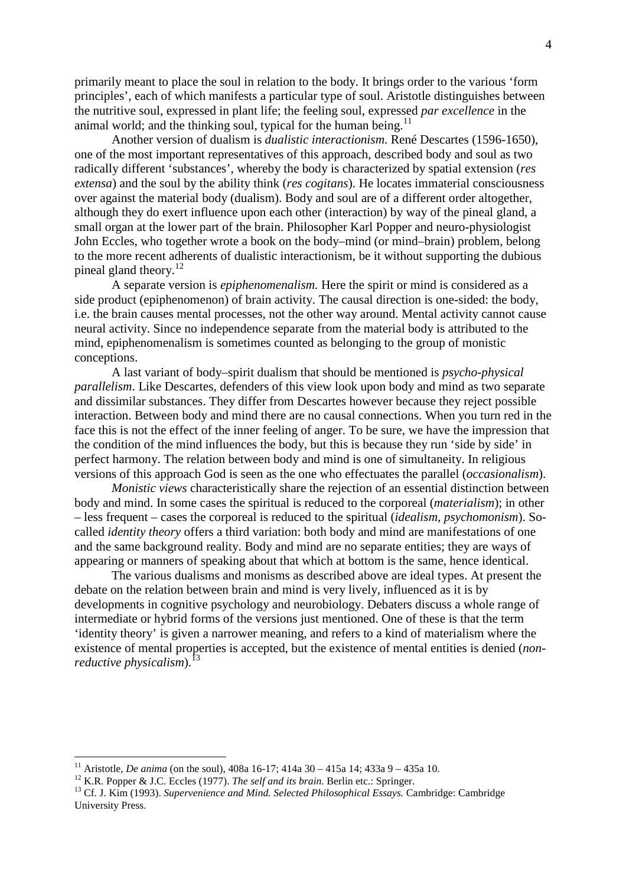primarily meant to place the soul in relation to the body. It brings order to the various 'form principles', each of which manifests a particular type of soul. Aristotle distinguishes between the nutritive soul, expressed in plant life; the feeling soul, expressed *par excellence* in the animal world; and the thinking soul, typical for the human being.[11]

Another version of dualism is *dualistic interactionism*. René Descartes (1596-1650), one of the most important representatives of this approach, described body and soul as two radically different 'substances', whereby the body is characterized by spatial extension (*res extensa*) and the soul by the ability think (*res cogitans*). He locates immaterial consciousness over against the material body (dualism). Body and soul are of a different order altogether, although they do exert influence upon each other (interaction) by way of the pineal gland, a small organ at the lower part of the brain. Philosopher Karl Popper and neuro-physiologist John Eccles, who together wrote a book on the body–mind (or mind–brain) problem, belong to the more recent adherents of dualistic interactionism, be it without supporting the dubious pineal gland theory.[12]

A separate version is *epiphenomenalism.* Here the spirit or mind is considered as a side product (epiphenomenon) of brain activity. The causal direction is one-sided: the body, i.e. the brain causes mental processes, not the other way around. Mental activity cannot cause neural activity. Since no independence separate from the material body is attributed to the mind, epiphenomenalism is sometimes counted as belonging to the group of monistic conceptions.

A last variant of body–spirit dualism that should be mentioned is *psycho-physical parallelism*. Like Descartes, defenders of this view look upon body and mind as two separate and dissimilar substances. They differ from Descartes however because they reject possible interaction. Between body and mind there are no causal connections. When you turn red in the face this is not the effect of the inner feeling of anger. To be sure, we have the impression that the condition of the mind influences the body, but this is because they run 'side by side' in perfect harmony. The relation between body and mind is one of simultaneity. In religious versions of this approach God is seen as the one who effectuates the parallel (*occasionalism*).

*Monistic views* characteristically share the rejection of an essential distinction between body and mind. In some cases the spiritual is reduced to the corporeal (*materialism*); in other – less frequent – cases the corporeal is reduced to the spiritual (*idealism, psychomonism*). So-called *identity theory* offers a third variation: both body and mind are manifestations of one and the same background reality. Body and mind are no separate entities; they are ways of appearing or manners of speaking about that which at bottom is the same, hence identical.

The various dualisms and monisms as described above are ideal types. At present the debate on the relation between brain and mind is very lively, influenced as it is by developments in cognitive psychology and neurobiology. Debaters discuss a whole range of intermediate or hybrid forms of the versions just mentioned. One of these is that the term 'identity theory' is given a narrower meaning, and refers to a kind of materialism where the existence of mental properties is accepted, but the existence of mental entities is denied (*non-reductive physicalism*).[13]

---

[11] Aristotle, *De anima* (on the soul), 408a 16-17; 414a 30 – 415a 14; 433a 9 – 435a 10.

[12] K.R. Popper & J.C. Eccles (1977). *The self and its brain.* Berlin etc.: Springer.

[13] Cf. J. Kim (1993). *Supervenience and Mind. Selected Philosophical Essays.* Cambridge: Cambridge University Press.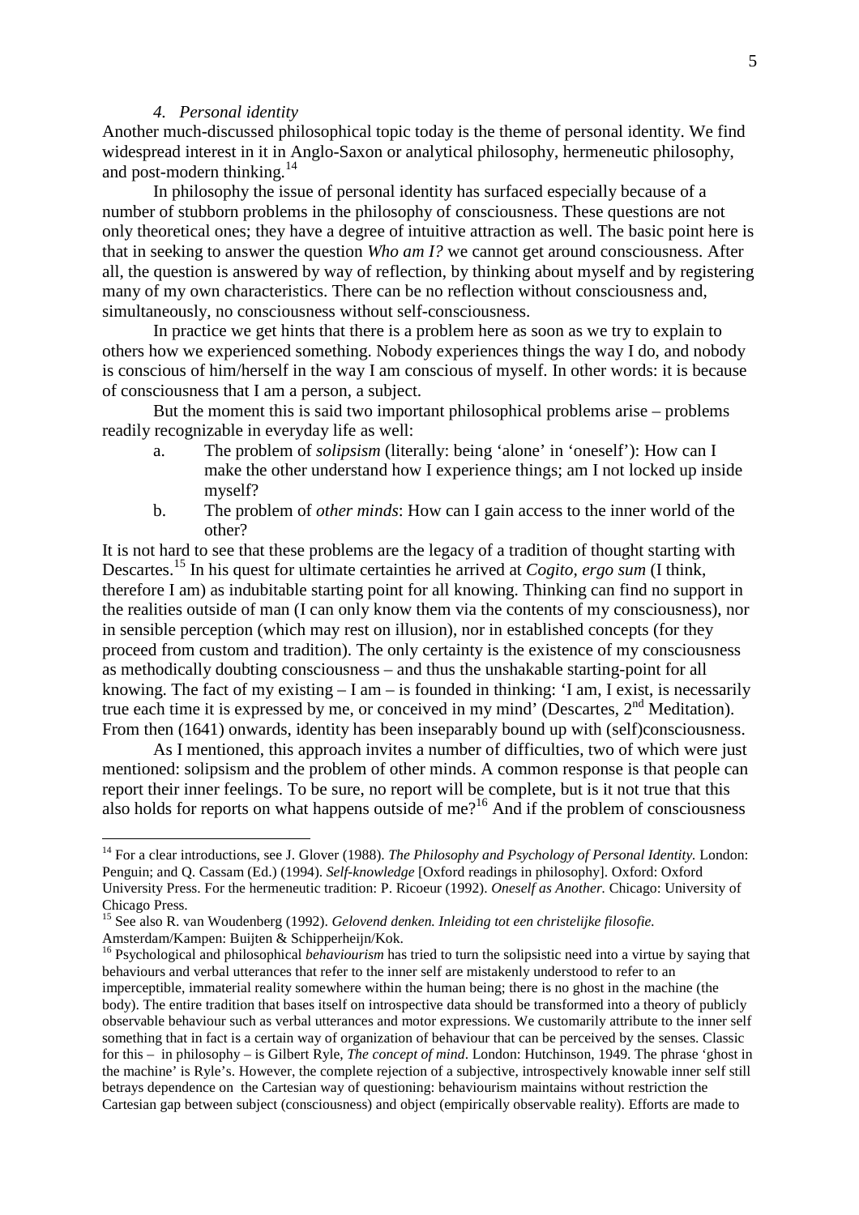### 4. *Personal identity*

Another much-discussed philosophical topic today is the theme of personal identity. We find widespread interest in it in Anglo-Saxon or analytical philosophy, hermeneutic philosophy, and post-modern thinking.[14]

In philosophy the issue of personal identity has surfaced especially because of a number of stubborn problems in the philosophy of consciousness. These questions are not only theoretical ones; they have a degree of intuitive attraction as well. The basic point here is that in seeking to answer the question *Who am I?* we cannot get around consciousness. After all, the question is answered by way of reflection, by thinking about myself and by registering many of my own characteristics. There can be no reflection without consciousness and, simultaneously, no consciousness without self-consciousness.

In practice we get hints that there is a problem here as soon as we try to explain to others how we experienced something. Nobody experiences things the way I do, and nobody is conscious of him/herself in the way I am conscious of myself. In other words: it is because of consciousness that I am a person, a subject.

But the moment this is said two important philosophical problems arise – problems readily recognizable in everyday life as well:

a. The problem of *solipsism* (literally: being 'alone' in 'oneself'): How can I make the other understand how I experience things; am I not locked up inside myself?

b. The problem of *other minds*: How can I gain access to the inner world of the other?

It is not hard to see that these problems are the legacy of a tradition of thought starting with Descartes.[15] In his quest for ultimate certainties he arrived at *Cogito, ergo sum* (I think, therefore I am) as indubitable starting point for all knowing. Thinking can find no support in the realities outside of man (I can only know them via the contents of my consciousness), nor in sensible perception (which may rest on illusion), nor in established concepts (for they proceed from custom and tradition). The only certainty is the existence of my consciousness as methodically doubting consciousness – and thus the unshakable starting-point for all knowing. The fact of my existing – I am – is founded in thinking: 'I am, I exist, is necessarily true each time it is expressed by me, or conceived in my mind' (Descartes, 2nd Meditation). From then (1641) onwards, identity has been inseparably bound up with (self)consciousness.

As I mentioned, this approach invites a number of difficulties, two of which were just mentioned: solipsism and the problem of other minds. A common response is that people can report their inner feelings. To be sure, no report will be complete, but is it not true that this also holds for reports on what happens outside of me?[16] And if the problem of consciousness

---

[14] For a clear introductions, see J. Glover (1988). *The Philosophy and Psychology of Personal Identity.* London: Penguin; and Q. Cassam (Ed.) (1994). *Self-knowledge* [Oxford readings in philosophy]. Oxford: Oxford University Press. For the hermeneutic tradition: P. Ricoeur (1992). *Oneself as Another.* Chicago: University of Chicago Press.

[15] See also R. van Woudenberg (1992). *Gelovend denken. Inleiding tot een christelijke filosofie.* Amsterdam/Kampen: Buijten & Schipperheijn/Kok.

[16] Psychological and philosophical *behaviourism* has tried to turn the solipsistic need into a virtue by saying that behaviours and verbal utterances that refer to the inner self are mistakenly understood to refer to an imperceptible, immaterial reality somewhere within the human being; there is no ghost in the machine (the body). The entire tradition that bases itself on introspective data should be transformed into a theory of publicly observable behaviour such as verbal utterances and motor expressions. We customarily attribute to the inner self something that in fact is a certain way of organization of behaviour that can be perceived by the senses. Classic for this – in philosophy – is Gilbert Ryle, *The concept of mind*. London: Hutchinson, 1949. The phrase 'ghost in the machine' is Ryle's. However, the complete rejection of a subjective, introspectively knowable inner self still betrays dependence on the Cartesian way of questioning: behaviourism maintains without restriction the Cartesian gap between subject (consciousness) and object (empirically observable reality). Efforts are made to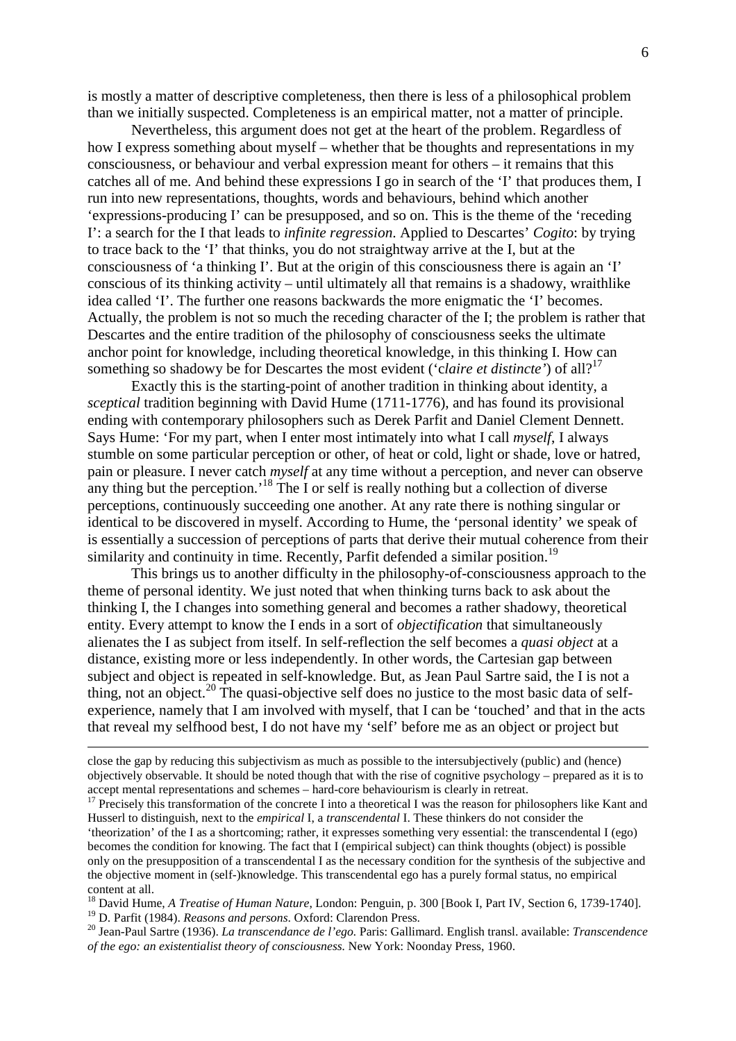is mostly a matter of descriptive completeness, then there is less of a philosophical problem than we initially suspected. Completeness is an empirical matter, not a matter of principle.

Nevertheless, this argument does not get at the heart of the problem. Regardless of how I express something about myself – whether that be thoughts and representations in my consciousness, or behaviour and verbal expression meant for others – it remains that this catches all of me. And behind these expressions I go in search of the 'I' that produces them, I run into new representations, thoughts, words and behaviours, behind which another 'expressions-producing I' can be presupposed, and so on. This is the theme of the 'receding I': a search for the I that leads to *infinite regression*. Applied to Descartes' *Cogito*: by trying to trace back to the 'I' that thinks, you do not straightway arrive at the I, but at the consciousness of 'a thinking I'. But at the origin of this consciousness there is again an 'I' conscious of its thinking activity – until ultimately all that remains is a shadowy, wraithlike idea called 'I'. The further one reasons backwards the more enigmatic the 'I' becomes. Actually, the problem is not so much the receding character of the I; the problem is rather that Descartes and the entire tradition of the philosophy of consciousness seeks the ultimate anchor point for knowledge, including theoretical knowledge, in this thinking I. How can something so shadowy be for Descartes the most evident ('*claire et distincte*') of all?[17]

Exactly this is the starting-point of another tradition in thinking about identity, a *sceptical* tradition beginning with David Hume (1711-1776), and has found its provisional ending with contemporary philosophers such as Derek Parfit and Daniel Clement Dennett. Says Hume: 'For my part, when I enter most intimately into what I call *myself*, I always stumble on some particular perception or other, of heat or cold, light or shade, love or hatred, pain or pleasure. I never catch *myself* at any time without a perception, and never can observe any thing but the perception.'[18] The I or self is really nothing but a collection of diverse perceptions, continuously succeeding one another. At any rate there is nothing singular or identical to be discovered in myself. According to Hume, the 'personal identity' we speak of is essentially a succession of perceptions of parts that derive their mutual coherence from their similarity and continuity in time. Recently, Parfit defended a similar position.[19]

This brings us to another difficulty in the philosophy-of-consciousness approach to the theme of personal identity. We just noted that when thinking turns back to ask about the thinking I, the I changes into something general and becomes a rather shadowy, theoretical entity. Every attempt to know the I ends in a sort of *objectification* that simultaneously alienates the I as subject from itself. In self-reflection the self becomes a *quasi object* at a distance, existing more or less independently. In other words, the Cartesian gap between subject and object is repeated in self-knowledge. But, as Jean Paul Sartre said, the I is not a thing, not an object.[20] The quasi-objective self does no justice to the most basic data of self-experience, namely that I am involved with myself, that I can be 'touched' and that in the acts that reveal my selfhood best, I do not have my 'self' before me as an object or project but

---

close the gap by reducing this subjectivism as much as possible to the intersubjectively (public) and (hence) objectively observable. It should be noted though that with the rise of cognitive psychology – prepared as it is to accept mental representations and schemes – hard-core behaviourism is clearly in retreat.

[17] Precisely this transformation of the concrete I into a theoretical I was the reason for philosophers like Kant and Husserl to distinguish, next to the *empirical* I, a *transcendental* I. These thinkers do not consider the 'theorization' of the I as a shortcoming; rather, it expresses something very essential: the transcendental I (ego) becomes the condition for knowing. The fact that I (empirical subject) can think thoughts (object) is possible only on the presupposition of a transcendental I as the necessary condition for the synthesis of the subjective and the objective moment in (self-)knowledge. This transcendental ego has a purely formal status, no empirical content at all.

[18] David Hume, *A Treatise of Human Nature*, London: Penguin, p. 300 [Book I, Part IV, Section 6, 1739-1740].

[19] D. Parfit (1984). *Reasons and persons*. Oxford: Clarendon Press.

[20] Jean-Paul Sartre (1936). *La transcendance de l'ego.* Paris: Gallimard. English transl. available: *Transcendence of the ego: an existentialist theory of consciousness.* New York: Noonday Press, 1960.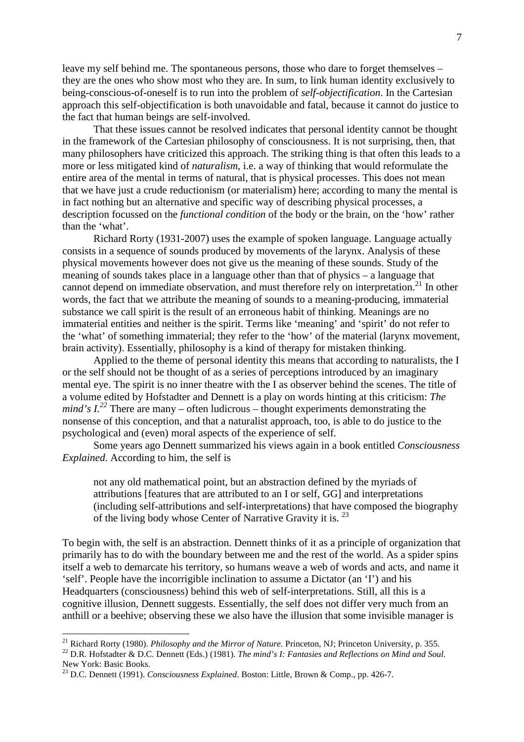leave my self behind me. The spontaneous persons, those who dare to forget themselves – they are the ones who show most who they are. In sum, to link human identity exclusively to being-conscious-of-oneself is to run into the problem of *self-objectification*. In the Cartesian approach this self-objectification is both unavoidable and fatal, because it cannot do justice to the fact that human beings are self-involved.

That these issues cannot be resolved indicates that personal identity cannot be thought in the framework of the Cartesian philosophy of consciousness. It is not surprising, then, that many philosophers have criticized this approach. The striking thing is that often this leads to a more or less mitigated kind of *naturalism*, i.e. a way of thinking that would reformulate the entire area of the mental in terms of natural, that is physical processes. This does not mean that we have just a crude reductionism (or materialism) here; according to many the mental is in fact nothing but an alternative and specific way of describing physical processes, a description focussed on the *functional condition* of the body or the brain, on the 'how' rather than the 'what'.

Richard Rorty (1931-2007) uses the example of spoken language. Language actually consists in a sequence of sounds produced by movements of the larynx. Analysis of these physical movements however does not give us the meaning of these sounds. Study of the meaning of sounds takes place in a language other than that of physics – a language that cannot depend on immediate observation, and must therefore rely on interpretation.[21] In other words, the fact that we attribute the meaning of sounds to a meaning-producing, immaterial substance we call spirit is the result of an erroneous habit of thinking. Meanings are no immaterial entities and neither is the spirit. Terms like 'meaning' and 'spirit' do not refer to the 'what' of something immaterial; they refer to the 'how' of the material (larynx movement, brain activity). Essentially, philosophy is a kind of therapy for mistaken thinking.

Applied to the theme of personal identity this means that according to naturalists, the I or the self should not be thought of as a series of perceptions introduced by an imaginary mental eye. The spirit is no inner theatre with the I as observer behind the scenes. The title of a volume edited by Hofstadter and Dennett is a play on words hinting at this criticism: *The mind's I.*[22] There are many – often ludicrous – thought experiments demonstrating the nonsense of this conception, and that a naturalist approach, too, is able to do justice to the psychological and (even) moral aspects of the experience of self.

Some years ago Dennett summarized his views again in a book entitled *Consciousness Explained*. According to him, the self is

> not any old mathematical point, but an abstraction defined by the myriads of attributions [features that are attributed to an I or self, GG] and interpretations (including self-attributions and self-interpretations) that have composed the biography of the living body whose Center of Narrative Gravity it is. [23]

To begin with, the self is an abstraction. Dennett thinks of it as a principle of organization that primarily has to do with the boundary between me and the rest of the world. As a spider spins itself a web to demarcate his territory, so humans weave a web of words and acts, and name it 'self'. People have the incorrigible inclination to assume a Dictator (an 'I') and his Headquarters (consciousness) behind this web of self-interpretations. Still, all this is a cognitive illusion, Dennett suggests. Essentially, the self does not differ very much from an anthill or a beehive; observing these we also have the illusion that some invisible manager is

---

[21] Richard Rorty (1980). *Philosophy and the Mirror of Nature.* Princeton, NJ; Princeton University, p. 355.

[22] D.R. Hofstadter & D.C. Dennett (Eds.) (1981). *The mind's I: Fantasies and Reflections on Mind and Soul.* New York: Basic Books.

[23] D.C. Dennett (1991). *Consciousness Explained*. Boston: Little, Brown & Comp., pp. 426-7.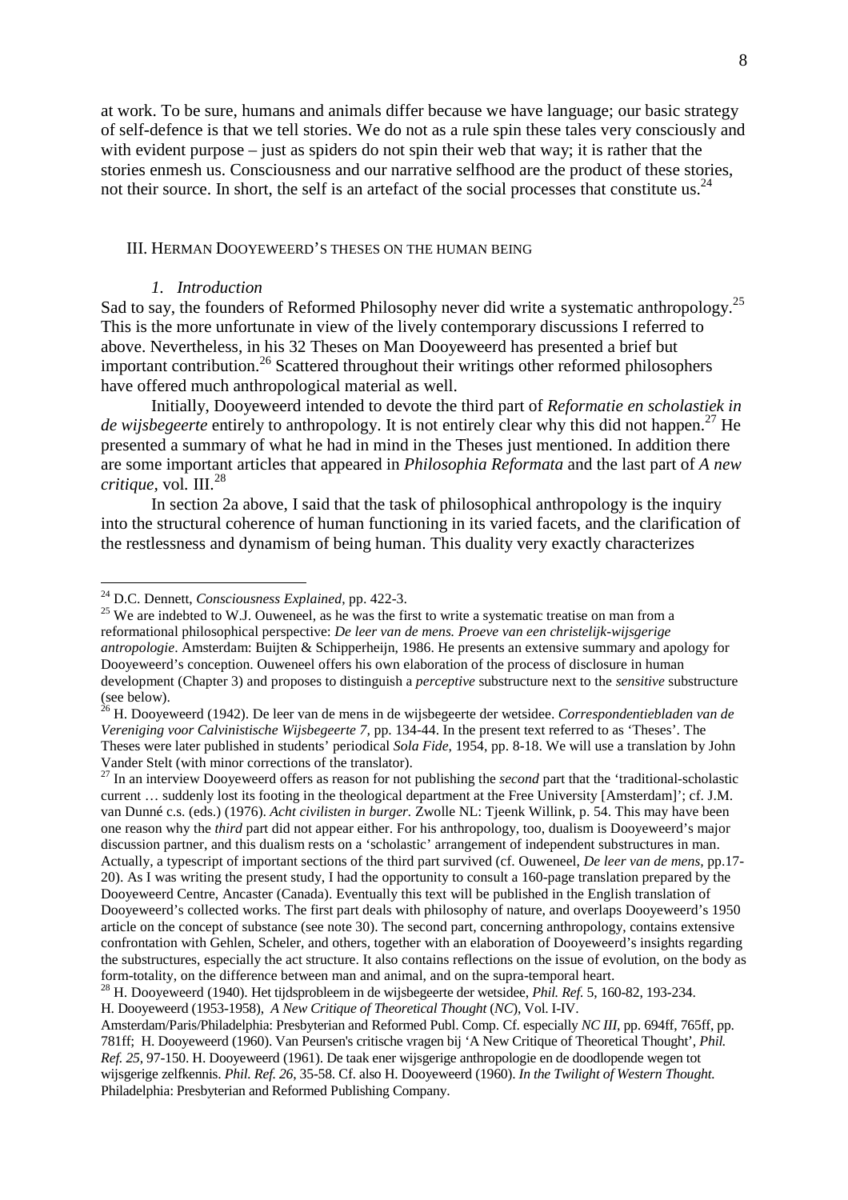at work. To be sure, humans and animals differ because we have language; our basic strategy of self-defence is that we tell stories. We do not as a rule spin these tales very consciously and with evident purpose – just as spiders do not spin their web that way; it is rather that the stories enmesh us. Consciousness and our narrative selfhood are the product of these stories, not their source. In short, the self is an artefact of the social processes that constitute us.[24]

## III. Herman Dooyeweerd's theses on the human being

### *1. Introduction*

Sad to say, the founders of Reformed Philosophy never did write a systematic anthropology.[25] This is the more unfortunate in view of the lively contemporary discussions I referred to above. Nevertheless, in his 32 Theses on Man Dooyeweerd has presented a brief but important contribution.[26] Scattered throughout their writings other reformed philosophers have offered much anthropological material as well.

Initially, Dooyeweerd intended to devote the third part of *Reformatie en scholastiek in de wijsbegeerte* entirely to anthropology. It is not entirely clear why this did not happen.[27] He presented a summary of what he had in mind in the Theses just mentioned. In addition there are some important articles that appeared in *Philosophia Reformata* and the last part of *A new critique*, vol. III.[28]

In section 2a above, I said that the task of philosophical anthropology is the inquiry into the structural coherence of human functioning in its varied facets, and the clarification of the restlessness and dynamism of being human. This duality very exactly characterizes

---

[24] D.C. Dennett, *Consciousness Explained*, pp. 422-3.

[25] We are indebted to W.J. Ouweneel, as he was the first to write a systematic treatise on man from a reformational philosophical perspective: *De leer van de mens. Proeve van een christelijk-wijsgerige antropologie*. Amsterdam: Buijten & Schipperheijn, 1986. He presents an extensive summary and apology for Dooyeweerd's conception. Ouweneel offers his own elaboration of the process of disclosure in human development (Chapter 3) and proposes to distinguish a *perceptive* substructure next to the *sensitive* substructure (see below).

[26] H. Dooyeweerd (1942). De leer van de mens in de wijsbegeerte der wetsidee. *Correspondentiebladen van de Vereniging voor Calvinistische Wijsbegeerte 7*, pp. 134-44. In the present text referred to as 'Theses'. The Theses were later published in students' periodical *Sola Fide*, 1954, pp. 8-18. We will use a translation by John Vander Stelt (with minor corrections of the translator).

[27] In an interview Dooyeweerd offers as reason for not publishing the *second* part that the 'traditional-scholastic current … suddenly lost its footing in the theological department at the Free University [Amsterdam]'; cf. J.M. van Dunné c.s. (eds.) (1976). *Acht civilisten in burger*. Zwolle NL: Tjeenk Willink, p. 54. This may have been one reason why the *third* part did not appear either. For his anthropology, too, dualism is Dooyeweerd's major discussion partner, and this dualism rests on a 'scholastic' arrangement of independent substructures in man. Actually, a typescript of important sections of the third part survived (cf. Ouweneel, *De leer van de mens*, pp.17-20). As I was writing the present study, I had the opportunity to consult a 160-page translation prepared by the Dooyeweerd Centre, Ancaster (Canada). Eventually this text will be published in the English translation of Dooyeweerd's collected works. The first part deals with philosophy of nature, and overlaps Dooyeweerd's 1950 article on the concept of substance (see note 30). The second part, concerning anthropology, contains extensive confrontation with Gehlen, Scheler, and others, together with an elaboration of Dooyeweerd's insights regarding the substructures, especially the act structure. It also contains reflections on the issue of evolution, on the body as form-totality, on the difference between man and animal, and on the supra-temporal heart.

[28] H. Dooyeweerd (1940). Het tijdsprobleem in de wijsbegeerte der wetsidee, *Phil. Ref.* 5, 160-82, 193-234. H. Dooyeweerd (1953-1958), *A New Critique of Theoretical Thought* (*NC*), Vol. I-IV. Amsterdam/Paris/Philadelphia: Presbyterian and Reformed Publ. Comp. Cf. especially *NC III*, pp. 694ff, 765ff, pp. 781ff; H. Dooyeweerd (1960). Van Peursen's critische vragen bij 'A New Critique of Theoretical Thought', *Phil. Ref. 25*, 97-150. H. Dooyeweerd (1961). De taak ener wijsgerige anthropologie en de doodlopende wegen tot wijsgerige zelfkennis. *Phil. Ref. 26*, 35-58. Cf. also H. Dooyeweerd (1960). *In the Twilight of Western Thought.* Philadelphia: Presbyterian and Reformed Publishing Company.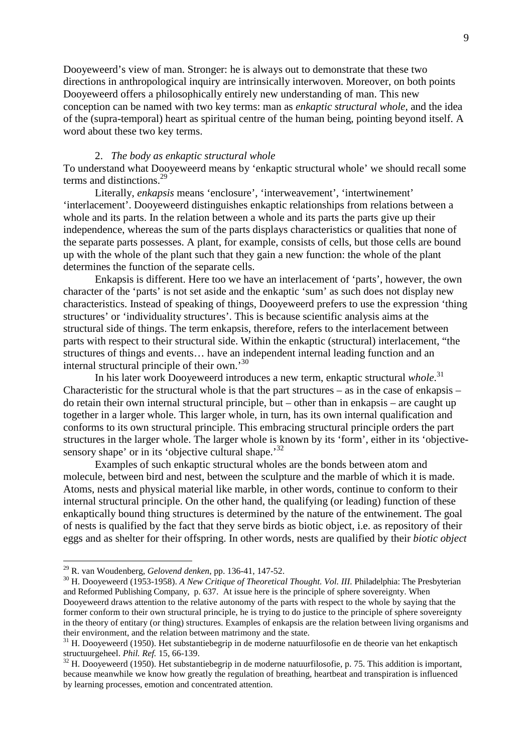Dooyeweerd's view of man. Stronger: he is always out to demonstrate that these two directions in anthropological inquiry are intrinsically interwoven. Moreover, on both points Dooyeweerd offers a philosophically entirely new understanding of man. This new conception can be named with two key terms: man as *enkaptic structural whole*, and the idea of the (supra-temporal) heart as spiritual centre of the human being, pointing beyond itself. A word about these two key terms.

## 2. *The body as enkaptic structural whole*

To understand what Dooyeweerd means by 'enkaptic structural whole' we should recall some terms and distinctions.[29]

Literally, *enkapsis* means 'enclosure', 'interweavement', 'intertwinement' 'interlacement'. Dooyeweerd distinguishes enkaptic relationships from relations between a whole and its parts. In the relation between a whole and its parts the parts give up their independence, whereas the sum of the parts displays characteristics or qualities that none of the separate parts possesses. A plant, for example, consists of cells, but those cells are bound up with the whole of the plant such that they gain a new function: the whole of the plant determines the function of the separate cells.

Enkapsis is different. Here too we have an interlacement of 'parts', however, the own character of the 'parts' is not set aside and the enkaptic 'sum' as such does not display new characteristics. Instead of speaking of things, Dooyeweerd prefers to use the expression 'thing structures' or 'individuality structures'. This is because scientific analysis aims at the structural side of things. The term enkapsis, therefore, refers to the interlacement between parts with respect to their structural side. Within the enkaptic (structural) interlacement, "the structures of things and events… have an independent internal leading function and an internal structural principle of their own.'[30]

In his later work Dooyeweerd introduces a new term, enkaptic structural *whole*.[31] Characteristic for the structural whole is that the part structures – as in the case of enkapsis – do retain their own internal structural principle, but – other than in enkapsis – are caught up together in a larger whole. This larger whole, in turn, has its own internal qualification and conforms to its own structural principle. This embracing structural principle orders the part structures in the larger whole. The larger whole is known by its 'form', either in its 'objective-sensory shape' or in its 'objective cultural shape.'[32]

Examples of such enkaptic structural wholes are the bonds between atom and molecule, between bird and nest, between the sculpture and the marble of which it is made. Atoms, nests and physical material like marble, in other words, continue to conform to their internal structural principle. On the other hand, the qualifying (or leading) function of these enkaptically bound thing structures is determined by the nature of the entwinement. The goal of nests is qualified by the fact that they serve birds as biotic object, i.e. as repository of their eggs and as shelter for their offspring. In other words, nests are qualified by their *biotic object*

---

[29] R. van Woudenberg, *Gelovend denken*, pp. 136-41, 147-52.

[30] H. Dooyeweerd (1953-1958). *A New Critique of Theoretical Thought. Vol. III.* Philadelphia: The Presbyterian and Reformed Publishing Company, p. 637. At issue here is the principle of sphere sovereignty. When Dooyeweerd draws attention to the relative autonomy of the parts with respect to the whole by saying that the former conform to their own structural principle, he is trying to do justice to the principle of sphere sovereignty in the theory of entitary (or thing) structures. Examples of enkapsis are the relation between living organisms and their environment, and the relation between matrimony and the state.

[31] H. Dooyeweerd (1950). Het substantiebegrip in de moderne natuurfilosofie en de theorie van het enkaptisch structuurgeheel. *Phil. Ref.* 15, 66-139.

[32] H. Dooyeweerd (1950). Het substantiebegrip in de moderne natuurfilosofie, p. 75. This addition is important, because meanwhile we know how greatly the regulation of breathing, heartbeat and transpiration is influenced by learning processes, emotion and concentrated attention.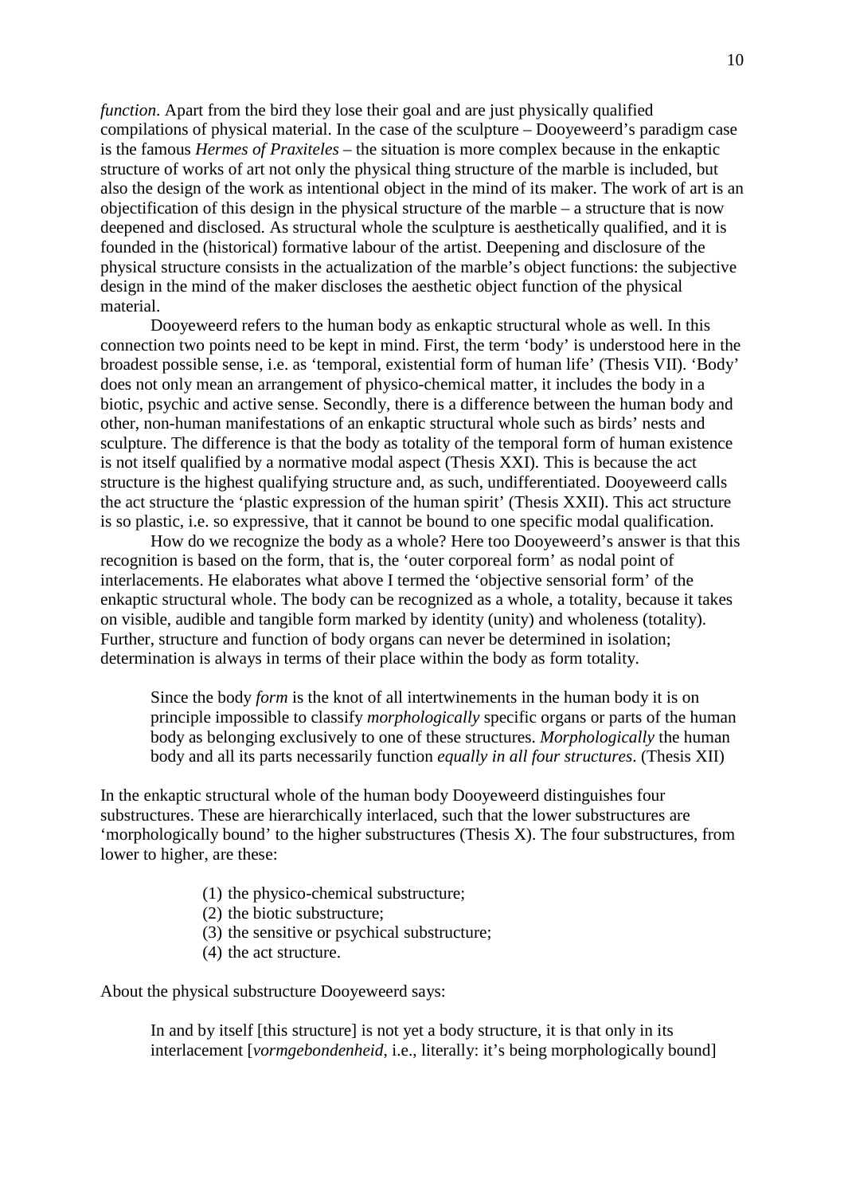*function*. Apart from the bird they lose their goal and are just physically qualified compilations of physical material. In the case of the sculpture – Dooyeweerd's paradigm case is the famous *Hermes of Praxiteles* – the situation is more complex because in the enkaptic structure of works of art not only the physical thing structure of the marble is included, but also the design of the work as intentional object in the mind of its maker. The work of art is an objectification of this design in the physical structure of the marble – a structure that is now deepened and disclosed. As structural whole the sculpture is aesthetically qualified, and it is founded in the (historical) formative labour of the artist. Deepening and disclosure of the physical structure consists in the actualization of the marble's object functions: the subjective design in the mind of the maker discloses the aesthetic object function of the physical material.

Dooyeweerd refers to the human body as enkaptic structural whole as well. In this connection two points need to be kept in mind. First, the term 'body' is understood here in the broadest possible sense, i.e. as 'temporal, existential form of human life' (Thesis VII). 'Body' does not only mean an arrangement of physico-chemical matter, it includes the body in a biotic, psychic and active sense. Secondly, there is a difference between the human body and other, non-human manifestations of an enkaptic structural whole such as birds' nests and sculpture. The difference is that the body as totality of the temporal form of human existence is not itself qualified by a normative modal aspect (Thesis XXI). This is because the act structure is the highest qualifying structure and, as such, undifferentiated. Dooyeweerd calls the act structure the 'plastic expression of the human spirit' (Thesis XXII). This act structure is so plastic, i.e. so expressive, that it cannot be bound to one specific modal qualification.

How do we recognize the body as a whole? Here too Dooyeweerd's answer is that this recognition is based on the form, that is, the 'outer corporeal form' as nodal point of interlacements. He elaborates what above I termed the 'objective sensorial form' of the enkaptic structural whole. The body can be recognized as a whole, a totality, because it takes on visible, audible and tangible form marked by identity (unity) and wholeness (totality). Further, structure and function of body organs can never be determined in isolation; determination is always in terms of their place within the body as form totality.

> Since the body *form* is the knot of all intertwinements in the human body it is on principle impossible to classify *morphologically* specific organs or parts of the human body as belonging exclusively to one of these structures. *Morphologically* the human body and all its parts necessarily function *equally in all four structures*. (Thesis XII)

In the enkaptic structural whole of the human body Dooyeweerd distinguishes four substructures. These are hierarchically interlaced, such that the lower substructures are 'morphologically bound' to the higher substructures (Thesis X). The four substructures, from lower to higher, are these:

1. the physico-chemical substructure;
2. the biotic substructure;
3. the sensitive or psychical substructure;
4. the act structure.

About the physical substructure Dooyeweerd says:

> In and by itself [this structure] is not yet a body structure, it is that only in its interlacement [*vormgebondenheid*, i.e., literally: it's being morphologically bound]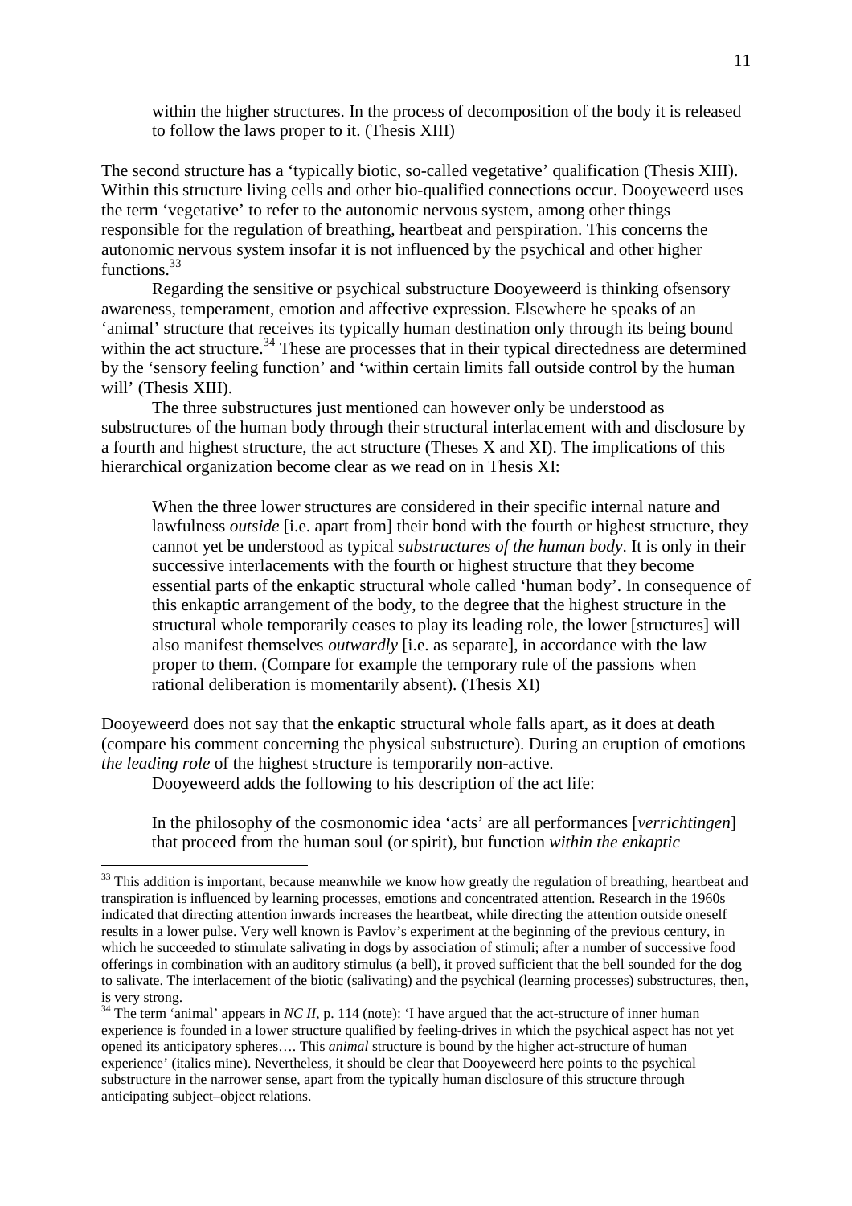within the higher structures. In the process of decomposition of the body it is released to follow the laws proper to it. (Thesis XIII)

The second structure has a 'typically biotic, so-called vegetative' qualification (Thesis XIII). Within this structure living cells and other bio-qualified connections occur. Dooyeweerd uses the term 'vegetative' to refer to the autonomic nervous system, among other things responsible for the regulation of breathing, heartbeat and perspiration. This concerns the autonomic nervous system insofar it is not influenced by the psychical and other higher functions.[33]

Regarding the sensitive or psychical substructure Dooyeweerd is thinking ofsensory awareness, temperament, emotion and affective expression. Elsewhere he speaks of an 'animal' structure that receives its typically human destination only through its being bound within the act structure.[34] These are processes that in their typical directedness are determined by the 'sensory feeling function' and 'within certain limits fall outside control by the human will' (Thesis XIII).

The three substructures just mentioned can however only be understood as substructures of the human body through their structural interlacement with and disclosure by a fourth and highest structure, the act structure (Theses X and XI). The implications of this hierarchical organization become clear as we read on in Thesis XI:

> When the three lower structures are considered in their specific internal nature and lawfulness *outside* [i.e. apart from] their bond with the fourth or highest structure, they cannot yet be understood as typical *substructures of the human body*. It is only in their successive interlacements with the fourth or highest structure that they become essential parts of the enkaptic structural whole called 'human body'. In consequence of this enkaptic arrangement of the body, to the degree that the highest structure in the structural whole temporarily ceases to play its leading role, the lower [structures] will also manifest themselves *outwardly* [i.e. as separate], in accordance with the law proper to them. (Compare for example the temporary rule of the passions when rational deliberation is momentarily absent). (Thesis XI)

Dooyeweerd does not say that the enkaptic structural whole falls apart, as it does at death (compare his comment concerning the physical substructure). During an eruption of emotions *the leading role* of the highest structure is temporarily non-active.

Dooyeweerd adds the following to his description of the act life:

> In the philosophy of the cosmonomic idea 'acts' are all performances [*verrichtingen*] that proceed from the human soul (or spirit), but function *within the enkaptic*

---

[33] This addition is important, because meanwhile we know how greatly the regulation of breathing, heartbeat and transpiration is influenced by learning processes, emotions and concentrated attention. Research in the 1960s indicated that directing attention inwards increases the heartbeat, while directing the attention outside oneself results in a lower pulse. Very well known is Pavlov's experiment at the beginning of the previous century, in which he succeeded to stimulate salivating in dogs by association of stimuli; after a number of successive food offerings in combination with an auditory stimulus (a bell), it proved sufficient that the bell sounded for the dog to salivate. The interlacement of the biotic (salivating) and the psychical (learning processes) substructures, then, is very strong.

[34] The term 'animal' appears in *NC II*, p. 114 (note): 'I have argued that the act-structure of inner human experience is founded in a lower structure qualified by feeling-drives in which the psychical aspect has not yet opened its anticipatory spheres…. This *animal* structure is bound by the higher act-structure of human experience' (italics mine). Nevertheless, it should be clear that Dooyeweerd here points to the psychical substructure in the narrower sense, apart from the typically human disclosure of this structure through anticipating subject–object relations.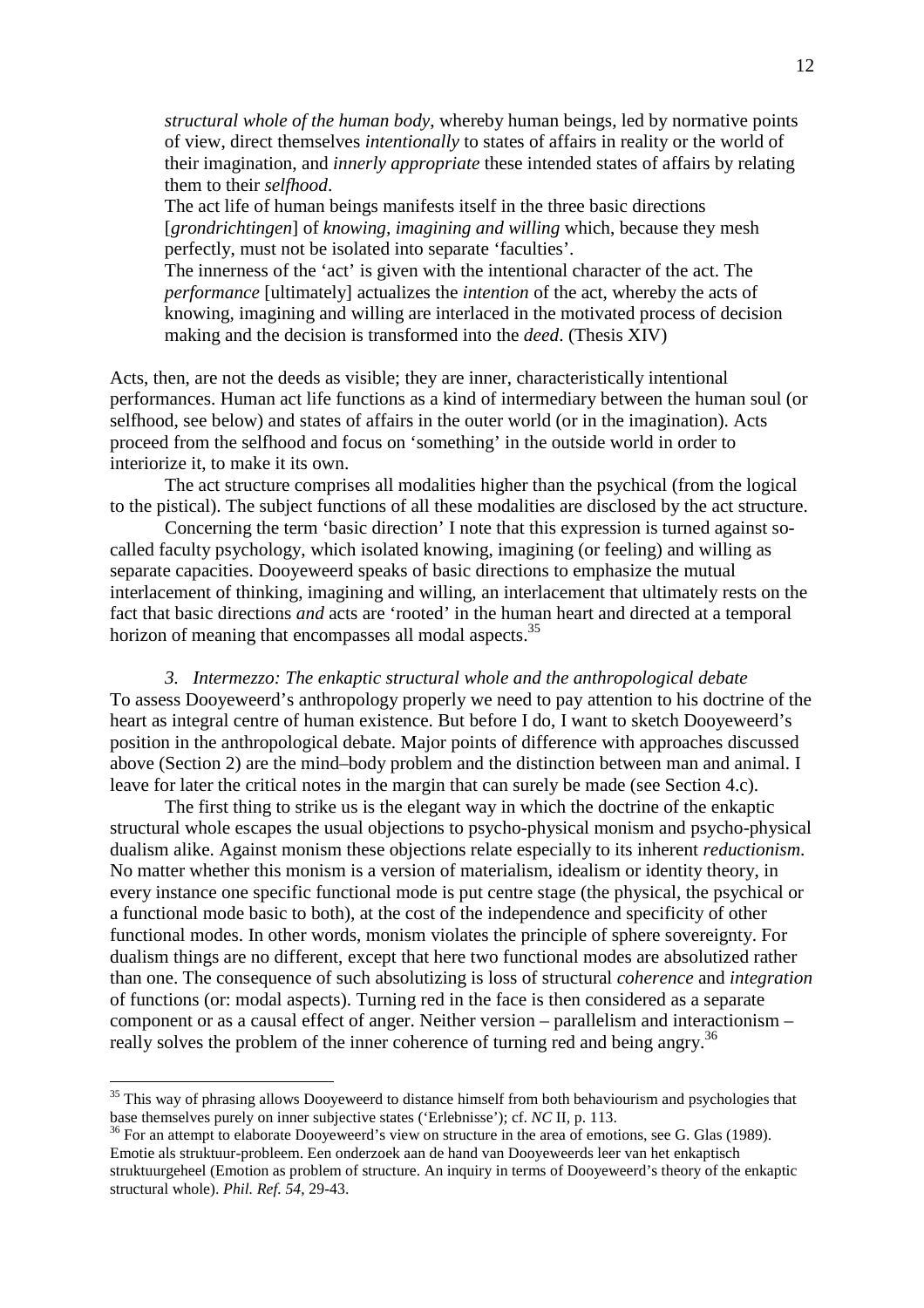*structural whole of the human body*, whereby human beings, led by normative points of view, direct themselves *intentionally* to states of affairs in reality or the world of their imagination, and *innerly appropriate* these intended states of affairs by relating them to their *selfhood*.
The act life of human beings manifests itself in the three basic directions [*grondrichtingen*] of *knowing*, *imagining and willing* which, because they mesh perfectly, must not be isolated into separate 'faculties'.
The innerness of the 'act' is given with the intentional character of the act. The *performance* [ultimately] actualizes the *intention* of the act, whereby the acts of knowing, imagining and willing are interlaced in the motivated process of decision making and the decision is transformed into the *deed*. (Thesis XIV)

Acts, then, are not the deeds as visible; they are inner, characteristically intentional performances. Human act life functions as a kind of intermediary between the human soul (or selfhood, see below) and states of affairs in the outer world (or in the imagination). Acts proceed from the selfhood and focus on 'something' in the outside world in order to interiorize it, to make it its own.

The act structure comprises all modalities higher than the psychical (from the logical to the pistical). The subject functions of all these modalities are disclosed by the act structure.

Concerning the term 'basic direction' I note that this expression is turned against so-called faculty psychology, which isolated knowing, imagining (or feeling) and willing as separate capacities. Dooyeweerd speaks of basic directions to emphasize the mutual interlacement of thinking, imagining and willing, an interlacement that ultimately rests on the fact that basic directions *and* acts are 'rooted' in the human heart and directed at a temporal horizon of meaning that encompasses all modal aspects.[35]

### *3. Intermezzo: The enkaptic structural whole and the anthropological debate*

To assess Dooyeweerd's anthropology properly we need to pay attention to his doctrine of the heart as integral centre of human existence. But before I do, I want to sketch Dooyeweerd's position in the anthropological debate. Major points of difference with approaches discussed above (Section 2) are the mind–body problem and the distinction between man and animal. I leave for later the critical notes in the margin that can surely be made (see Section 4.c).

The first thing to strike us is the elegant way in which the doctrine of the enkaptic structural whole escapes the usual objections to psycho-physical monism and psycho-physical dualism alike. Against monism these objections relate especially to its inherent *reductionism*. No matter whether this monism is a version of materialism, idealism or identity theory, in every instance one specific functional mode is put centre stage (the physical, the psychical or a functional mode basic to both), at the cost of the independence and specificity of other functional modes. In other words, monism violates the principle of sphere sovereignty. For dualism things are no different, except that here two functional modes are absolutized rather than one. The consequence of such absolutizing is loss of structural *coherence* and *integration* of functions (or: modal aspects). Turning red in the face is then considered as a separate component or as a causal effect of anger. Neither version – parallelism and interactionism – really solves the problem of the inner coherence of turning red and being angry.[36]

---

[35] This way of phrasing allows Dooyeweerd to distance himself from both behaviourism and psychologies that base themselves purely on inner subjective states ('Erlebnisse'); cf. *NC* II, p. 113.

[36] For an attempt to elaborate Dooyeweerd's view on structure in the area of emotions, see G. Glas (1989). Emotie als struktuur-probleem. Een onderzoek aan de hand van Dooyeweerds leer van het enkaptisch struktuurgeheel (Emotion as problem of structure. An inquiry in terms of Dooyeweerd's theory of the enkaptic structural whole). *Phil. Ref. 54*, 29-43.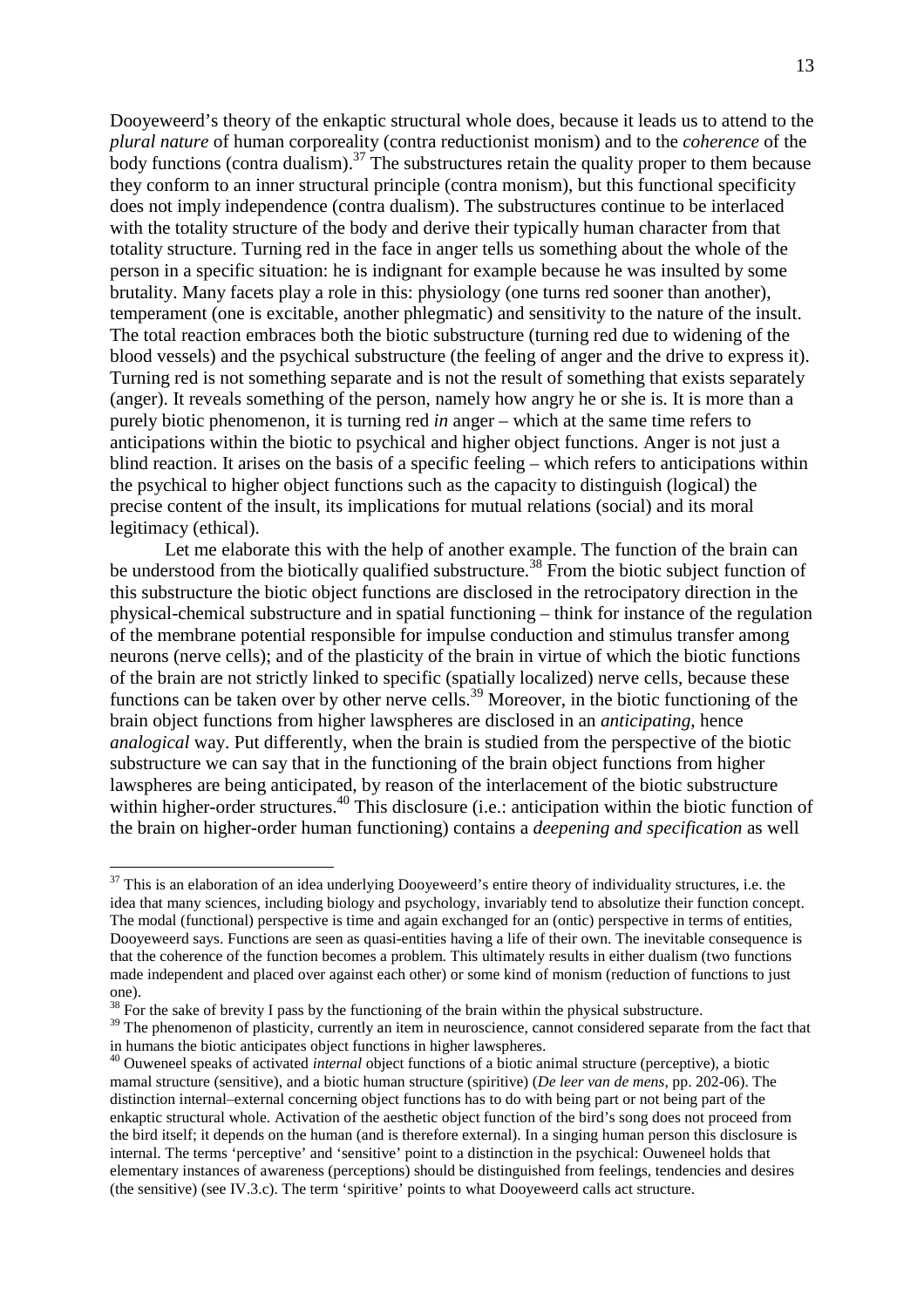Dooyeweerd's theory of the enkaptic structural whole does, because it leads us to attend to the *plural nature* of human corporeality (contra reductionist monism) and to the *coherence* of the body functions (contra dualism).[37] The substructures retain the quality proper to them because they conform to an inner structural principle (contra monism), but this functional specificity does not imply independence (contra dualism). The substructures continue to be interlaced with the totality structure of the body and derive their typically human character from that totality structure. Turning red in the face in anger tells us something about the whole of the person in a specific situation: he is indignant for example because he was insulted by some brutality. Many facets play a role in this: physiology (one turns red sooner than another), temperament (one is excitable, another phlegmatic) and sensitivity to the nature of the insult. The total reaction embraces both the biotic substructure (turning red due to widening of the blood vessels) and the psychical substructure (the feeling of anger and the drive to express it). Turning red is not something separate and is not the result of something that exists separately (anger). It reveals something of the person, namely how angry he or she is. It is more than a purely biotic phenomenon, it is turning red *in* anger – which at the same time refers to anticipations within the biotic to psychical and higher object functions. Anger is not just a blind reaction. It arises on the basis of a specific feeling – which refers to anticipations within the psychical to higher object functions such as the capacity to distinguish (logical) the precise content of the insult, its implications for mutual relations (social) and its moral legitimacy (ethical).

Let me elaborate this with the help of another example. The function of the brain can be understood from the biotically qualified substructure.[38] From the biotic subject function of this substructure the biotic object functions are disclosed in the retrocipatory direction in the physical-chemical substructure and in spatial functioning – think for instance of the regulation of the membrane potential responsible for impulse conduction and stimulus transfer among neurons (nerve cells); and of the plasticity of the brain in virtue of which the biotic functions of the brain are not strictly linked to specific (spatially localized) nerve cells, because these functions can be taken over by other nerve cells.[39] Moreover, in the biotic functioning of the brain object functions from higher lawspheres are disclosed in an *anticipating*, hence *analogical* way. Put differently, when the brain is studied from the perspective of the biotic substructure we can say that in the functioning of the brain object functions from higher lawspheres are being anticipated, by reason of the interlacement of the biotic substructure within higher-order structures.[40] This disclosure (i.e.: anticipation within the biotic function of the brain on higher-order human functioning) contains a *deepening and specification* as well

---

[37] This is an elaboration of an idea underlying Dooyeweerd's entire theory of individuality structures, i.e. the idea that many sciences, including biology and psychology, invariably tend to absolutize their function concept. The modal (functional) perspective is time and again exchanged for an (ontic) perspective in terms of entities, Dooyeweerd says. Functions are seen as quasi-entities having a life of their own. The inevitable consequence is that the coherence of the function becomes a problem. This ultimately results in either dualism (two functions made independent and placed over against each other) or some kind of monism (reduction of functions to just one).

[38] For the sake of brevity I pass by the functioning of the brain within the physical substructure.

[39] The phenomenon of plasticity, currently an item in neuroscience, cannot considered separate from the fact that in humans the biotic anticipates object functions in higher lawspheres.

[40] Ouweneel speaks of activated *internal* object functions of a biotic animal structure (perceptive), a biotic mamal structure (sensitive), and a biotic human structure (spiritive) (*De leer van de mens*, pp. 202-06). The distinction internal–external concerning object functions has to do with being part or not being part of the enkaptic structural whole. Activation of the aesthetic object function of the bird's song does not proceed from the bird itself; it depends on the human (and is therefore external). In a singing human person this disclosure is internal. The terms 'perceptive' and 'sensitive' point to a distinction in the psychical: Ouweneel holds that elementary instances of awareness (perceptions) should be distinguished from feelings, tendencies and desires (the sensitive) (see IV.3.c). The term 'spiritive' points to what Dooyeweerd calls act structure.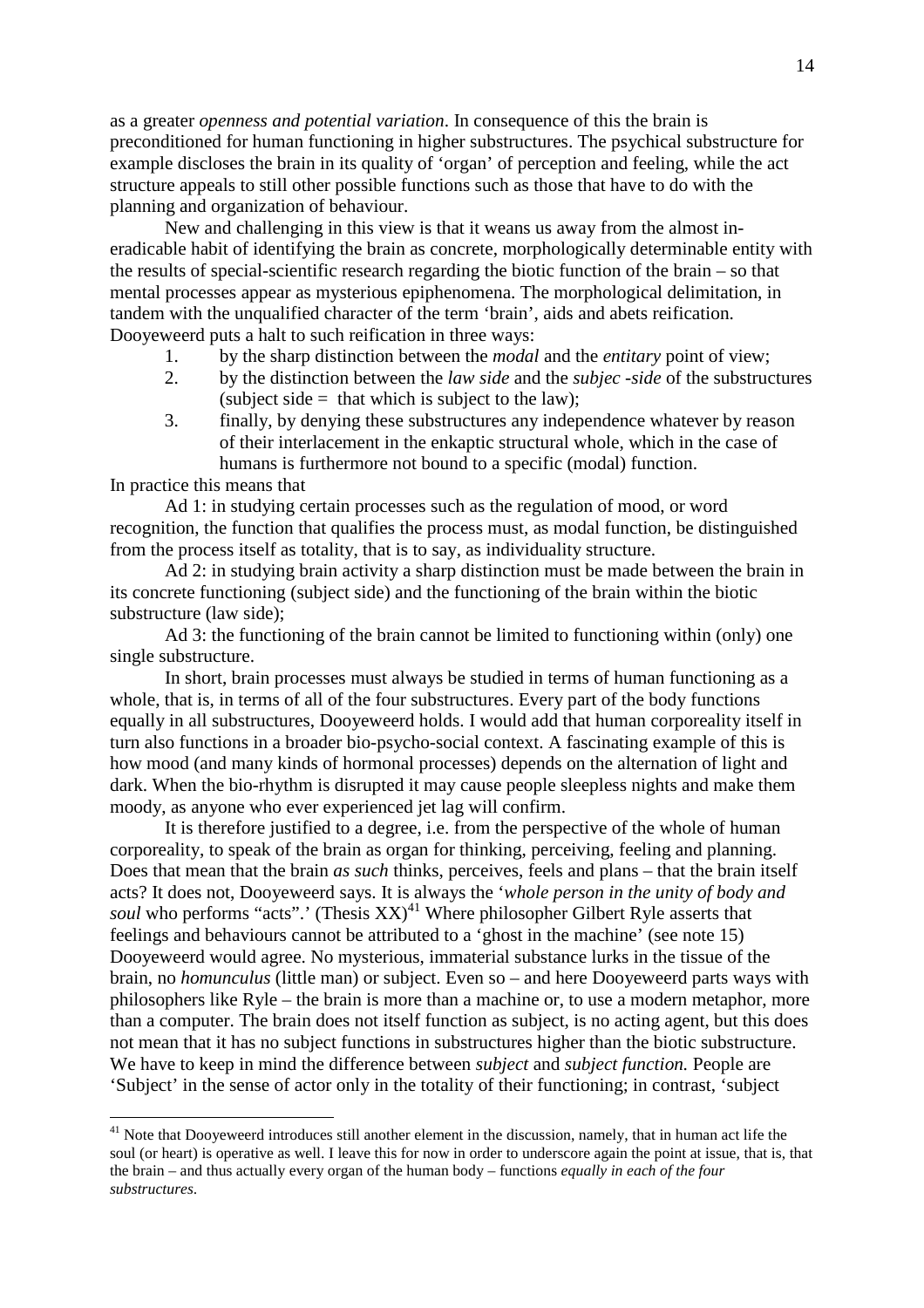as a greater *openness and potential variation*. In consequence of this the brain is preconditioned for human functioning in higher substructures. The psychical substructure for example discloses the brain in its quality of 'organ' of perception and feeling, while the act structure appeals to still other possible functions such as those that have to do with the planning and organization of behaviour.

New and challenging in this view is that it weans us away from the almost ineradicable habit of identifying the brain as concrete, morphologically determinable entity with the results of special-scientific research regarding the biotic function of the brain – so that mental processes appear as mysterious epiphenomena. The morphological delimitation, in tandem with the unqualified character of the term 'brain', aids and abets reification. Dooyeweerd puts a halt to such reification in three ways:

1. by the sharp distinction between the *modal* and the *entitary* point of view;
2. by the distinction between the *law side* and the *subjec -side* of the substructures (subject side = that which is subject to the law);
3. finally, by denying these substructures any independence whatever by reason of their interlacement in the enkaptic structural whole, which in the case of humans is furthermore not bound to a specific (modal) function.

In practice this means that

Ad 1: in studying certain processes such as the regulation of mood, or word recognition, the function that qualifies the process must, as modal function, be distinguished from the process itself as totality, that is to say, as individuality structure.

Ad 2: in studying brain activity a sharp distinction must be made between the brain in its concrete functioning (subject side) and the functioning of the brain within the biotic substructure (law side);

Ad 3: the functioning of the brain cannot be limited to functioning within (only) one single substructure.

In short, brain processes must always be studied in terms of human functioning as a whole, that is, in terms of all of the four substructures. Every part of the body functions equally in all substructures, Dooyeweerd holds. I would add that human corporeality itself in turn also functions in a broader bio-psycho-social context. A fascinating example of this is how mood (and many kinds of hormonal processes) depends on the alternation of light and dark. When the bio-rhythm is disrupted it may cause people sleepless nights and make them moody, as anyone who ever experienced jet lag will confirm.

It is therefore justified to a degree, i.e. from the perspective of the whole of human corporeality, to speak of the brain as organ for thinking, perceiving, feeling and planning. Does that mean that the brain *as such* thinks, perceives, feels and plans – that the brain itself acts? It does not, Dooyeweerd says. It is always the '*whole person in the unity of body and soul* who performs "acts".' (Thesis XX)[41] Where philosopher Gilbert Ryle asserts that feelings and behaviours cannot be attributed to a 'ghost in the machine' (see note 15) Dooyeweerd would agree. No mysterious, immaterial substance lurks in the tissue of the brain, no *homunculus* (little man) or subject. Even so – and here Dooyeweerd parts ways with philosophers like Ryle – the brain is more than a machine or, to use a modern metaphor, more than a computer. The brain does not itself function as subject, is no acting agent, but this does not mean that it has no subject functions in substructures higher than the biotic substructure. We have to keep in mind the difference between *subject* and *subject function.* People are 'Subject' in the sense of actor only in the totality of their functioning; in contrast, 'subject

---

[41] Note that Dooyeweerd introduces still another element in the discussion, namely, that in human act life the soul (or heart) is operative as well. I leave this for now in order to underscore again the point at issue, that is, that the brain – and thus actually every organ of the human body – functions *equally in each of the four substructures*.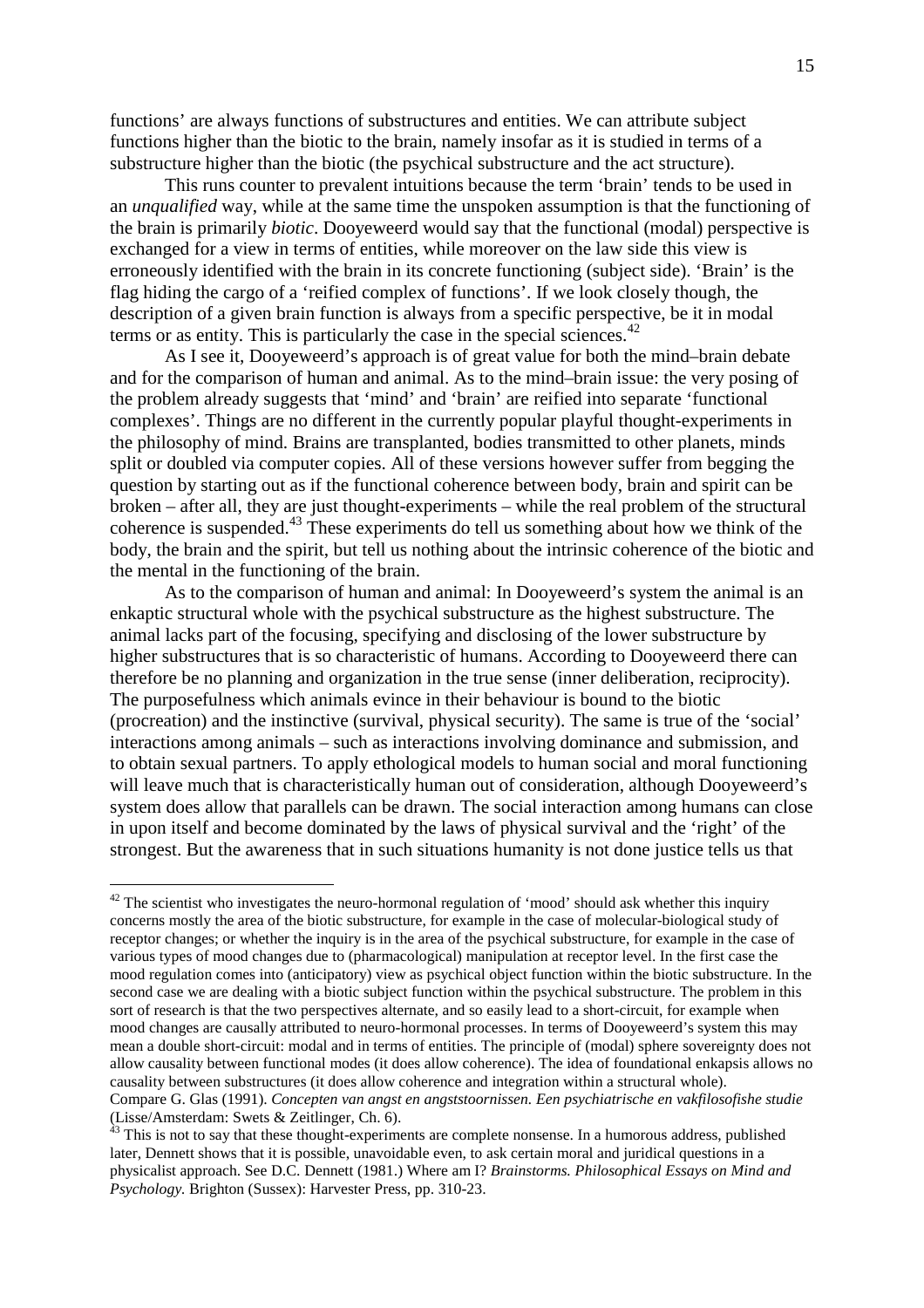functions' are always functions of substructures and entities. We can attribute subject functions higher than the biotic to the brain, namely insofar as it is studied in terms of a substructure higher than the biotic (the psychical substructure and the act structure).

This runs counter to prevalent intuitions because the term 'brain' tends to be used in an *unqualified* way, while at the same time the unspoken assumption is that the functioning of the brain is primarily *biotic*. Dooyeweerd would say that the functional (modal) perspective is exchanged for a view in terms of entities, while moreover on the law side this view is erroneously identified with the brain in its concrete functioning (subject side). 'Brain' is the flag hiding the cargo of a 'reified complex of functions'. If we look closely though, the description of a given brain function is always from a specific perspective, be it in modal terms or as entity. This is particularly the case in the special sciences.[42]

As I see it, Dooyeweerd's approach is of great value for both the mind–brain debate and for the comparison of human and animal. As to the mind–brain issue: the very posing of the problem already suggests that 'mind' and 'brain' are reified into separate 'functional complexes'. Things are no different in the currently popular playful thought-experiments in the philosophy of mind. Brains are transplanted, bodies transmitted to other planets, minds split or doubled via computer copies. All of these versions however suffer from begging the question by starting out as if the functional coherence between body, brain and spirit can be broken – after all, they are just thought-experiments – while the real problem of the structural coherence is suspended.[43] These experiments do tell us something about how we think of the body, the brain and the spirit, but tell us nothing about the intrinsic coherence of the biotic and the mental in the functioning of the brain.

As to the comparison of human and animal: In Dooyeweerd's system the animal is an enkaptic structural whole with the psychical substructure as the highest substructure. The animal lacks part of the focusing, specifying and disclosing of the lower substructure by higher substructures that is so characteristic of humans. According to Dooyeweerd there can therefore be no planning and organization in the true sense (inner deliberation, reciprocity). The purposefulness which animals evince in their behaviour is bound to the biotic (procreation) and the instinctive (survival, physical security). The same is true of the 'social' interactions among animals – such as interactions involving dominance and submission, and to obtain sexual partners. To apply ethological models to human social and moral functioning will leave much that is characteristically human out of consideration, although Dooyeweerd's system does allow that parallels can be drawn. The social interaction among humans can close in upon itself and become dominated by the laws of physical survival and the 'right' of the strongest. But the awareness that in such situations humanity is not done justice tells us that

---

[42] The scientist who investigates the neuro-hormonal regulation of 'mood' should ask whether this inquiry concerns mostly the area of the biotic substructure, for example in the case of molecular-biological study of receptor changes; or whether the inquiry is in the area of the psychical substructure, for example in the case of various types of mood changes due to (pharmacological) manipulation at receptor level. In the first case the mood regulation comes into (anticipatory) view as psychical object function within the biotic substructure. In the second case we are dealing with a biotic subject function within the psychical substructure. The problem in this sort of research is that the two perspectives alternate, and so easily lead to a short-circuit, for example when mood changes are causally attributed to neuro-hormonal processes. In terms of Dooyeweerd's system this may mean a double short-circuit: modal and in terms of entities. The principle of (modal) sphere sovereignty does not allow causality between functional modes (it does allow coherence). The idea of foundational enkapsis allows no causality between substructures (it does allow coherence and integration within a structural whole). Compare G. Glas (1991). *Concepten van angst en angststoornissen. Een psychiatrische en vakfilosofishe studie* (Lisse/Amsterdam: Swets & Zeitlinger, Ch. 6).

[43] This is not to say that these thought-experiments are complete nonsense. In a humorous address, published later, Dennett shows that it is possible, unavoidable even, to ask certain moral and juridical questions in a physicalist approach. See D.C. Dennett (1981.) Where am I? *Brainstorms. Philosophical Essays on Mind and Psychology.* Brighton (Sussex): Harvester Press, pp. 310-23.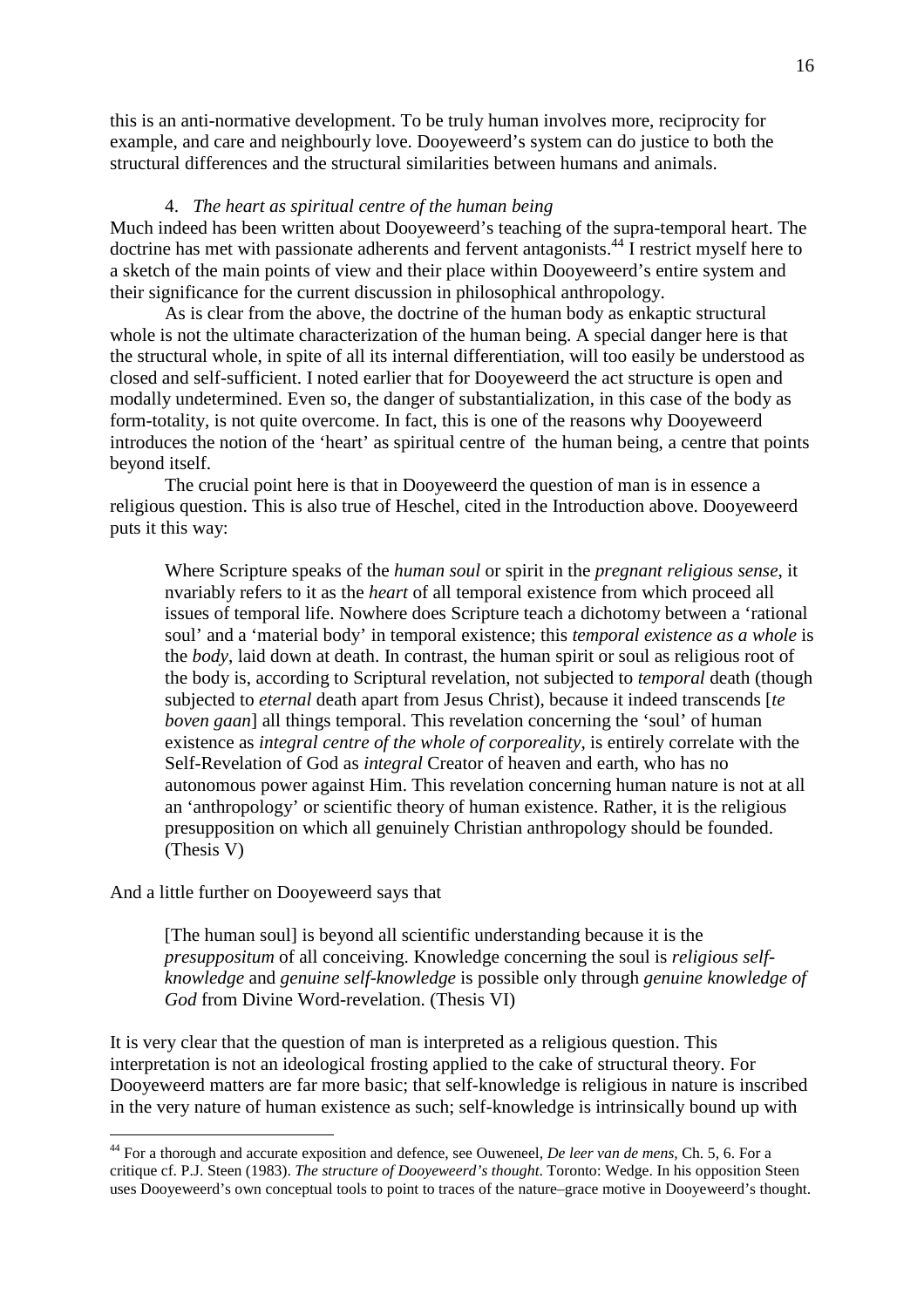this is an anti-normative development. To be truly human involves more, reciprocity for example, and care and neighbourly love. Dooyeweerd's system can do justice to both the structural differences and the structural similarities between humans and animals.

### 4. *The heart as spiritual centre of the human being*

Much indeed has been written about Dooyeweerd's teaching of the supra-temporal heart. The doctrine has met with passionate adherents and fervent antagonists.[44] I restrict myself here to a sketch of the main points of view and their place within Dooyeweerd's entire system and their significance for the current discussion in philosophical anthropology.

As is clear from the above, the doctrine of the human body as enkaptic structural whole is not the ultimate characterization of the human being. A special danger here is that the structural whole, in spite of all its internal differentiation, will too easily be understood as closed and self-sufficient. I noted earlier that for Dooyeweerd the act structure is open and modally undetermined. Even so, the danger of substantialization, in this case of the body as form-totality, is not quite overcome. In fact, this is one of the reasons why Dooyeweerd introduces the notion of the 'heart' as spiritual centre of the human being, a centre that points beyond itself.

The crucial point here is that in Dooyeweerd the question of man is in essence a religious question. This is also true of Heschel, cited in the Introduction above. Dooyeweerd puts it this way:

> Where Scripture speaks of the *human soul* or spirit in the *pregnant religious sense*, it nvariably refers to it as the *heart* of all temporal existence from which proceed all issues of temporal life. Nowhere does Scripture teach a dichotomy between a 'rational soul' and a 'material body' in temporal existence; this *temporal existence as a whole* is the *body*, laid down at death. In contrast, the human spirit or soul as religious root of the body is, according to Scriptural revelation, not subjected to *temporal* death (though subjected to *eternal* death apart from Jesus Christ), because it indeed transcends [*te boven gaan*] all things temporal. This revelation concerning the 'soul' of human existence as *integral centre of the whole of corporeality*, is entirely correlate with the Self-Revelation of God as *integral* Creator of heaven and earth, who has no autonomous power against Him. This revelation concerning human nature is not at all an 'anthropology' or scientific theory of human existence. Rather, it is the religious presupposition on which all genuinely Christian anthropology should be founded. (Thesis V)

And a little further on Dooyeweerd says that

> [The human soul] is beyond all scientific understanding because it is the *presuppositum* of all conceiving. Knowledge concerning the soul is *religious self-knowledge* and *genuine self-knowledge* is possible only through *genuine knowledge of God* from Divine Word-revelation. (Thesis VI)

It is very clear that the question of man is interpreted as a religious question. This interpretation is not an ideological frosting applied to the cake of structural theory. For Dooyeweerd matters are far more basic; that self-knowledge is religious in nature is inscribed in the very nature of human existence as such; self-knowledge is intrinsically bound up with

---

[44] For a thorough and accurate exposition and defence, see Ouweneel, *De leer van de mens*, Ch. 5, 6. For a critique cf. P.J. Steen (1983). *The structure of Dooyeweerd's thought*. Toronto: Wedge. In his opposition Steen uses Dooyeweerd's own conceptual tools to point to traces of the nature–grace motive in Dooyeweerd's thought.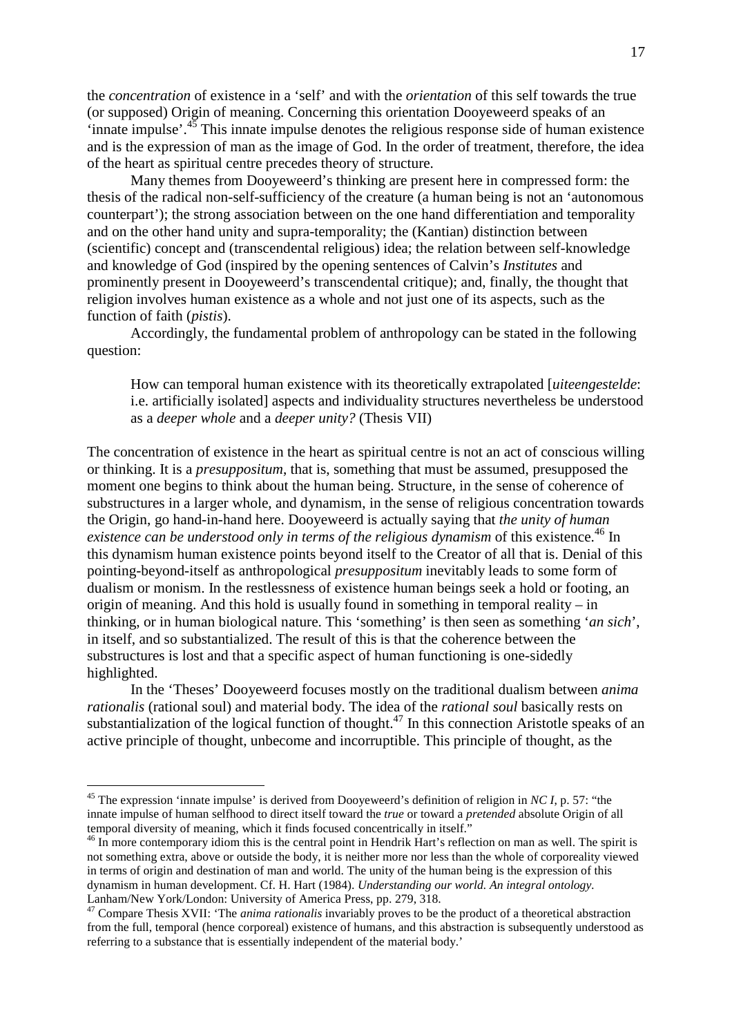the *concentration* of existence in a 'self' and with the *orientation* of this self towards the true (or supposed) Origin of meaning. Concerning this orientation Dooyeweerd speaks of an 'innate impulse'.[45] This innate impulse denotes the religious response side of human existence and is the expression of man as the image of God. In the order of treatment, therefore, the idea of the heart as spiritual centre precedes theory of structure.

Many themes from Dooyeweerd's thinking are present here in compressed form: the thesis of the radical non-self-sufficiency of the creature (a human being is not an 'autonomous counterpart'); the strong association between on the one hand differentiation and temporality and on the other hand unity and supra-temporality; the (Kantian) distinction between (scientific) concept and (transcendental religious) idea; the relation between self-knowledge and knowledge of God (inspired by the opening sentences of Calvin's *Institutes* and prominently present in Dooyeweerd's transcendental critique); and, finally, the thought that religion involves human existence as a whole and not just one of its aspects, such as the function of faith (*pistis*).

Accordingly, the fundamental problem of anthropology can be stated in the following question:

> How can temporal human existence with its theoretically extrapolated [*uiteengestelde*: i.e. artificially isolated] aspects and individuality structures nevertheless be understood as a *deeper whole* and a *deeper unity?* (Thesis VII)

The concentration of existence in the heart as spiritual centre is not an act of conscious willing or thinking. It is a *presuppositum*, that is, something that must be assumed, presupposed the moment one begins to think about the human being. Structure, in the sense of coherence of substructures in a larger whole, and dynamism, in the sense of religious concentration towards the Origin, go hand-in-hand here. Dooyeweerd is actually saying that *the unity of human existence can be understood only in terms of the religious dynamism* of this existence.[46] In this dynamism human existence points beyond itself to the Creator of all that is. Denial of this pointing-beyond-itself as anthropological *presuppositum* inevitably leads to some form of dualism or monism. In the restlessness of existence human beings seek a hold or footing, an origin of meaning. And this hold is usually found in something in temporal reality – in thinking, or in human biological nature. This 'something' is then seen as something '*an sich*', in itself, and so substantialized. The result of this is that the coherence between the substructures is lost and that a specific aspect of human functioning is one-sidedly highlighted.

In the 'Theses' Dooyeweerd focuses mostly on the traditional dualism between *anima rationalis* (rational soul) and material body. The idea of the *rational soul* basically rests on substantialization of the logical function of thought.[47] In this connection Aristotle speaks of an active principle of thought, unbecome and incorruptible. This principle of thought, as the

---

[45] The expression 'innate impulse' is derived from Dooyeweerd's definition of religion in *NC I*, p. 57: "the innate impulse of human selfhood to direct itself toward the *true* or toward a *pretended* absolute Origin of all temporal diversity of meaning, which it finds focused concentrically in itself."

[46] In more contemporary idiom this is the central point in Hendrik Hart's reflection on man as well. The spirit is not something extra, above or outside the body, it is neither more nor less than the whole of corporeality viewed in terms of origin and destination of man and world. The unity of the human being is the expression of this dynamism in human development. Cf. H. Hart (1984). *Understanding our world. An integral ontology.* Lanham/New York/London: University of America Press, pp. 279, 318.

[47] Compare Thesis XVII: 'The *anima rationalis* invariably proves to be the product of a theoretical abstraction from the full, temporal (hence corporeal) existence of humans, and this abstraction is subsequently understood as referring to a substance that is essentially independent of the material body.'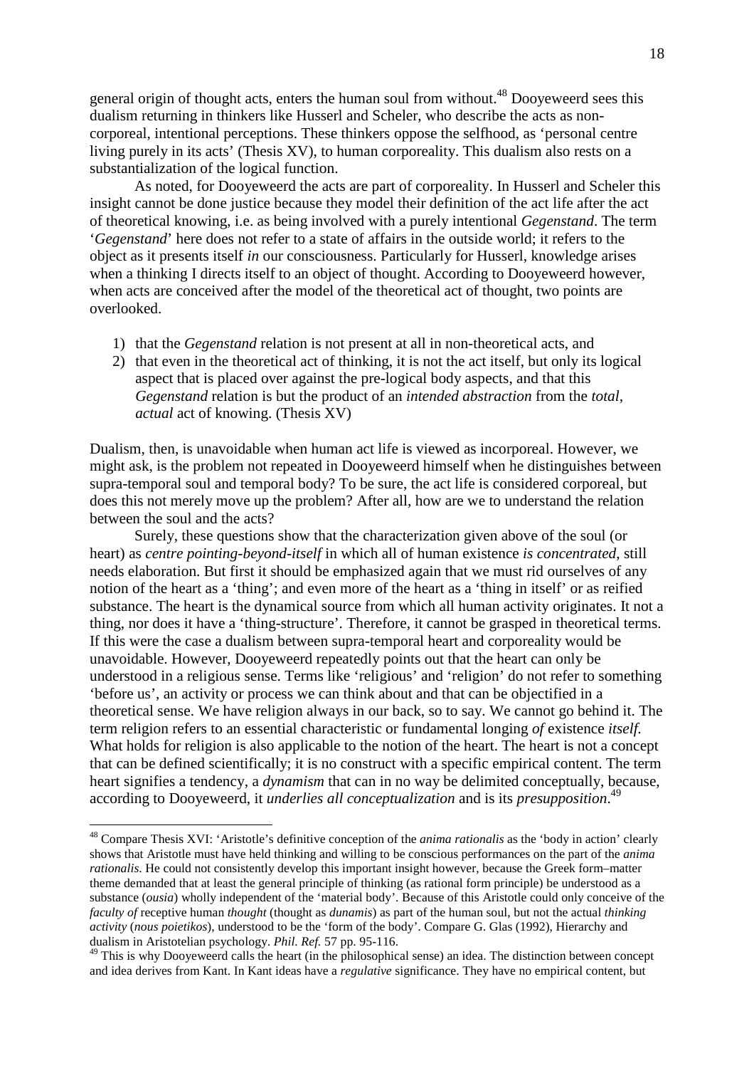general origin of thought acts, enters the human soul from without.[48] Dooyeweerd sees this dualism returning in thinkers like Husserl and Scheler, who describe the acts as non-corporeal, intentional perceptions. These thinkers oppose the selfhood, as 'personal centre living purely in its acts' (Thesis XV), to human corporeality. This dualism also rests on a substantialization of the logical function.

As noted, for Dooyeweerd the acts are part of corporeality. In Husserl and Scheler this insight cannot be done justice because they model their definition of the act life after the act of theoretical knowing, i.e. as being involved with a purely intentional *Gegenstand*. The term '*Gegenstand*' here does not refer to a state of affairs in the outside world; it refers to the object as it presents itself *in* our consciousness. Particularly for Husserl, knowledge arises when a thinking I directs itself to an object of thought. According to Dooyeweerd however, when acts are conceived after the model of the theoretical act of thought, two points are overlooked.

1) that the *Gegenstand* relation is not present at all in non-theoretical acts, and
2) that even in the theoretical act of thinking, it is not the act itself, but only its logical aspect that is placed over against the pre-logical body aspects, and that this *Gegenstand* relation is but the product of an *intended abstraction* from the *total, actual* act of knowing. (Thesis XV)

Dualism, then, is unavoidable when human act life is viewed as incorporeal. However, we might ask, is the problem not repeated in Dooyeweerd himself when he distinguishes between supra-temporal soul and temporal body? To be sure, the act life is considered corporeal, but does this not merely move up the problem? After all, how are we to understand the relation between the soul and the acts?

Surely, these questions show that the characterization given above of the soul (or heart) as *centre pointing-beyond-itself* in which all of human existence *is concentrated*, still needs elaboration. But first it should be emphasized again that we must rid ourselves of any notion of the heart as a 'thing'; and even more of the heart as a 'thing in itself' or as reified substance. The heart is the dynamical source from which all human activity originates. It not a thing, nor does it have a 'thing-structure'. Therefore, it cannot be grasped in theoretical terms. If this were the case a dualism between supra-temporal heart and corporeality would be unavoidable. However, Dooyeweerd repeatedly points out that the heart can only be understood in a religious sense. Terms like 'religious' and 'religion' do not refer to something 'before us', an activity or process we can think about and that can be objectified in a theoretical sense. We have religion always in our back, so to say. We cannot go behind it. The term religion refers to an essential characteristic or fundamental longing *of* existence *itself*. What holds for religion is also applicable to the notion of the heart. The heart is not a concept that can be defined scientifically; it is no construct with a specific empirical content. The term heart signifies a tendency, a *dynamism* that can in no way be delimited conceptually, because, according to Dooyeweerd, it *underlies all conceptualization* and is its *presupposition*.[49]

---

[48] Compare Thesis XVI: 'Aristotle's definitive conception of the *anima rationalis* as the 'body in action' clearly shows that Aristotle must have held thinking and willing to be conscious performances on the part of the *anima rationalis*. He could not consistently develop this important insight however, because the Greek form–matter theme demanded that at least the general principle of thinking (as rational form principle) be understood as a substance (*ousia*) wholly independent of the 'material body'. Because of this Aristotle could only conceive of the *faculty of* receptive human *thought* (thought as *dunamis*) as part of the human soul, but not the actual *thinking activity* (*nous poietikos*), understood to be the 'form of the body'. Compare G. Glas (1992), Hierarchy and dualism in Aristotelian psychology. *Phil. Ref.* 57 pp. 95-116.

[49] This is why Dooyeweerd calls the heart (in the philosophical sense) an idea. The distinction between concept and idea derives from Kant. In Kant ideas have a *regulative* significance. They have no empirical content, but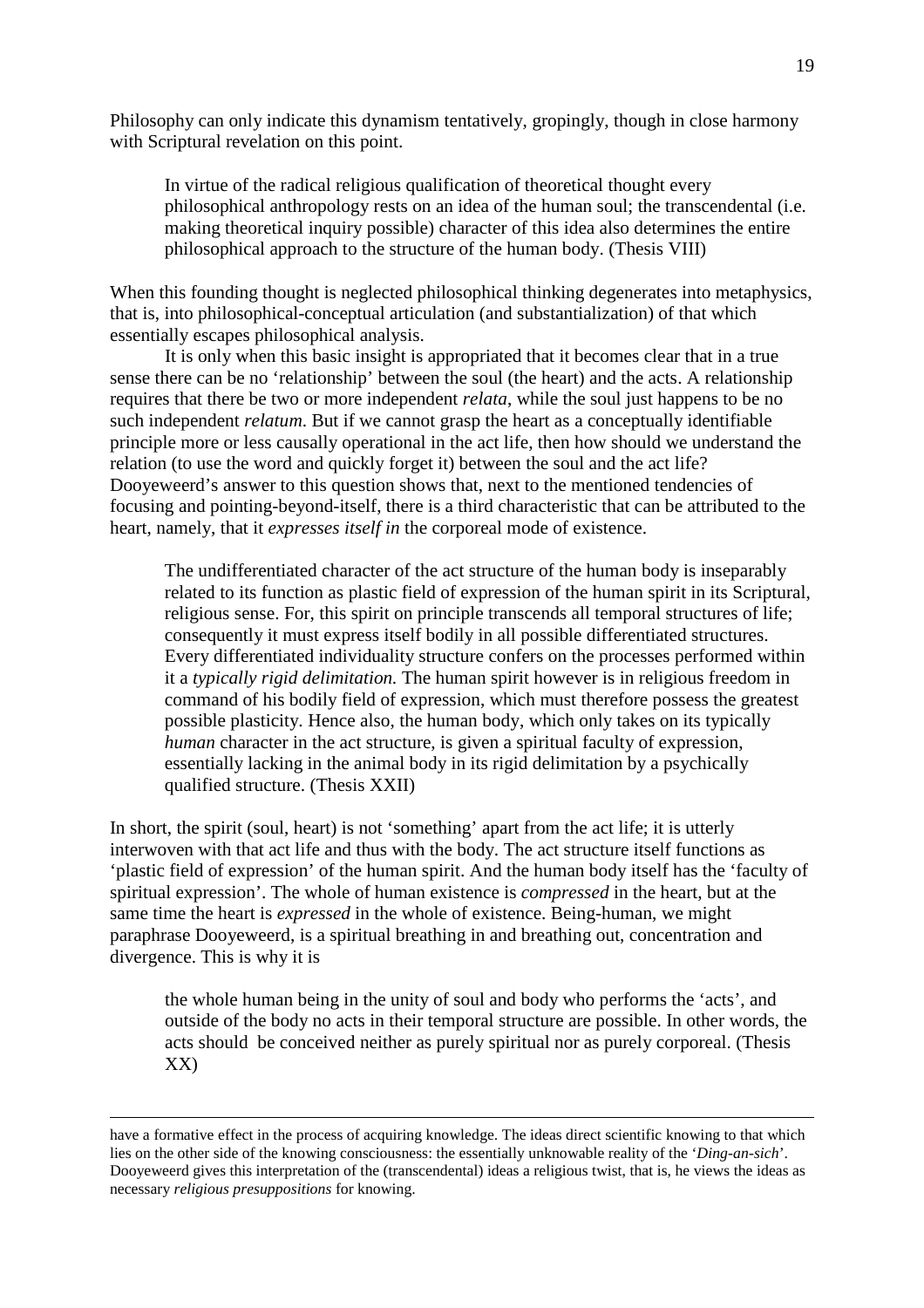Philosophy can only indicate this dynamism tentatively, gropingly, though in close harmony with Scriptural revelation on this point.

> In virtue of the radical religious qualification of theoretical thought every philosophical anthropology rests on an idea of the human soul; the transcendental (i.e. making theoretical inquiry possible) character of this idea also determines the entire philosophical approach to the structure of the human body. (Thesis VIII)

When this founding thought is neglected philosophical thinking degenerates into metaphysics, that is, into philosophical-conceptual articulation (and substantialization) of that which essentially escapes philosophical analysis.

It is only when this basic insight is appropriated that it becomes clear that in a true sense there can be no 'relationship' between the soul (the heart) and the acts. A relationship requires that there be two or more independent *relata*, while the soul just happens to be no such independent *relatum*. But if we cannot grasp the heart as a conceptually identifiable principle more or less causally operational in the act life, then how should we understand the relation (to use the word and quickly forget it) between the soul and the act life? Dooyeweerd's answer to this question shows that, next to the mentioned tendencies of focusing and pointing-beyond-itself, there is a third characteristic that can be attributed to the heart, namely, that it *expresses itself in* the corporeal mode of existence.

> The undifferentiated character of the act structure of the human body is inseparably related to its function as plastic field of expression of the human spirit in its Scriptural, religious sense. For, this spirit on principle transcends all temporal structures of life; consequently it must express itself bodily in all possible differentiated structures. Every differentiated individuality structure confers on the processes performed within it a *typically rigid delimitation.* The human spirit however is in religious freedom in command of his bodily field of expression, which must therefore possess the greatest possible plasticity. Hence also, the human body, which only takes on its typically *human* character in the act structure, is given a spiritual faculty of expression, essentially lacking in the animal body in its rigid delimitation by a psychically qualified structure. (Thesis XXII)

In short, the spirit (soul, heart) is not 'something' apart from the act life; it is utterly interwoven with that act life and thus with the body. The act structure itself functions as 'plastic field of expression' of the human spirit. And the human body itself has the 'faculty of spiritual expression'. The whole of human existence is *compressed* in the heart, but at the same time the heart is *expressed* in the whole of existence. Being-human, we might paraphrase Dooyeweerd, is a spiritual breathing in and breathing out, concentration and divergence. This is why it is

> the whole human being in the unity of soul and body who performs the 'acts', and outside of the body no acts in their temporal structure are possible. In other words, the acts should be conceived neither as purely spiritual nor as purely corporeal. (Thesis XX)

---

have a formative effect in the process of acquiring knowledge. The ideas direct scientific knowing to that which lies on the other side of the knowing consciousness: the essentially unknowable reality of the '*Ding-an-sich*'. Dooyeweerd gives this interpretation of the (transcendental) ideas a religious twist, that is, he views the ideas as necessary *religious presuppositions* for knowing.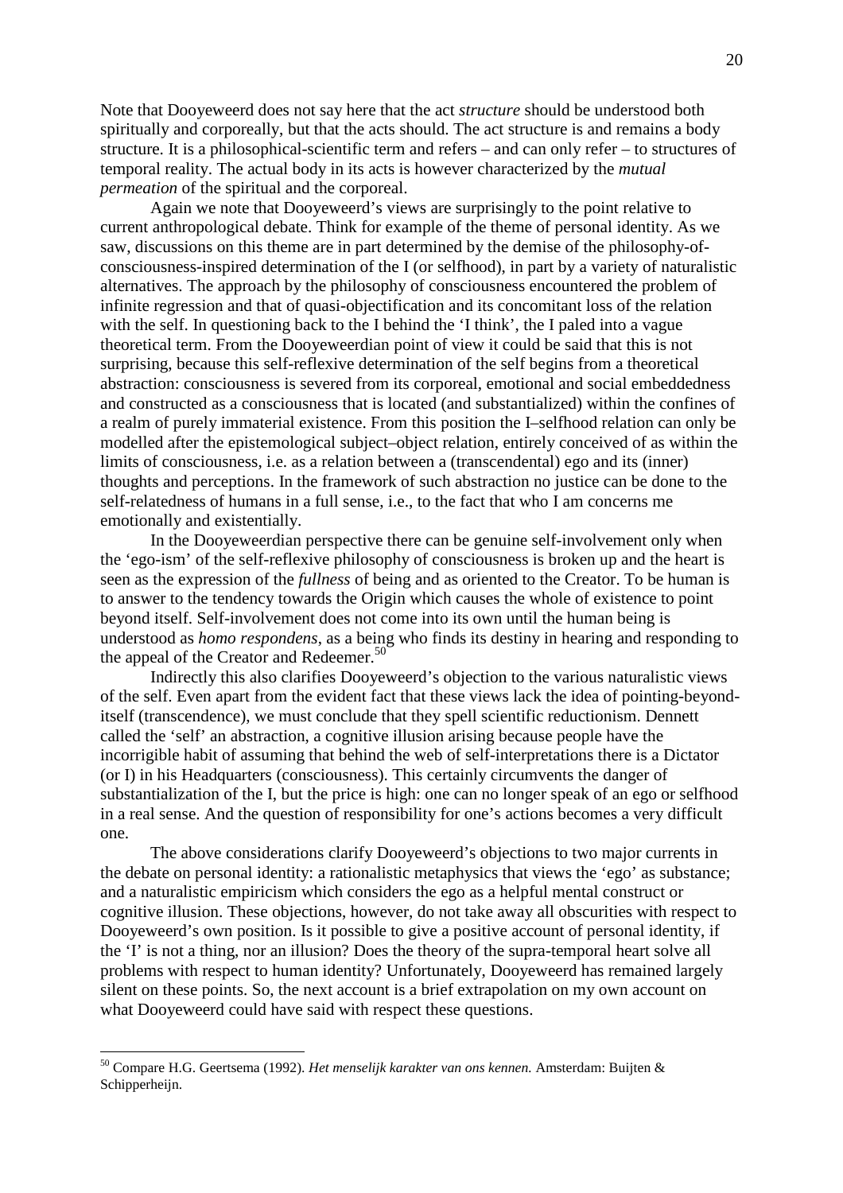Note that Dooyeweerd does not say here that the act *structure* should be understood both spiritually and corporeally, but that the acts should. The act structure is and remains a body structure. It is a philosophical-scientific term and refers – and can only refer – to structures of temporal reality. The actual body in its acts is however characterized by the *mutual permeation* of the spiritual and the corporeal.

Again we note that Dooyeweerd's views are surprisingly to the point relative to current anthropological debate. Think for example of the theme of personal identity. As we saw, discussions on this theme are in part determined by the demise of the philosophy-of-consciousness-inspired determination of the I (or selfhood), in part by a variety of naturalistic alternatives. The approach by the philosophy of consciousness encountered the problem of infinite regression and that of quasi-objectification and its concomitant loss of the relation with the self. In questioning back to the I behind the 'I think', the I paled into a vague theoretical term. From the Dooyeweerdian point of view it could be said that this is not surprising, because this self-reflexive determination of the self begins from a theoretical abstraction: consciousness is severed from its corporeal, emotional and social embeddedness and constructed as a consciousness that is located (and substantialized) within the confines of a realm of purely immaterial existence. From this position the I–selfhood relation can only be modelled after the epistemological subject–object relation, entirely conceived of as within the limits of consciousness, i.e. as a relation between a (transcendental) ego and its (inner) thoughts and perceptions. In the framework of such abstraction no justice can be done to the self-relatedness of humans in a full sense, i.e., to the fact that who I am concerns me emotionally and existentially.

In the Dooyeweerdian perspective there can be genuine self-involvement only when the 'ego-ism' of the self-reflexive philosophy of consciousness is broken up and the heart is seen as the expression of the *fullness* of being and as oriented to the Creator. To be human is to answer to the tendency towards the Origin which causes the whole of existence to point beyond itself. Self-involvement does not come into its own until the human being is understood as *homo respondens*, as a being who finds its destiny in hearing and responding to the appeal of the Creator and Redeemer.[50]

Indirectly this also clarifies Dooyeweerd's objection to the various naturalistic views of the self. Even apart from the evident fact that these views lack the idea of pointing-beyond-itself (transcendence), we must conclude that they spell scientific reductionism. Dennett called the 'self' an abstraction, a cognitive illusion arising because people have the incorrigible habit of assuming that behind the web of self-interpretations there is a Dictator (or I) in his Headquarters (consciousness). This certainly circumvents the danger of substantialization of the I, but the price is high: one can no longer speak of an ego or selfhood in a real sense. And the question of responsibility for one's actions becomes a very difficult one.

The above considerations clarify Dooyeweerd's objections to two major currents in the debate on personal identity: a rationalistic metaphysics that views the 'ego' as substance; and a naturalistic empiricism which considers the ego as a helpful mental construct or cognitive illusion. These objections, however, do not take away all obscurities with respect to Dooyeweerd's own position. Is it possible to give a positive account of personal identity, if the 'I' is not a thing, nor an illusion? Does the theory of the supra-temporal heart solve all problems with respect to human identity? Unfortunately, Dooyeweerd has remained largely silent on these points. So, the next account is a brief extrapolation on my own account on what Dooyeweerd could have said with respect these questions.

[50] Compare H.G. Geertsema (1992). *Het menselijk karakter van ons kennen.* Amsterdam: Buijten & Schipperheijn.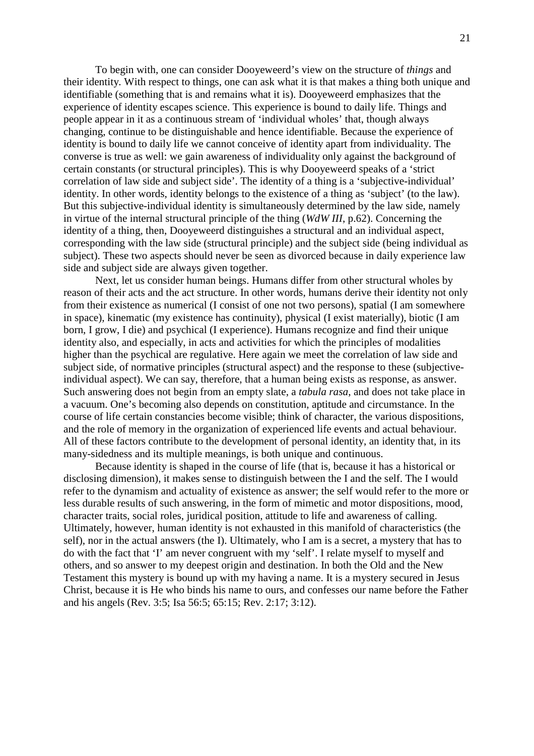To begin with, one can consider Dooyeweerd's view on the structure of *things* and their identity. With respect to things, one can ask what it is that makes a thing both unique and identifiable (something that is and remains what it is). Dooyeweerd emphasizes that the experience of identity escapes science. This experience is bound to daily life. Things and people appear in it as a continuous stream of 'individual wholes' that, though always changing, continue to be distinguishable and hence identifiable. Because the experience of identity is bound to daily life we cannot conceive of identity apart from individuality. The converse is true as well: we gain awareness of individuality only against the background of certain constants (or structural principles). This is why Dooyeweerd speaks of a 'strict correlation of law side and subject side'. The identity of a thing is a 'subjective-individual' identity. In other words, identity belongs to the existence of a thing as 'subject' (to the law). But this subjective-individual identity is simultaneously determined by the law side, namely in virtue of the internal structural principle of the thing (*WdW III*, p.62). Concerning the identity of a thing, then, Dooyeweerd distinguishes a structural and an individual aspect, corresponding with the law side (structural principle) and the subject side (being individual as subject). These two aspects should never be seen as divorced because in daily experience law side and subject side are always given together.

Next, let us consider human beings. Humans differ from other structural wholes by reason of their acts and the act structure. In other words, humans derive their identity not only from their existence as numerical (I consist of one not two persons), spatial (I am somewhere in space), kinematic (my existence has continuity), physical (I exist materially), biotic (I am born, I grow, I die) and psychical (I experience). Humans recognize and find their unique identity also, and especially, in acts and activities for which the principles of modalities higher than the psychical are regulative. Here again we meet the correlation of law side and subject side, of normative principles (structural aspect) and the response to these (subjective-individual aspect). We can say, therefore, that a human being exists as response, as answer. Such answering does not begin from an empty slate, a *tabula rasa*, and does not take place in a vacuum. One's becoming also depends on constitution, aptitude and circumstance. In the course of life certain constancies become visible; think of character, the various dispositions, and the role of memory in the organization of experienced life events and actual behaviour. All of these factors contribute to the development of personal identity, an identity that, in its many-sidedness and its multiple meanings, is both unique and continuous.

Because identity is shaped in the course of life (that is, because it has a historical or disclosing dimension), it makes sense to distinguish between the I and the self. The I would refer to the dynamism and actuality of existence as answer; the self would refer to the more or less durable results of such answering, in the form of mimetic and motor dispositions, mood, character traits, social roles, juridical position, attitude to life and awareness of calling. Ultimately, however, human identity is not exhausted in this manifold of characteristics (the self), nor in the actual answers (the I). Ultimately, who I am is a secret, a mystery that has to do with the fact that 'I' am never congruent with my 'self'. I relate myself to myself and others, and so answer to my deepest origin and destination. In both the Old and the New Testament this mystery is bound up with my having a name. It is a mystery secured in Jesus Christ, because it is He who binds his name to ours, and confesses our name before the Father and his angels (Rev. 3:5; Isa 56:5; 65:15; Rev. 2:17; 3:12).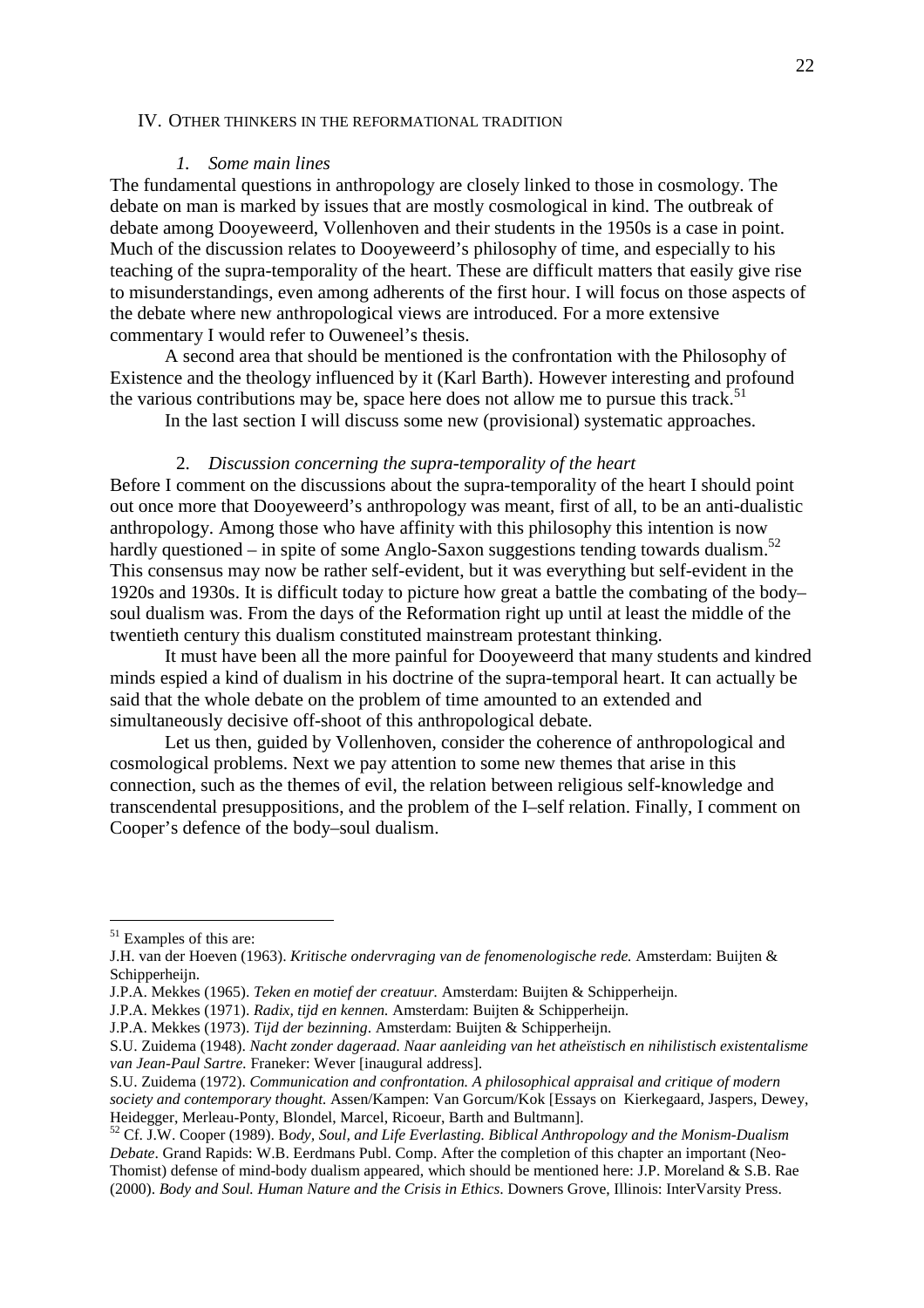## IV. Other thinkers in the reformational tradition

### *1. Some main lines*

The fundamental questions in anthropology are closely linked to those in cosmology. The debate on man is marked by issues that are mostly cosmological in kind. The outbreak of debate among Dooyeweerd, Vollenhoven and their students in the 1950s is a case in point. Much of the discussion relates to Dooyeweerd's philosophy of time, and especially to his teaching of the supra-temporality of the heart. These are difficult matters that easily give rise to misunderstandings, even among adherents of the first hour. I will focus on those aspects of the debate where new anthropological views are introduced. For a more extensive commentary I would refer to Ouweneel's thesis.

A second area that should be mentioned is the confrontation with the Philosophy of Existence and the theology influenced by it (Karl Barth). However interesting and profound the various contributions may be, space here does not allow me to pursue this track.[51]

In the last section I will discuss some new (provisional) systematic approaches.

### 2. *Discussion concerning the supra-temporality of the heart*

Before I comment on the discussions about the supra-temporality of the heart I should point out once more that Dooyeweerd's anthropology was meant, first of all, to be an anti-dualistic anthropology. Among those who have affinity with this philosophy this intention is now hardly questioned – in spite of some Anglo-Saxon suggestions tending towards dualism.[52] This consensus may now be rather self-evident, but it was everything but self-evident in the 1920s and 1930s. It is difficult today to picture how great a battle the combating of the body–soul dualism was. From the days of the Reformation right up until at least the middle of the twentieth century this dualism constituted mainstream protestant thinking.

It must have been all the more painful for Dooyeweerd that many students and kindred minds espied a kind of dualism in his doctrine of the supra-temporal heart. It can actually be said that the whole debate on the problem of time amounted to an extended and simultaneously decisive off-shoot of this anthropological debate.

Let us then, guided by Vollenhoven, consider the coherence of anthropological and cosmological problems. Next we pay attention to some new themes that arise in this connection, such as the themes of evil, the relation between religious self-knowledge and transcendental presuppositions, and the problem of the I–self relation. Finally, I comment on Cooper's defence of the body–soul dualism.

---

[51] Examples of this are:
J.H. van der Hoeven (1963). *Kritische ondervraging van de fenomenologische rede.* Amsterdam: Buijten & Schipperheijn.
J.P.A. Mekkes (1965). *Teken en motief der creatuur.* Amsterdam: Buijten & Schipperheijn.
J.P.A. Mekkes (1971). *Radix, tijd en kennen.* Amsterdam: Buijten & Schipperheijn.
J.P.A. Mekkes (1973). *Tijd der bezinning.* Amsterdam: Buijten & Schipperheijn.
S.U. Zuidema (1948). *Nacht zonder dageraad. Naar aanleiding van het atheïstisch en nihilistisch existentalisme van Jean-Paul Sartre.* Franeker: Wever [inaugural address].
S.U. Zuidema (1972). *Communication and confrontation. A philosophical appraisal and critique of modern society and contemporary thought.* Assen/Kampen: Van Gorcum/Kok [Essays on Kierkegaard, Jaspers, Dewey, Heidegger, Merleau-Ponty, Blondel, Marcel, Ricoeur, Barth and Bultmann].

[52] Cf. J.W. Cooper (1989). B*ody, Soul, and Life Everlasting. Biblical Anthropology and the Monism-Dualism Debate*. Grand Rapids: W.B. Eerdmans Publ. Comp. After the completion of this chapter an important (Neo-Thomist) defense of mind-body dualism appeared, which should be mentioned here: J.P. Moreland & S.B. Rae (2000). *Body and Soul. Human Nature and the Crisis in Ethics*. Downers Grove, Illinois: InterVarsity Press.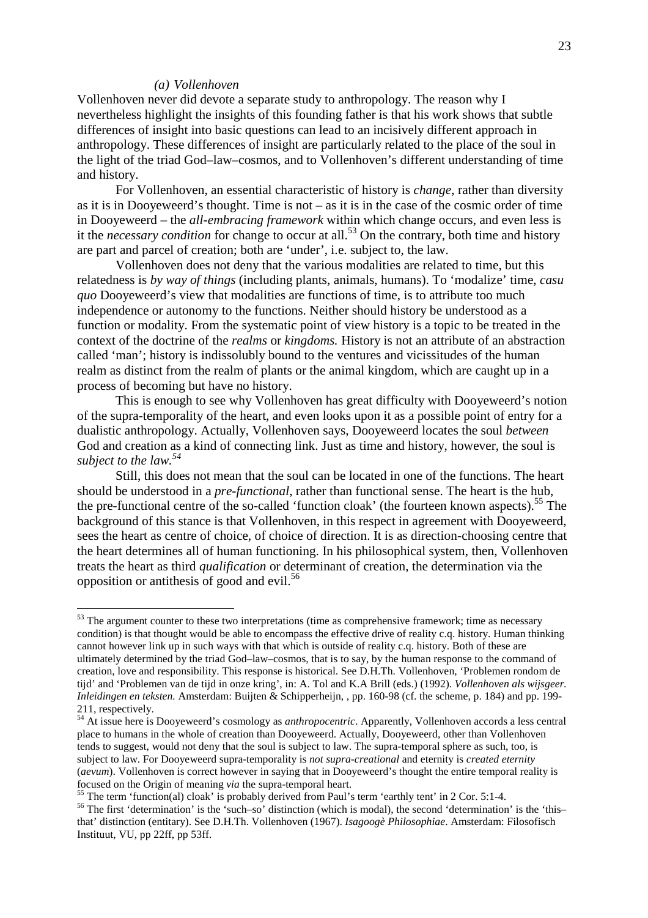### *(a) Vollenhoven*

Vollenhoven never did devote a separate study to anthropology. The reason why I nevertheless highlight the insights of this founding father is that his work shows that subtle differences of insight into basic questions can lead to an incisively different approach in anthropology. These differences of insight are particularly related to the place of the soul in the light of the triad God–law–cosmos, and to Vollenhoven's different understanding of time and history.

For Vollenhoven, an essential characteristic of history is *change*, rather than diversity as it is in Dooyeweerd's thought. Time is not – as it is in the case of the cosmic order of time in Dooyeweerd – the *all-embracing framework* within which change occurs, and even less is it the *necessary condition* for change to occur at all.[53] On the contrary, both time and history are part and parcel of creation; both are 'under', i.e. subject to, the law.

Vollenhoven does not deny that the various modalities are related to time, but this relatedness is *by way of things* (including plants, animals, humans). To 'modalize' time, *casu quo* Dooyeweerd's view that modalities are functions of time, is to attribute too much independence or autonomy to the functions. Neither should history be understood as a function or modality. From the systematic point of view history is a topic to be treated in the context of the doctrine of the *realms* or *kingdoms.* History is not an attribute of an abstraction called 'man'; history is indissolubly bound to the ventures and vicissitudes of the human realm as distinct from the realm of plants or the animal kingdom, which are caught up in a process of becoming but have no history.

This is enough to see why Vollenhoven has great difficulty with Dooyeweerd's notion of the supra-temporality of the heart, and even looks upon it as a possible point of entry for a dualistic anthropology. Actually, Vollenhoven says, Dooyeweerd locates the soul *between* God and creation as a kind of connecting link. Just as time and history, however, the soul is *subject to the law.*[54]

Still, this does not mean that the soul can be located in one of the functions. The heart should be understood in a *pre-functional*, rather than functional sense. The heart is the hub, the pre-functional centre of the so-called 'function cloak' (the fourteen known aspects).[55] The background of this stance is that Vollenhoven, in this respect in agreement with Dooyeweerd, sees the heart as centre of choice, of choice of direction. It is as direction-choosing centre that the heart determines all of human functioning. In his philosophical system, then, Vollenhoven treats the heart as third *qualification* or determinant of creation, the determination via the opposition or antithesis of good and evil.[56]

---

[53] The argument counter to these two interpretations (time as comprehensive framework; time as necessary condition) is that thought would be able to encompass the effective drive of reality c.q. history. Human thinking cannot however link up in such ways with that which is outside of reality c.q. history. Both of these are ultimately determined by the triad God–law–cosmos, that is to say, by the human response to the command of creation, love and responsibility. This response is historical. See D.H.Th. Vollenhoven, 'Problemen rondom de tijd' and 'Problemen van de tijd in onze kring', in: A. Tol and K.A Brill (eds.) (1992). *Vollenhoven als wijsgeer. Inleidingen en teksten.* Amsterdam: Buijten & Schipperheijn, , pp. 160-98 (cf. the scheme, p. 184) and pp. 199-211, respectively.

[54] At issue here is Dooyeweerd's cosmology as *anthropocentric*. Apparently, Vollenhoven accords a less central place to humans in the whole of creation than Dooyeweerd. Actually, Dooyeweerd, other than Vollenhoven tends to suggest, would not deny that the soul is subject to law. The supra-temporal sphere as such, too, is subject to law. For Dooyeweerd supra-temporality is *not supra-creational* and eternity is *created eternity* (*aevum*). Vollenhoven is correct however in saying that in Dooyeweerd's thought the entire temporal reality is focused on the Origin of meaning *via* the supra-temporal heart.

[55] The term 'function(al) cloak' is probably derived from Paul's term 'earthly tent' in 2 Cor. 5:1-4.

[56] The first 'determination' is the 'such–so' distinction (which is modal), the second 'determination' is the 'this–that' distinction (entitary). See D.H.Th. Vollenhoven (1967). *Isagoogè Philosophiae*. Amsterdam: Filosofisch Instituut, VU, pp 22ff, pp 53ff.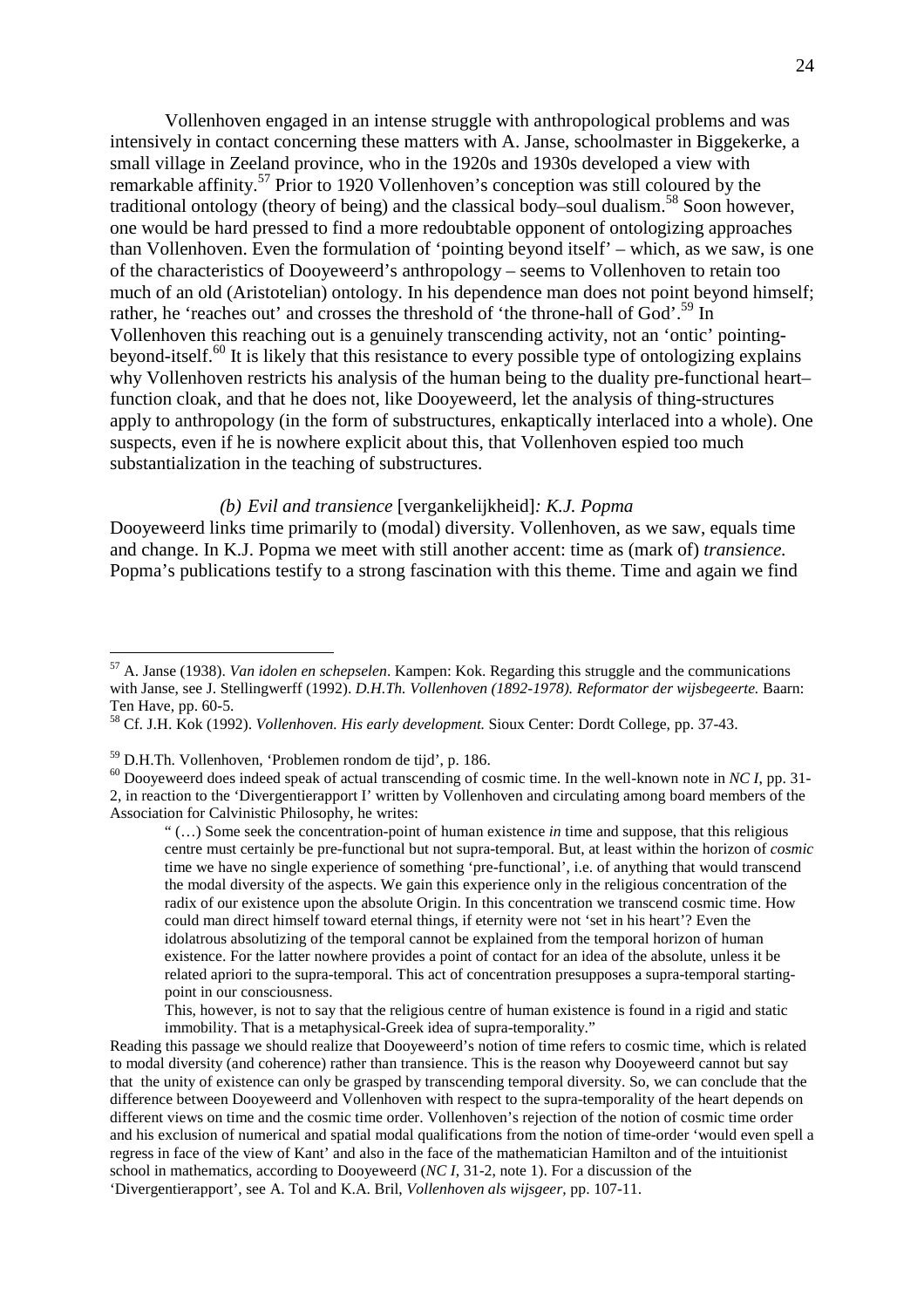Vollenhoven engaged in an intense struggle with anthropological problems and was intensively in contact concerning these matters with A. Janse, schoolmaster in Biggekerke, a small village in Zeeland province, who in the 1920s and 1930s developed a view with remarkable affinity.[57] Prior to 1920 Vollenhoven's conception was still coloured by the traditional ontology (theory of being) and the classical body–soul dualism.[58] Soon however, one would be hard pressed to find a more redoubtable opponent of ontologizing approaches than Vollenhoven. Even the formulation of 'pointing beyond itself' – which, as we saw, is one of the characteristics of Dooyeweerd's anthropology – seems to Vollenhoven to retain too much of an old (Aristotelian) ontology. In his dependence man does not point beyond himself; rather, he 'reaches out' and crosses the threshold of 'the throne-hall of God'.[59] In Vollenhoven this reaching out is a genuinely transcending activity, not an 'ontic' pointing-beyond-itself.[60] It is likely that this resistance to every possible type of ontologizing explains why Vollenhoven restricts his analysis of the human being to the duality pre-functional heart–function cloak, and that he does not, like Dooyeweerd, let the analysis of thing-structures apply to anthropology (in the form of substructures, enkaptically interlaced into a whole). One suspects, even if he is nowhere explicit about this, that Vollenhoven espied too much substantialization in the teaching of substructures.

### *(b) Evil and transience* [vergankelijkheid]*: K.J. Popma*

Dooyeweerd links time primarily to (modal) diversity. Vollenhoven, as we saw, equals time and change. In K.J. Popma we meet with still another accent: time as (mark of) *transience.* Popma's publications testify to a strong fascination with this theme. Time and again we find

---

[57] A. Janse (1938). *Van idolen en schepselen*. Kampen: Kok. Regarding this struggle and the communications with Janse, see J. Stellingwerff (1992). *D.H.Th. Vollenhoven (1892-1978). Reformator der wijsbegeerte.* Baarn: Ten Have, pp. 60-5.

[58] Cf. J.H. Kok (1992). *Vollenhoven. His early development.* Sioux Center: Dordt College, pp. 37-43.

[59] D.H.Th. Vollenhoven, 'Problemen rondom de tijd', p. 186.

[60] Dooyeweerd does indeed speak of actual transcending of cosmic time. In the well-known note in *NC I*, pp. 31-2, in reaction to the 'Divergentierapport I' written by Vollenhoven and circulating among board members of the Association for Calvinistic Philosophy, he writes:

> " (…) Some seek the concentration-point of human existence *in* time and suppose, that this religious centre must certainly be pre-functional but not supra-temporal. But, at least within the horizon of *cosmic* time we have no single experience of something 'pre-functional', i.e. of anything that would transcend the modal diversity of the aspects. We gain this experience only in the religious concentration of the radix of our existence upon the absolute Origin. In this concentration we transcend cosmic time. How could man direct himself toward eternal things, if eternity were not 'set in his heart'? Even the idolatrous absolutizing of the temporal cannot be explained from the temporal horizon of human existence. For the latter nowhere provides a point of contact for an idea of the absolute, unless it be related apriori to the supra-temporal. This act of concentration presupposes a supra-temporal starting-point in our consciousness.
>
> This, however, is not to say that the religious centre of human existence is found in a rigid and static immobility. That is a metaphysical-Greek idea of supra-temporality."

Reading this passage we should realize that Dooyeweerd's notion of time refers to cosmic time, which is related to modal diversity (and coherence) rather than transience. This is the reason why Dooyeweerd cannot but say that the unity of existence can only be grasped by transcending temporal diversity. So, we can conclude that the difference between Dooyeweerd and Vollenhoven with respect to the supra-temporality of the heart depends on different views on time and the cosmic time order. Vollenhoven's rejection of the notion of cosmic time order and his exclusion of numerical and spatial modal qualifications from the notion of time-order 'would even spell a regress in face of the view of Kant' and also in the face of the mathematician Hamilton and of the intuitionist school in mathematics, according to Dooyeweerd (*NC I*, 31-2, note 1). For a discussion of the 'Divergentierapport', see A. Tol and K.A. Bril, *Vollenhoven als wijsgeer*, pp. 107-11.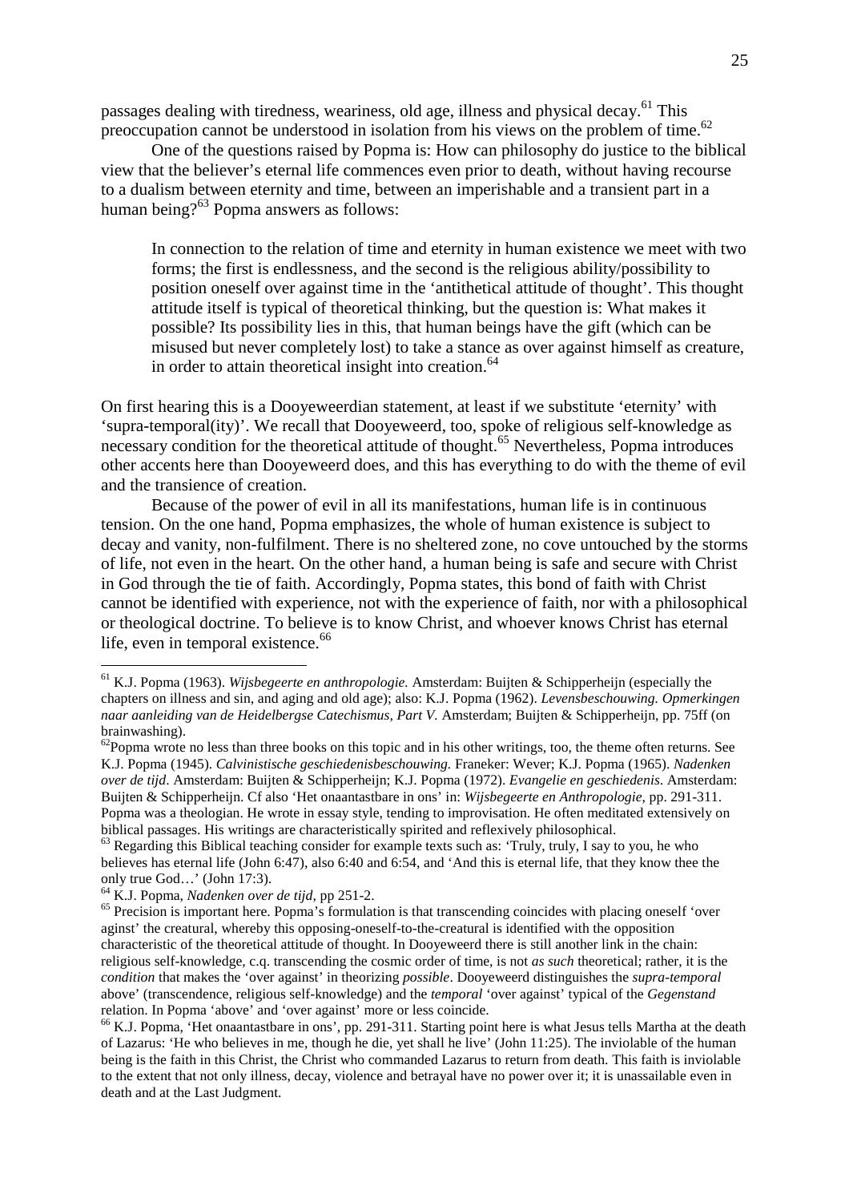passages dealing with tiredness, weariness, old age, illness and physical decay.[61] This preoccupation cannot be understood in isolation from his views on the problem of time.[62]

One of the questions raised by Popma is: How can philosophy do justice to the biblical view that the believer's eternal life commences even prior to death, without having recourse to a dualism between eternity and time, between an imperishable and a transient part in a human being?[63] Popma answers as follows:

> In connection to the relation of time and eternity in human existence we meet with two forms; the first is endlessness, and the second is the religious ability/possibility to position oneself over against time in the 'antithetical attitude of thought'. This thought attitude itself is typical of theoretical thinking, but the question is: What makes it possible? Its possibility lies in this, that human beings have the gift (which can be misused but never completely lost) to take a stance as over against himself as creature, in order to attain theoretical insight into creation.[64]

On first hearing this is a Dooyeweerdian statement, at least if we substitute 'eternity' with 'supra-temporal(ity)'. We recall that Dooyeweerd, too, spoke of religious self-knowledge as necessary condition for the theoretical attitude of thought.[65] Nevertheless, Popma introduces other accents here than Dooyeweerd does, and this has everything to do with the theme of evil and the transience of creation.

Because of the power of evil in all its manifestations, human life is in continuous tension. On the one hand, Popma emphasizes, the whole of human existence is subject to decay and vanity, non-fulfilment. There is no sheltered zone, no cove untouched by the storms of life, not even in the heart. On the other hand, a human being is safe and secure with Christ in God through the tie of faith. Accordingly, Popma states, this bond of faith with Christ cannot be identified with experience, not with the experience of faith, nor with a philosophical or theological doctrine. To believe is to know Christ, and whoever knows Christ has eternal life, even in temporal existence.[66]

---

[61] K.J. Popma (1963). *Wijsbegeerte en anthropologie.* Amsterdam: Buijten & Schipperheijn (especially the chapters on illness and sin, and aging and old age); also: K.J. Popma (1962). *Levensbeschouwing. Opmerkingen naar aanleiding van de Heidelbergse Catechismus, Part V.* Amsterdam; Buijten & Schipperheijn, pp. 75ff (on brainwashing).

[62] Popma wrote no less than three books on this topic and in his other writings, too, the theme often returns. See K.J. Popma (1945). *Calvinistische geschiedenisbeschouwing.* Franeker: Wever; K.J. Popma (1965). *Nadenken over de tijd*. Amsterdam: Buijten & Schipperheijn; K.J. Popma (1972). *Evangelie en geschiedenis*. Amsterdam: Buijten & Schipperheijn. Cf also 'Het onaantastbare in ons' in: *Wijsbegeerte en Anthropologie*, pp. 291-311. Popma was a theologian. He wrote in essay style, tending to improvisation. He often meditated extensively on biblical passages. His writings are characteristically spirited and reflexively philosophical.

[63] Regarding this Biblical teaching consider for example texts such as: 'Truly, truly, I say to you, he who believes has eternal life (John 6:47), also 6:40 and 6:54, and 'And this is eternal life, that they know thee the only true God…' (John 17:3).

[64] K.J. Popma, *Nadenken over de tijd*, pp 251-2.

[65] Precision is important here. Popma's formulation is that transcending coincides with placing oneself 'over aginst' the creatural, whereby this opposing-oneself-to-the-creatural is identified with the opposition characteristic of the theoretical attitude of thought. In Dooyeweerd there is still another link in the chain: religious self-knowledge, c.q. transcending the cosmic order of time, is not *as such* theoretical; rather, it is the *condition* that makes the 'over against' in theorizing *possible*. Dooyeweerd distinguishes the *supra-temporal* above' (transcendence, religious self-knowledge) and the *temporal* 'over against' typical of the *Gegenstand* relation. In Popma 'above' and 'over against' more or less coincide.

[66] K.J. Popma, 'Het onaantastbare in ons', pp. 291-311. Starting point here is what Jesus tells Martha at the death of Lazarus: 'He who believes in me, though he die, yet shall he live' (John 11:25). The inviolable of the human being is the faith in this Christ, the Christ who commanded Lazarus to return from death. This faith is inviolable to the extent that not only illness, decay, violence and betrayal have no power over it; it is unassailable even in death and at the Last Judgment.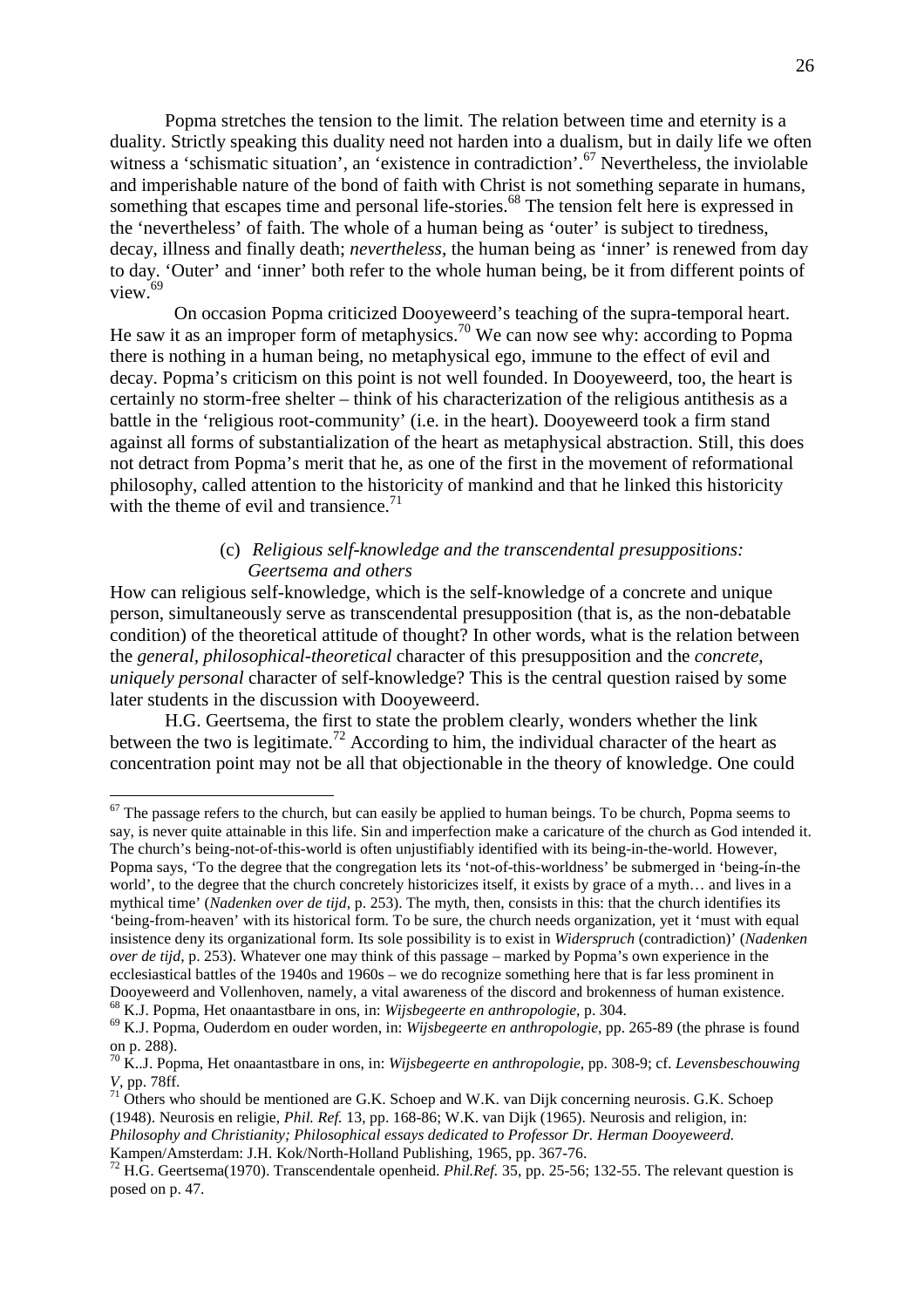Popma stretches the tension to the limit. The relation between time and eternity is a duality. Strictly speaking this duality need not harden into a dualism, but in daily life we often witness a 'schismatic situation', an 'existence in contradiction'.[67] Nevertheless, the inviolable and imperishable nature of the bond of faith with Christ is not something separate in humans, something that escapes time and personal life-stories.[68] The tension felt here is expressed in the 'nevertheless' of faith. The whole of a human being as 'outer' is subject to tiredness, decay, illness and finally death; *nevertheless*, the human being as 'inner' is renewed from day to day. 'Outer' and 'inner' both refer to the whole human being, be it from different points of view.[69]

On occasion Popma criticized Dooyeweerd's teaching of the supra-temporal heart. He saw it as an improper form of metaphysics.[70] We can now see why: according to Popma there is nothing in a human being, no metaphysical ego, immune to the effect of evil and decay. Popma's criticism on this point is not well founded. In Dooyeweerd, too, the heart is certainly no storm-free shelter – think of his characterization of the religious antithesis as a battle in the 'religious root-community' (i.e. in the heart). Dooyeweerd took a firm stand against all forms of substantialization of the heart as metaphysical abstraction. Still, this does not detract from Popma's merit that he, as one of the first in the movement of reformational philosophy, called attention to the historicity of mankind and that he linked this historicity with the theme of evil and transience.[71]

### (c) *Religious self-knowledge and the transcendental presuppositions: Geertsema and others*

How can religious self-knowledge, which is the self-knowledge of a concrete and unique person, simultaneously serve as transcendental presupposition (that is, as the non-debatable condition) of the theoretical attitude of thought? In other words, what is the relation between the *general, philosophical-theoretical* character of this presupposition and the *concrete, uniquely personal* character of self-knowledge? This is the central question raised by some later students in the discussion with Dooyeweerd.

H.G. Geertsema, the first to state the problem clearly, wonders whether the link between the two is legitimate.[72] According to him, the individual character of the heart as concentration point may not be all that objectionable in the theory of knowledge. One could

---

[67] The passage refers to the church, but can easily be applied to human beings. To be church, Popma seems to say, is never quite attainable in this life. Sin and imperfection make a caricature of the church as God intended it. The church's being-not-of-this-world is often unjustifiably identified with its being-in-the-world. However, Popma says, 'To the degree that the congregation lets its 'not-of-this-worldness' be submerged in 'being-ín-the world', to the degree that the church concretely historicizes itself, it exists by grace of a myth… and lives in a mythical time' (*Nadenken over de tijd*, p. 253). The myth, then, consists in this: that the church identifies its 'being-from-heaven' with its historical form. To be sure, the church needs organization, yet it 'must with equal insistence deny its organizational form. Its sole possibility is to exist in *Widerspruch* (contradiction)' (*Nadenken over de tijd*, p. 253). Whatever one may think of this passage – marked by Popma's own experience in the ecclesiastical battles of the 1940s and 1960s – we do recognize something here that is far less prominent in Dooyeweerd and Vollenhoven, namely, a vital awareness of the discord and brokenness of human existence.

[68] K.J. Popma, Het onaantastbare in ons, in: *Wijsbegeerte en anthropologie*, p. 304.

[69] K.J. Popma, Ouderdom en ouder worden, in: *Wijsbegeerte en anthropologie*, pp. 265-89 (the phrase is found on p. 288).

[70] K..J. Popma, Het onaantastbare in ons, in: *Wijsbegeerte en anthropologie*, pp. 308-9; cf. *Levensbeschouwing V*, pp. 78ff.

[71] Others who should be mentioned are G.K. Schoep and W.K. van Dijk concerning neurosis. G.K. Schoep (1948). Neurosis en religie, *Phil. Ref.* 13, pp. 168-86; W.K. van Dijk (1965). Neurosis and religion, in: *Philosophy and Christianity; Philosophical essays dedicated to Professor Dr. Herman Dooyeweerd.* Kampen/Amsterdam: J.H. Kok/North-Holland Publishing, 1965, pp. 367-76.

[72] H.G. Geertsema(1970). Transcendentale openheid. *Phil.Ref.* 35, pp. 25-56; 132-55. The relevant question is posed on p. 47.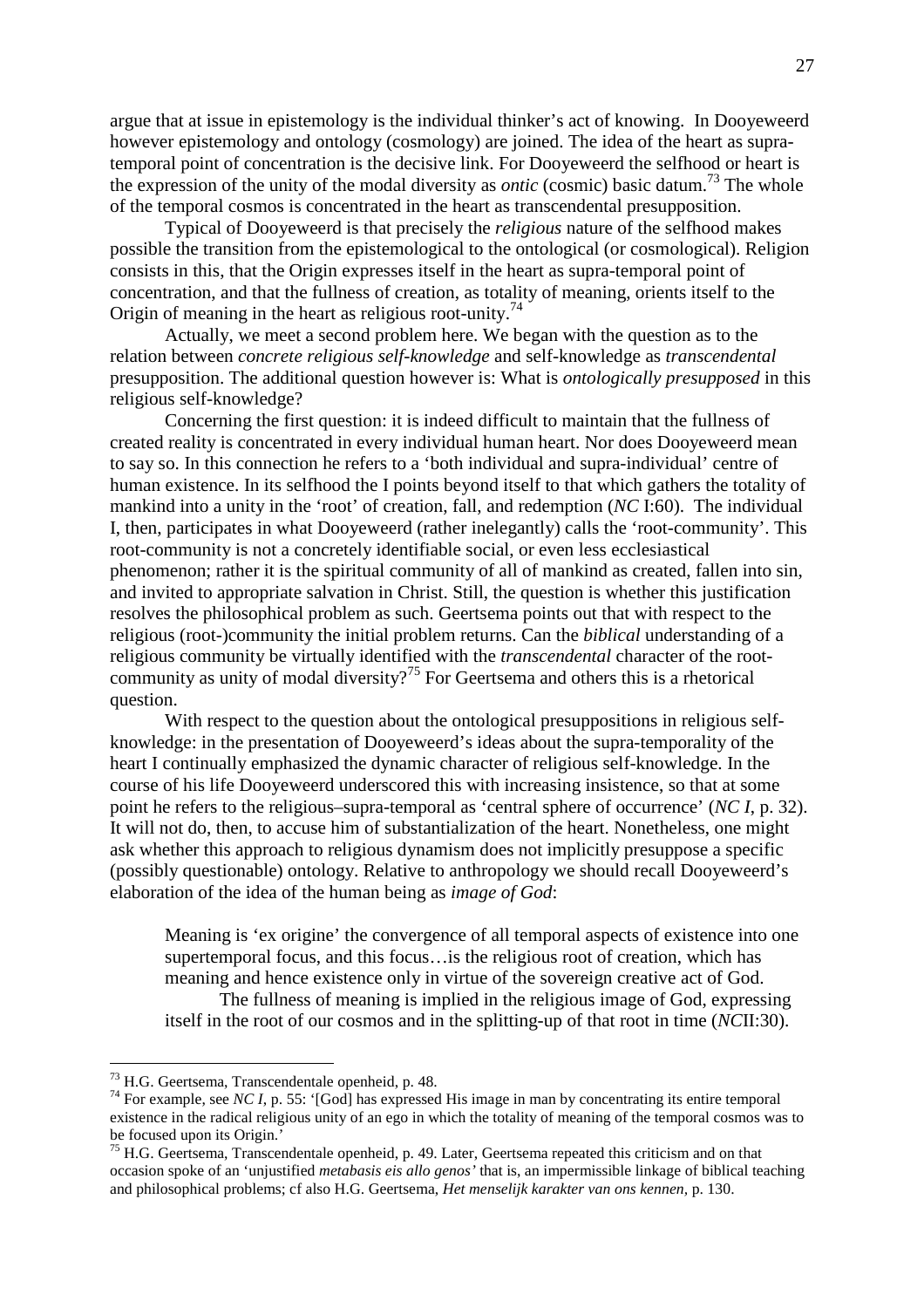argue that at issue in epistemology is the individual thinker's act of knowing. In Dooyeweerd however epistemology and ontology (cosmology) are joined. The idea of the heart as supra-temporal point of concentration is the decisive link. For Dooyeweerd the selfhood or heart is the expression of the unity of the modal diversity as *ontic* (cosmic) basic datum.[73] The whole of the temporal cosmos is concentrated in the heart as transcendental presupposition.

Typical of Dooyeweerd is that precisely the *religious* nature of the selfhood makes possible the transition from the epistemological to the ontological (or cosmological). Religion consists in this, that the Origin expresses itself in the heart as supra-temporal point of concentration, and that the fullness of creation, as totality of meaning, orients itself to the Origin of meaning in the heart as religious root-unity.[74]

Actually, we meet a second problem here. We began with the question as to the relation between *concrete religious self-knowledge* and self-knowledge as *transcendental* presupposition. The additional question however is: What is *ontologically presupposed* in this religious self-knowledge?

Concerning the first question: it is indeed difficult to maintain that the fullness of created reality is concentrated in every individual human heart. Nor does Dooyeweerd mean to say so. In this connection he refers to a 'both individual and supra-individual' centre of human existence. In its selfhood the I points beyond itself to that which gathers the totality of mankind into a unity in the 'root' of creation, fall, and redemption (*NC* I:60). The individual I, then, participates in what Dooyeweerd (rather inelegantly) calls the 'root-community'. This root-community is not a concretely identifiable social, or even less ecclesiastical phenomenon; rather it is the spiritual community of all of mankind as created, fallen into sin, and invited to appropriate salvation in Christ. Still, the question is whether this justification resolves the philosophical problem as such. Geertsema points out that with respect to the religious (root-)community the initial problem returns. Can the *biblical* understanding of a religious community be virtually identified with the *transcendental* character of the root-community as unity of modal diversity?[75] For Geertsema and others this is a rhetorical question.

With respect to the question about the ontological presuppositions in religious self-knowledge: in the presentation of Dooyeweerd's ideas about the supra-temporality of the heart I continually emphasized the dynamic character of religious self-knowledge. In the course of his life Dooyeweerd underscored this with increasing insistence, so that at some point he refers to the religious–supra-temporal as 'central sphere of occurrence' (*NC I*, p. 32). It will not do, then, to accuse him of substantialization of the heart. Nonetheless, one might ask whether this approach to religious dynamism does not implicitly presuppose a specific (possibly questionable) ontology. Relative to anthropology we should recall Dooyeweerd's elaboration of the idea of the human being as *image of God*:

> Meaning is 'ex origine' the convergence of all temporal aspects of existence into one supertemporal focus, and this focus…is the religious root of creation, which has meaning and hence existence only in virtue of the sovereign creative act of God.
>
> The fullness of meaning is implied in the religious image of God, expressing itself in the root of our cosmos and in the splitting-up of that root in time (*NC*II:30).

---

[73] H.G. Geertsema, Transcendentale openheid, p. 48.

[74] For example, see *NC I*, p. 55: '[God] has expressed His image in man by concentrating its entire temporal existence in the radical religious unity of an ego in which the totality of meaning of the temporal cosmos was to be focused upon its Origin.'

[75] H.G. Geertsema, Transcendentale openheid, p. 49. Later, Geertsema repeated this criticism and on that occasion spoke of an 'unjustified *metabasis eis allo genos'* that is, an impermissible linkage of biblical teaching and philosophical problems; cf also H.G. Geertsema, *Het menselijk karakter van ons kennen*, p. 130.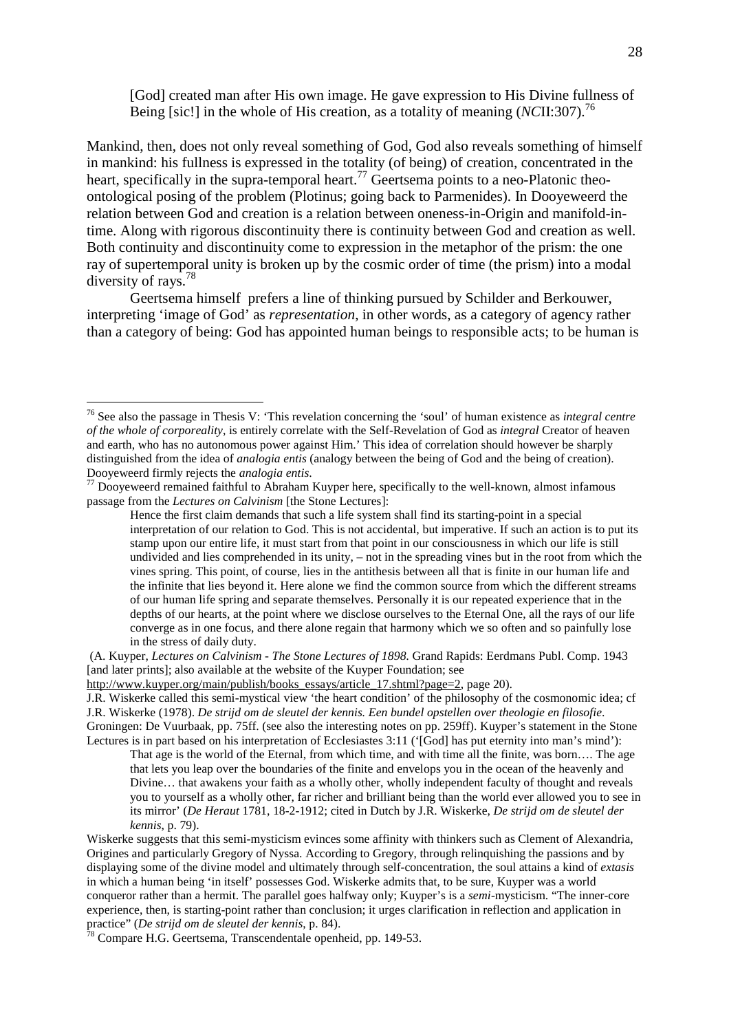> [God] created man after His own image. He gave expression to His Divine fullness of Being [sic!] in the whole of His creation, as a totality of meaning (*NC*II:307).[76]

Mankind, then, does not only reveal something of God, God also reveals something of himself in mankind: his fullness is expressed in the totality (of being) of creation, concentrated in the heart, specifically in the supra-temporal heart.[77] Geertsema points to a neo-Platonic theo-ontological posing of the problem (Plotinus; going back to Parmenides). In Dooyeweerd the relation between God and creation is a relation between oneness-in-Origin and manifold-in-time. Along with rigorous discontinuity there is continuity between God and creation as well. Both continuity and discontinuity come to expression in the metaphor of the prism: the one ray of supertemporal unity is broken up by the cosmic order of time (the prism) into a modal diversity of rays.[78]

Geertsema himself prefers a line of thinking pursued by Schilder and Berkouwer, interpreting 'image of God' as *representation*, in other words, as a category of agency rather than a category of being: God has appointed human beings to responsible acts; to be human is

---

[76] See also the passage in Thesis V: 'This revelation concerning the 'soul' of human existence as *integral centre of the whole of corporeality*, is entirely correlate with the Self-Revelation of God as *integral* Creator of heaven and earth, who has no autonomous power against Him.' This idea of correlation should however be sharply distinguished from the idea of *analogia entis* (analogy between the being of God and the being of creation). Dooyeweerd firmly rejects the *analogia entis*.

[77] Dooyeweerd remained faithful to Abraham Kuyper here, specifically to the well-known, almost infamous passage from the *Lectures on Calvinism* [the Stone Lectures]:

> Hence the first claim demands that such a life system shall find its starting-point in a special interpretation of our relation to God. This is not accidental, but imperative. If such an action is to put its stamp upon our entire life, it must start from that point in our consciousness in which our life is still undivided and lies comprehended in its unity, – not in the spreading vines but in the root from which the vines spring. This point, of course, lies in the antithesis between all that is finite in our human life and the infinite that lies beyond it. Here alone we find the common source from which the different streams of our human life spring and separate themselves. Personally it is our repeated experience that in the depths of our hearts, at the point where we disclose ourselves to the Eternal One, all the rays of our life converge as in one focus, and there alone regain that harmony which we so often and so painfully lose in the stress of daily duty.

(A. Kuyper, *Lectures on Calvinism - The Stone Lectures of 1898.* Grand Rapids: Eerdmans Publ. Comp. 1943 [and later prints]; also available at the website of the Kuyper Foundation; see http://www.kuyper.org/main/publish/books_essays/article_17.shtml?page=2, page 20).

J.R. Wiskerke called this semi-mystical view 'the heart condition' of the philosophy of the cosmonomic idea; cf J.R. Wiskerke (1978). *De strijd om de sleutel der kennis. Een bundel opstellen over theologie en filosofie*. Groningen: De Vuurbaak, pp. 75ff. (see also the interesting notes on pp. 259ff). Kuyper's statement in the Stone Lectures is in part based on his interpretation of Ecclesiastes 3:11 ('[God] has put eternity into man's mind'):

> That age is the world of the Eternal, from which time, and with time all the finite, was born…. The age that lets you leap over the boundaries of the finite and envelops you in the ocean of the heavenly and Divine… that awakens your faith as a wholly other, wholly independent faculty of thought and reveals you to yourself as a wholly other, far richer and brilliant being than the world ever allowed you to see in its mirror' (*De Heraut* 1781, 18-2-1912; cited in Dutch by J.R. Wiskerke, *De strijd om de sleutel der kennis*, p. 79).

Wiskerke suggests that this semi-mysticism evinces some affinity with thinkers such as Clement of Alexandria, Origines and particularly Gregory of Nyssa. According to Gregory, through relinquishing the passions and by displaying some of the divine model and ultimately through self-concentration, the soul attains a kind of *extasis* in which a human being 'in itself' possesses God. Wiskerke admits that, to be sure, Kuyper was a world conqueror rather than a hermit. The parallel goes halfway only; Kuyper's is a *semi*-mysticism. "The inner-core experience, then, is starting-point rather than conclusion; it urges clarification in reflection and application in practice" (*De strijd om de sleutel der kennis*, p. 84).

[78] Compare H.G. Geertsema, Transcendentale openheid, pp. 149-53.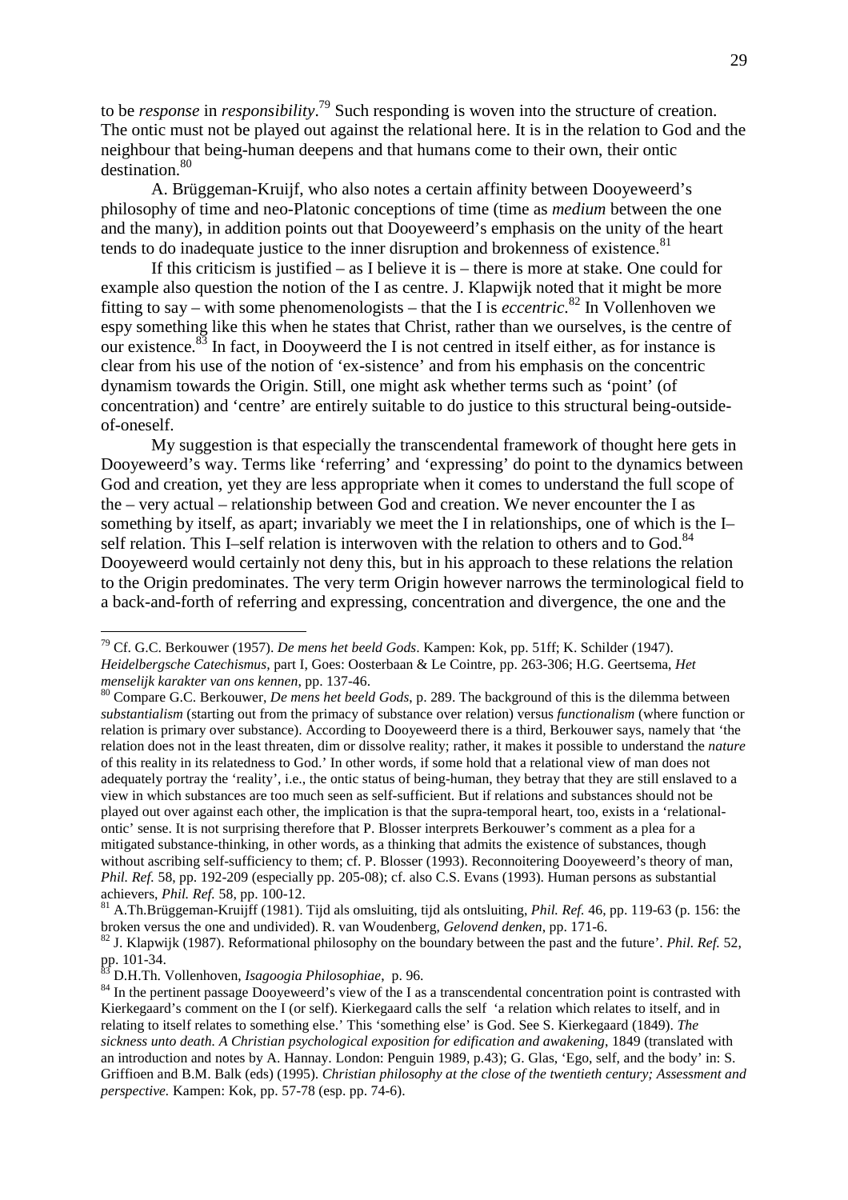to be *response* in *responsibility*.[79] Such responding is woven into the structure of creation. The ontic must not be played out against the relational here. It is in the relation to God and the neighbour that being-human deepens and that humans come to their own, their ontic destination.[80]

A. Brüggeman-Kruijf, who also notes a certain affinity between Dooyeweerd's philosophy of time and neo-Platonic conceptions of time (time as *medium* between the one and the many), in addition points out that Dooyeweerd's emphasis on the unity of the heart tends to do inadequate justice to the inner disruption and brokenness of existence.[81]

If this criticism is justified – as I believe it is – there is more at stake. One could for example also question the notion of the I as centre. J. Klapwijk noted that it might be more fitting to say – with some phenomenologists – that the I is *eccentric*.[82] In Vollenhoven we espy something like this when he states that Christ, rather than we ourselves, is the centre of our existence.[83] In fact, in Dooyweerd the I is not centred in itself either, as for instance is clear from his use of the notion of 'ex-sistence' and from his emphasis on the concentric dynamism towards the Origin. Still, one might ask whether terms such as 'point' (of concentration) and 'centre' are entirely suitable to do justice to this structural being-outside-of-oneself.

My suggestion is that especially the transcendental framework of thought here gets in Dooyeweerd's way. Terms like 'referring' and 'expressing' do point to the dynamics between God and creation, yet they are less appropriate when it comes to understand the full scope of the – very actual – relationship between God and creation. We never encounter the I as something by itself, as apart; invariably we meet the I in relationships, one of which is the I–self relation. This I–self relation is interwoven with the relation to others and to God.[84] Dooyeweerd would certainly not deny this, but in his approach to these relations the relation to the Origin predominates. The very term Origin however narrows the terminological field to a back-and-forth of referring and expressing, concentration and divergence, the one and the

---

[79] Cf. G.C. Berkouwer (1957). *De mens het beeld Gods*. Kampen: Kok, pp. 51ff; K. Schilder (1947). *Heidelbergsche Catechismus*, part I, Goes: Oosterbaan & Le Cointre, pp. 263-306; H.G. Geertsema, *Het menselijk karakter van ons kennen*, pp. 137-46.

[80] Compare G.C. Berkouwer, *De mens het beeld Gods*, p. 289. The background of this is the dilemma between *substantialism* (starting out from the primacy of substance over relation) versus *functionalism* (where function or relation is primary over substance). According to Dooyeweerd there is a third, Berkouwer says, namely that 'the relation does not in the least threaten, dim or dissolve reality; rather, it makes it possible to understand the *nature* of this reality in its relatedness to God.' In other words, if some hold that a relational view of man does not adequately portray the 'reality', i.e., the ontic status of being-human, they betray that they are still enslaved to a view in which substances are too much seen as self-sufficient. But if relations and substances should not be played out over against each other, the implication is that the supra-temporal heart, too, exists in a 'relational-ontic' sense. It is not surprising therefore that P. Blosser interprets Berkouwer's comment as a plea for a mitigated substance-thinking, in other words, as a thinking that admits the existence of substances, though without ascribing self-sufficiency to them; cf. P. Blosser (1993). Reconnoitering Dooyeweerd's theory of man, *Phil. Ref.* 58, pp. 192-209 (especially pp. 205-08); cf. also C.S. Evans (1993). Human persons as substantial achievers, *Phil. Ref.* 58, pp. 100-12.

[81] A.Th.Brüggeman-Kruijff (1981). Tijd als omsluiting, tijd als ontsluiting, *Phil. Ref.* 46, pp. 119-63 (p. 156: the broken versus the one and undivided). R. van Woudenberg, *Gelovend denken*, pp. 171-6.

[82] J. Klapwijk (1987). Reformational philosophy on the boundary between the past and the future'. *Phil. Ref.* 52, pp. 101-34.

[83] D.H.Th. Vollenhoven, *Isagoogia Philosophiae*, p. 96.

[84] In the pertinent passage Dooyeweerd's view of the I as a transcendental concentration point is contrasted with Kierkegaard's comment on the I (or self). Kierkegaard calls the self 'a relation which relates to itself, and in relating to itself relates to something else.' This 'something else' is God. See S. Kierkegaard (1849). *The sickness unto death. A Christian psychological exposition for edification and awakening*, 1849 (translated with an introduction and notes by A. Hannay. London: Penguin 1989, p.43); G. Glas, 'Ego, self, and the body' in: S. Griffioen and B.M. Balk (eds) (1995). *Christian philosophy at the close of the twentieth century; Assessment and perspective.* Kampen: Kok, pp. 57-78 (esp. pp. 74-6).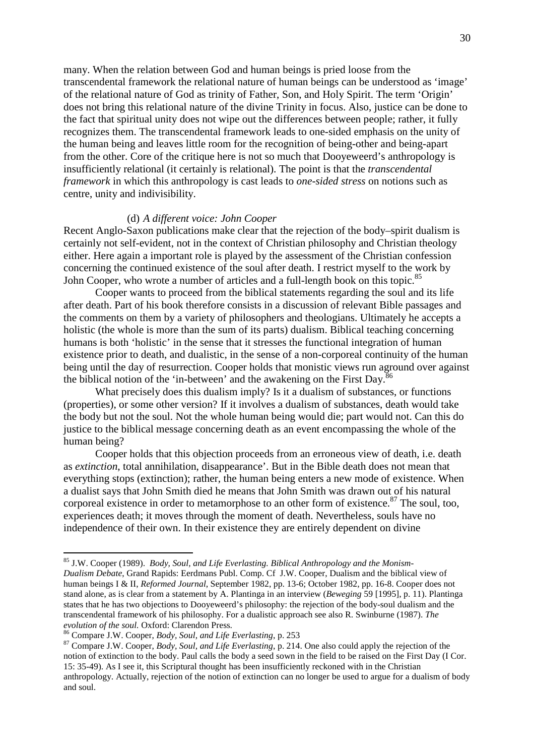many. When the relation between God and human beings is pried loose from the transcendental framework the relational nature of human beings can be understood as 'image' of the relational nature of God as trinity of Father, Son, and Holy Spirit. The term 'Origin' does not bring this relational nature of the divine Trinity in focus. Also, justice can be done to the fact that spiritual unity does not wipe out the differences between people; rather, it fully recognizes them. The transcendental framework leads to one-sided emphasis on the unity of the human being and leaves little room for the recognition of being-other and being-apart from the other. Core of the critique here is not so much that Dooyeweerd's anthropology is insufficiently relational (it certainly is relational). The point is that the *transcendental framework* in which this anthropology is cast leads to *one-sided stress* on notions such as centre, unity and indivisibility.

### (d) *A different voice: John Cooper*

Recent Anglo-Saxon publications make clear that the rejection of the body–spirit dualism is certainly not self-evident, not in the context of Christian philosophy and Christian theology either. Here again a important role is played by the assessment of the Christian confession concerning the continued existence of the soul after death. I restrict myself to the work by John Cooper, who wrote a number of articles and a full-length book on this topic.[85]

Cooper wants to proceed from the biblical statements regarding the soul and its life after death. Part of his book therefore consists in a discussion of relevant Bible passages and the comments on them by a variety of philosophers and theologians. Ultimately he accepts a holistic (the whole is more than the sum of its parts) dualism. Biblical teaching concerning humans is both 'holistic' in the sense that it stresses the functional integration of human existence prior to death, and dualistic, in the sense of a non-corporeal continuity of the human being until the day of resurrection. Cooper holds that monistic views run aground over against the biblical notion of the 'in-between' and the awakening on the First Day.[86]

What precisely does this dualism imply? Is it a dualism of substances, or functions (properties), or some other version? If it involves a dualism of substances, death would take the body but not the soul. Not the whole human being would die; part would not. Can this do justice to the biblical message concerning death as an event encompassing the whole of the human being?

Cooper holds that this objection proceeds from an erroneous view of death, i.e. death as *extinction*, total annihilation, disappearance'. But in the Bible death does not mean that everything stops (extinction); rather, the human being enters a new mode of existence. When a dualist says that John Smith died he means that John Smith was drawn out of his natural corporeal existence in order to metamorphose to an other form of existence.[87] The soul, too, experiences death; it moves through the moment of death. Nevertheless, souls have no independence of their own. In their existence they are entirely dependent on divine

---

[85] J.W. Cooper (1989). *Body, Soul, and Life Everlasting. Biblical Anthropology and the Monism-Dualism Debate*, Grand Rapids: Eerdmans Publ. Comp. Cf J.W. Cooper, Dualism and the biblical view of human beings I & II, *Reformed Journal*, September 1982, pp. 13-6; October 1982, pp. 16-8. Cooper does not stand alone, as is clear from a statement by A. Plantinga in an interview (*Beweging* 59 [1995], p. 11). Plantinga states that he has two objections to Dooyeweerd's philosophy: the rejection of the body-soul dualism and the transcendental framework of his philosophy. For a dualistic approach see also R. Swinburne (1987). *The evolution of the soul.* Oxford: Clarendon Press.

[86] Compare J.W. Cooper, *Body, Soul, and Life Everlasting*, p. 253

[87] Compare J.W. Cooper, *Body, Soul, and Life Everlasting*, p. 214. One also could apply the rejection of the notion of extinction to the body. Paul calls the body a seed sown in the field to be raised on the First Day (I Cor. 15: 35-49). As I see it, this Scriptural thought has been insufficiently reckoned with in the Christian anthropology. Actually, rejection of the notion of extinction can no longer be used to argue for a dualism of body and soul.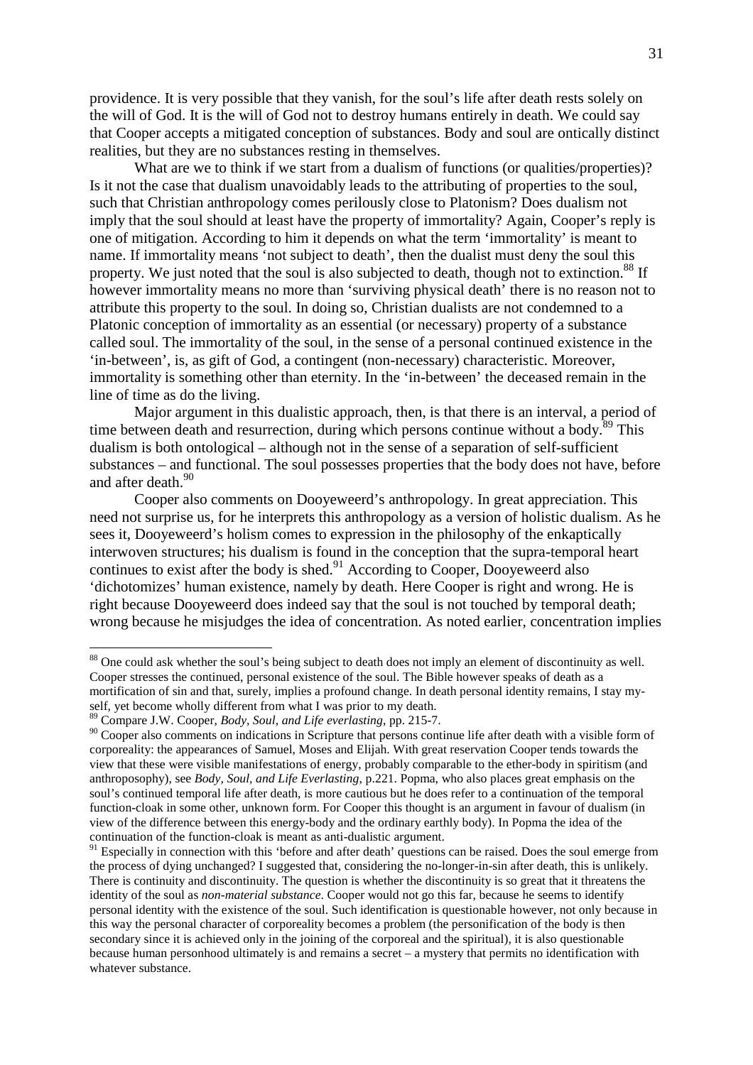providence. It is very possible that they vanish, for the soul's life after death rests solely on the will of God. It is the will of God not to destroy humans entirely in death. We could say that Cooper accepts a mitigated conception of substances. Body and soul are ontically distinct realities, but they are no substances resting in themselves.

What are we to think if we start from a dualism of functions (or qualities/properties)? Is it not the case that dualism unavoidably leads to the attributing of properties to the soul, such that Christian anthropology comes perilously close to Platonism? Does dualism not imply that the soul should at least have the property of immortality? Again, Cooper's reply is one of mitigation. According to him it depends on what the term 'immortality' is meant to name. If immortality means 'not subject to death', then the dualist must deny the soul this property. We just noted that the soul is also subjected to death, though not to extinction.[88] If however immortality means no more than 'surviving physical death' there is no reason not to attribute this property to the soul. In doing so, Christian dualists are not condemned to a Platonic conception of immortality as an essential (or necessary) property of a substance called soul. The immortality of the soul, in the sense of a personal continued existence in the 'in-between', is, as gift of God, a contingent (non-necessary) characteristic. Moreover, immortality is something other than eternity. In the 'in-between' the deceased remain in the line of time as do the living.

Major argument in this dualistic approach, then, is that there is an interval, a period of time between death and resurrection, during which persons continue without a body.[89] This dualism is both ontological – although not in the sense of a separation of self-sufficient substances – and functional. The soul possesses properties that the body does not have, before and after death.[90]

Cooper also comments on Dooyeweerd's anthropology. In great appreciation. This need not surprise us, for he interprets this anthropology as a version of holistic dualism. As he sees it, Dooyeweerd's holism comes to expression in the philosophy of the enkaptically interwoven structures; his dualism is found in the conception that the supra-temporal heart continues to exist after the body is shed.[91] According to Cooper, Dooyeweerd also 'dichotomizes' human existence, namely by death. Here Cooper is right and wrong. He is right because Dooyeweerd does indeed say that the soul is not touched by temporal death; wrong because he misjudges the idea of concentration. As noted earlier, concentration implies

---

[88] One could ask whether the soul's being subject to death does not imply an element of discontinuity as well. Cooper stresses the continued, personal existence of the soul. The Bible however speaks of death as a mortification of sin and that, surely, implies a profound change. In death personal identity remains, I stay my-self, yet become wholly different from what I was prior to my death.

[89] Compare J.W. Cooper, *Body, Soul, and Life everlasting*, pp. 215-7.

[90] Cooper also comments on indications in Scripture that persons continue life after death with a visible form of corporeality: the appearances of Samuel, Moses and Elijah. With great reservation Cooper tends towards the view that these were visible manifestations of energy, probably comparable to the ether-body in spiritism (and anthroposophy), see *Body, Soul, and Life Everlasting*, p.221. Popma, who also places great emphasis on the soul's continued temporal life after death, is more cautious but he does refer to a continuation of the temporal function-cloak in some other, unknown form. For Cooper this thought is an argument in favour of dualism (in view of the difference between this energy-body and the ordinary earthly body). In Popma the idea of the continuation of the function-cloak is meant as anti-dualistic argument.

[91] Especially in connection with this 'before and after death' questions can be raised. Does the soul emerge from the process of dying unchanged? I suggested that, considering the no-longer-in-sin after death, this is unlikely. There is continuity and discontinuity. The question is whether the discontinuity is so great that it threatens the identity of the soul as *non-material substance*. Cooper would not go this far, because he seems to identify personal identity with the existence of the soul. Such identification is questionable however, not only because in this way the personal character of corporeality becomes a problem (the personification of the body is then secondary since it is achieved only in the joining of the corporeal and the spiritual), it is also questionable because human personhood ultimately is and remains a secret – a mystery that permits no identification with whatever substance.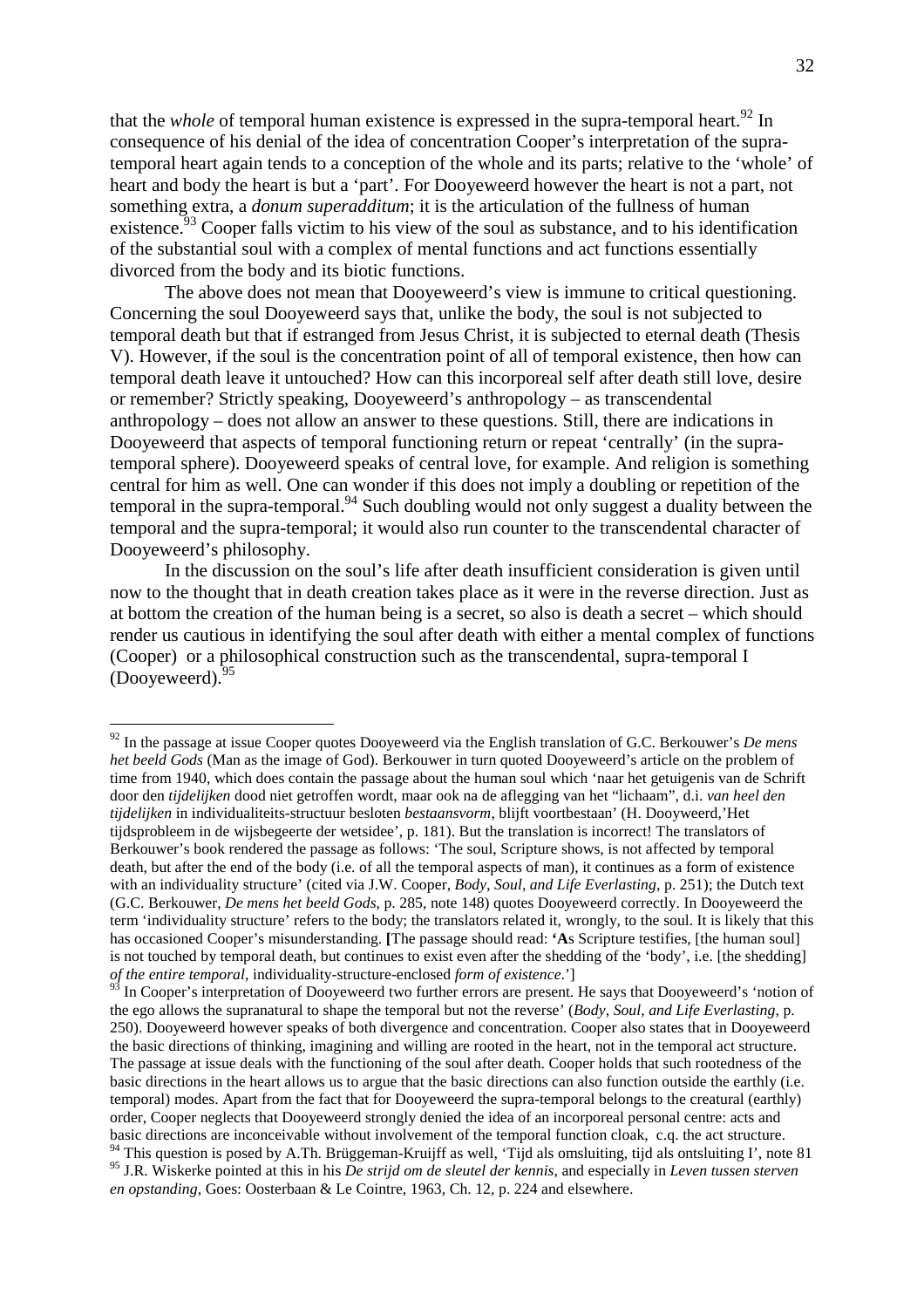that the *whole* of temporal human existence is expressed in the supra-temporal heart.[92] In consequence of his denial of the idea of concentration Cooper's interpretation of the supra-temporal heart again tends to a conception of the whole and its parts; relative to the 'whole' of heart and body the heart is but a 'part'. For Dooyeweerd however the heart is not a part, not something extra, a *donum superadditum*; it is the articulation of the fullness of human existence.[93] Cooper falls victim to his view of the soul as substance, and to his identification of the substantial soul with a complex of mental functions and act functions essentially divorced from the body and its biotic functions.

The above does not mean that Dooyeweerd's view is immune to critical questioning. Concerning the soul Dooyeweerd says that, unlike the body, the soul is not subjected to temporal death but that if estranged from Jesus Christ, it is subjected to eternal death (Thesis V). However, if the soul is the concentration point of all of temporal existence, then how can temporal death leave it untouched? How can this incorporeal self after death still love, desire or remember? Strictly speaking, Dooyeweerd's anthropology – as transcendental anthropology – does not allow an answer to these questions. Still, there are indications in Dooyeweerd that aspects of temporal functioning return or repeat 'centrally' (in the supra-temporal sphere). Dooyeweerd speaks of central love, for example. And religion is something central for him as well. One can wonder if this does not imply a doubling or repetition of the temporal in the supra-temporal.[94] Such doubling would not only suggest a duality between the temporal and the supra-temporal; it would also run counter to the transcendental character of Dooyeweerd's philosophy.

In the discussion on the soul's life after death insufficient consideration is given until now to the thought that in death creation takes place as it were in the reverse direction. Just as at bottom the creation of the human being is a secret, so also is death a secret – which should render us cautious in identifying the soul after death with either a mental complex of functions (Cooper) or a philosophical construction such as the transcendental, supra-temporal I (Dooyeweerd).[95]

---

[92] In the passage at issue Cooper quotes Dooyeweerd via the English translation of G.C. Berkouwer's *De mens het beeld Gods* (Man as the image of God). Berkouwer in turn quoted Dooyeweerd's article on the problem of time from 1940, which does contain the passage about the human soul which 'naar het getuigenis van de Schrift door den *tijdelijken* dood niet getroffen wordt, maar ook na de aflegging van het "lichaam", d.i. *van heel den tijdelijken* in individualiteits-structuur besloten *bestaansvorm*, blijft voortbestaan' (H. Dooyeweerd,'Het tijdsprobleem in de wijsbegeerte der wetsidee', p. 181). But the translation is incorrect! The translators of Berkouwer's book rendered the passage as follows: 'The soul, Scripture shows, is not affected by temporal death, but after the end of the body (i.e. of all the temporal aspects of man), it continues as a form of existence with an individuality structure' (cited via J.W. Cooper, *Body, Soul, and Life Everlasting*, p. 251); the Dutch text (G.C. Berkouwer, *De mens het beeld Gods*, p. 285, note 148) quotes Dooyeweerd correctly. In Dooyeweerd the term 'individuality structure' refers to the body; the translators related it, wrongly, to the soul. It is likely that this has occasioned Cooper's misunderstanding. **[**The passage should read: **'A**s Scripture testifies, [the human soul] is not touched by temporal death, but continues to exist even after the shedding of the 'body', i.e. [the shedding] *of the entire temporal*, individuality-structure-enclosed *form of existence*.']

[93] In Cooper's interpretation of Dooyeweerd two further errors are present. He says that Dooyeweerd's 'notion of the ego allows the supranatural to shape the temporal but not the reverse' (*Body, Soul, and Life Everlasting*, p. 250). Dooyeweerd however speaks of both divergence and concentration. Cooper also states that in Dooyeweerd the basic directions of thinking, imagining and willing are rooted in the heart, not in the temporal act structure. The passage at issue deals with the functioning of the soul after death. Cooper holds that such rootedness of the basic directions in the heart allows us to argue that the basic directions can also function outside the earthly (i.e. temporal) modes. Apart from the fact that for Dooyeweerd the supra-temporal belongs to the creatural (earthly) order, Cooper neglects that Dooyeweerd strongly denied the idea of an incorporeal personal centre: acts and basic directions are inconceivable without involvement of the temporal function cloak, c.q. the act structure.

[94] This question is posed by A.Th. Brüggemann-Kruijff as well, 'Tijd als omsluiting, tijd als ontsluiting I', note 81

[95] J.R. Wiskerke pointed at this in his *De strijd om de sleutel der kennis,* and especially in *Leven tussen sterven en opstanding*, Goes: Oosterbaan & Le Cointre, 1963, Ch. 12, p. 224 and elsewhere.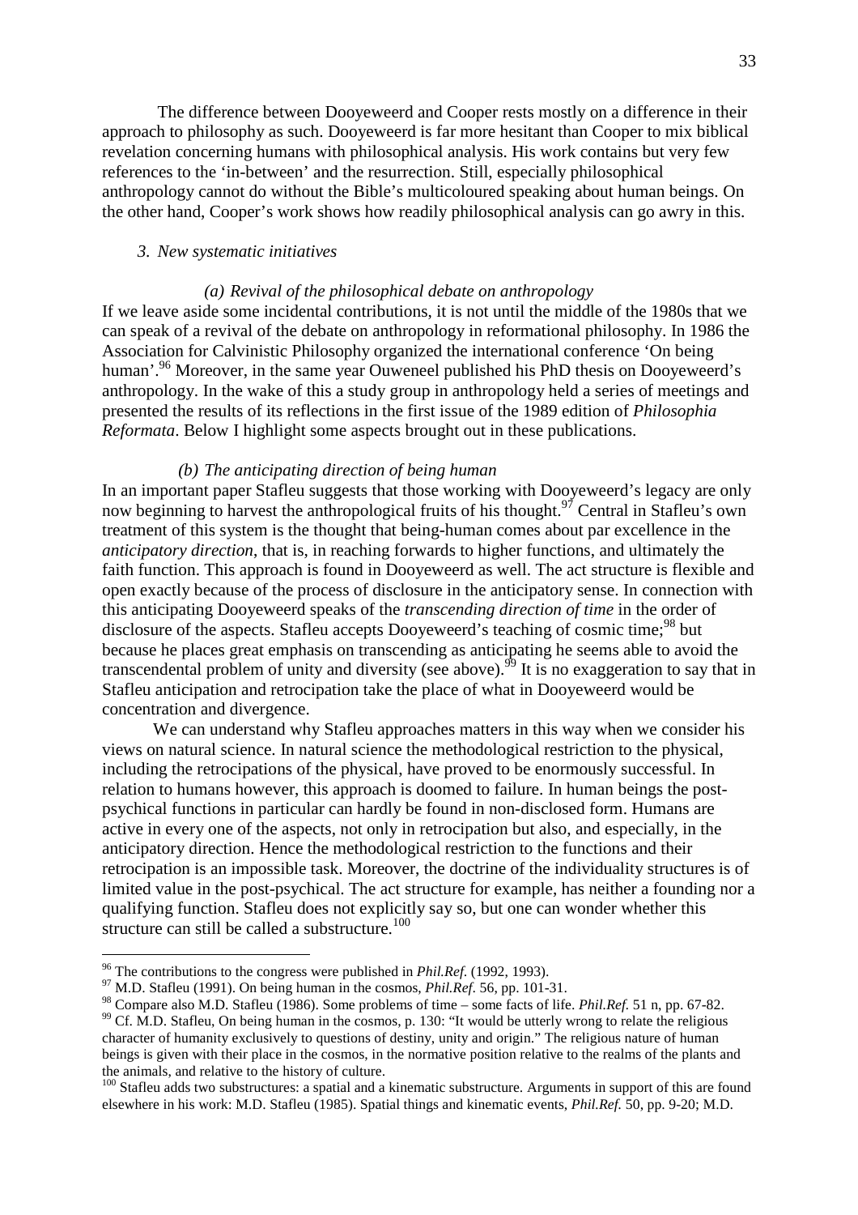The difference between Dooyeweerd and Cooper rests mostly on a difference in their approach to philosophy as such. Dooyeweerd is far more hesitant than Cooper to mix biblical revelation concerning humans with philosophical analysis. His work contains but very few references to the 'in-between' and the resurrection. Still, especially philosophical anthropology cannot do without the Bible's multicoloured speaking about human beings. On the other hand, Cooper's work shows how readily philosophical analysis can go awry in this.

### *3. New systematic initiatives*

#### *(a) Revival of the philosophical debate on anthropology*

If we leave aside some incidental contributions, it is not until the middle of the 1980s that we can speak of a revival of the debate on anthropology in reformational philosophy. In 1986 the Association for Calvinistic Philosophy organized the international conference 'On being human'.[96] Moreover, in the same year Ouweneel published his PhD thesis on Dooyeweerd's anthropology. In the wake of this a study group in anthropology held a series of meetings and presented the results of its reflections in the first issue of the 1989 edition of *Philosophia Reformata*. Below I highlight some aspects brought out in these publications.

#### *(b) The anticipating direction of being human*

In an important paper Stafleu suggests that those working with Dooyeweerd's legacy are only now beginning to harvest the anthropological fruits of his thought.[97] Central in Stafleu's own treatment of this system is the thought that being-human comes about par excellence in the *anticipatory direction*, that is, in reaching forwards to higher functions, and ultimately the faith function. This approach is found in Dooyeweerd as well. The act structure is flexible and open exactly because of the process of disclosure in the anticipatory sense. In connection with this anticipating Dooyeweerd speaks of the *transcending direction of time* in the order of disclosure of the aspects. Stafleu accepts Dooyeweerd's teaching of cosmic time;[98] but because he places great emphasis on transcending as anticipating he seems able to avoid the transcendental problem of unity and diversity (see above).[99] It is no exaggeration to say that in Stafleu anticipation and retrocipation take the place of what in Dooyeweerd would be concentration and divergence.

We can understand why Stafleu approaches matters in this way when we consider his views on natural science. In natural science the methodological restriction to the physical, including the retrocipations of the physical, have proved to be enormously successful. In relation to humans however, this approach is doomed to failure. In human beings the post-psychical functions in particular can hardly be found in non-disclosed form. Humans are active in every one of the aspects, not only in retrocipation but also, and especially, in the anticipatory direction. Hence the methodological restriction to the functions and their retrocipation is an impossible task. Moreover, the doctrine of the individuality structures is of limited value in the post-psychical. The act structure for example, has neither a founding nor a qualifying function. Stafleu does not explicitly say so, but one can wonder whether this structure can still be called a substructure.[100]

---

[96] The contributions to the congress were published in *Phil.Ref.* (1992, 1993).

[97] M.D. Stafleu (1991). On being human in the cosmos, *Phil.Ref.* 56, pp. 101-31.

[98] Compare also M.D. Stafleu (1986). Some problems of time – some facts of life. *Phil.Ref.* 51 n, pp. 67-82.

[99] Cf. M.D. Stafleu, On being human in the cosmos, p. 130: "It would be utterly wrong to relate the religious character of humanity exclusively to questions of destiny, unity and origin." The religious nature of human beings is given with their place in the cosmos, in the normative position relative to the realms of the plants and the animals, and relative to the history of culture.

[100] Stafleu adds two substructures: a spatial and a kinematic substructure. Arguments in support of this are found elsewhere in his work: M.D. Stafleu (1985). Spatial things and kinematic events, *Phil.Ref.* 50, pp. 9-20; M.D.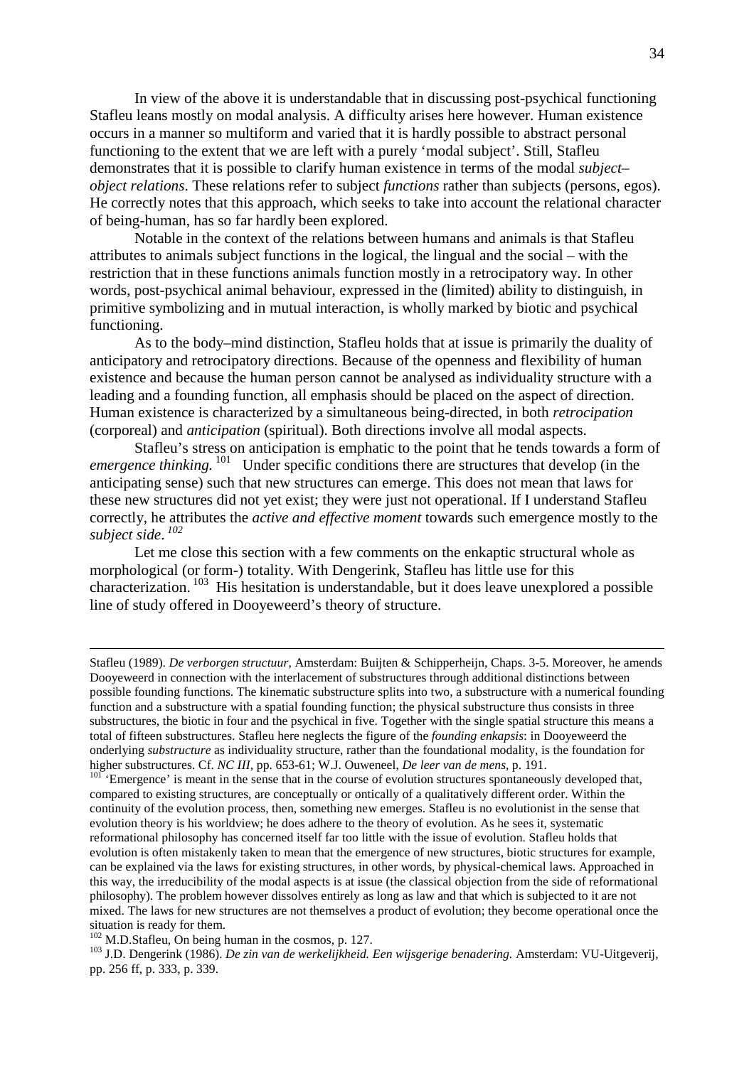In view of the above it is understandable that in discussing post-psychical functioning Stafleu leans mostly on modal analysis. A difficulty arises here however. Human existence occurs in a manner so multiform and varied that it is hardly possible to abstract personal functioning to the extent that we are left with a purely 'modal subject'. Still, Stafleu demonstrates that it is possible to clarify human existence in terms of the modal *subject–object relations*. These relations refer to subject *functions* rather than subjects (persons, egos). He correctly notes that this approach, which seeks to take into account the relational character of being-human, has so far hardly been explored.

Notable in the context of the relations between humans and animals is that Stafleu attributes to animals subject functions in the logical, the lingual and the social – with the restriction that in these functions animals function mostly in a retrocipatory way. In other words, post-psychical animal behaviour, expressed in the (limited) ability to distinguish, in primitive symbolizing and in mutual interaction, is wholly marked by biotic and psychical functioning.

As to the body–mind distinction, Stafleu holds that at issue is primarily the duality of anticipatory and retrocipatory directions. Because of the openness and flexibility of human existence and because the human person cannot be analysed as individuality structure with a leading and a founding function, all emphasis should be placed on the aspect of direction. Human existence is characterized by a simultaneous being-directed, in both *retrocipation* (corporeal) and *anticipation* (spiritual). Both directions involve all modal aspects.

Stafleu's stress on anticipation is emphatic to the point that he tends towards a form of *emergence thinking.*[101] Under specific conditions there are structures that develop (in the anticipating sense) such that new structures can emerge. This does not mean that laws for these new structures did not yet exist; they were just not operational. If I understand Stafleu correctly, he attributes the *active and effective moment* towards such emergence mostly to the *subject side*.[102]

Let me close this section with a few comments on the enkaptic structural whole as morphological (or form-) totality. With Dengerink, Stafleu has little use for this characterization.[103] His hesitation is understandable, but it does leave unexplored a possible line of study offered in Dooyeweerd's theory of structure.

---

Stafleu (1989). *De verborgen structuur*, Amsterdam: Buijten & Schipperheijn, Chaps. 3-5. Moreover, he amends Dooyeweerd in connection with the interlacement of substructures through additional distinctions between possible founding functions. The kinematic substructure splits into two, a substructure with a numerical founding function and a substructure with a spatial founding function; the physical substructure thus consists in three substructures, the biotic in four and the psychical in five. Together with the single spatial structure this means a total of fifteen substructures. Stafleu here neglects the figure of the *founding enkapsis*: in Dooyeweerd the onderlying *substructure* as individuality structure, rather than the foundational modality, is the foundation for higher substructures. Cf. *NC III*, pp. 653-61; W.J. Ouweneel, *De leer van de mens*, p. 191.

[101] 'Emergence' is meant in the sense that in the course of evolution structures spontaneously developed that, compared to existing structures, are conceptually or ontically of a qualitatively different order. Within the continuity of the evolution process, then, something new emerges. Stafleu is no evolutionist in the sense that evolution theory is his worldview; he does adhere to the theory of evolution. As he sees it, systematic reformational philosophy has concerned itself far too little with the issue of evolution. Stafleu holds that evolution is often mistakenly taken to mean that the emergence of new structures, biotic structures for example, can be explained via the laws for existing structures, in other words, by physical-chemical laws. Approached in this way, the irreducibility of the modal aspects is at issue (the classical objection from the side of reformational philosophy). The problem however dissolves entirely as long as law and that which is subjected to it are not mixed. The laws for new structures are not themselves a product of evolution; they become operational once the situation is ready for them.

[102] M.D.Stafleu, On being human in the cosmos, p. 127.

[103] J.D. Dengerink (1986). *De zin van de werkelijkheid. Een wijsgerige benadering.* Amsterdam: VU-Uitgeverij, pp. 256 ff, p. 333, p. 339.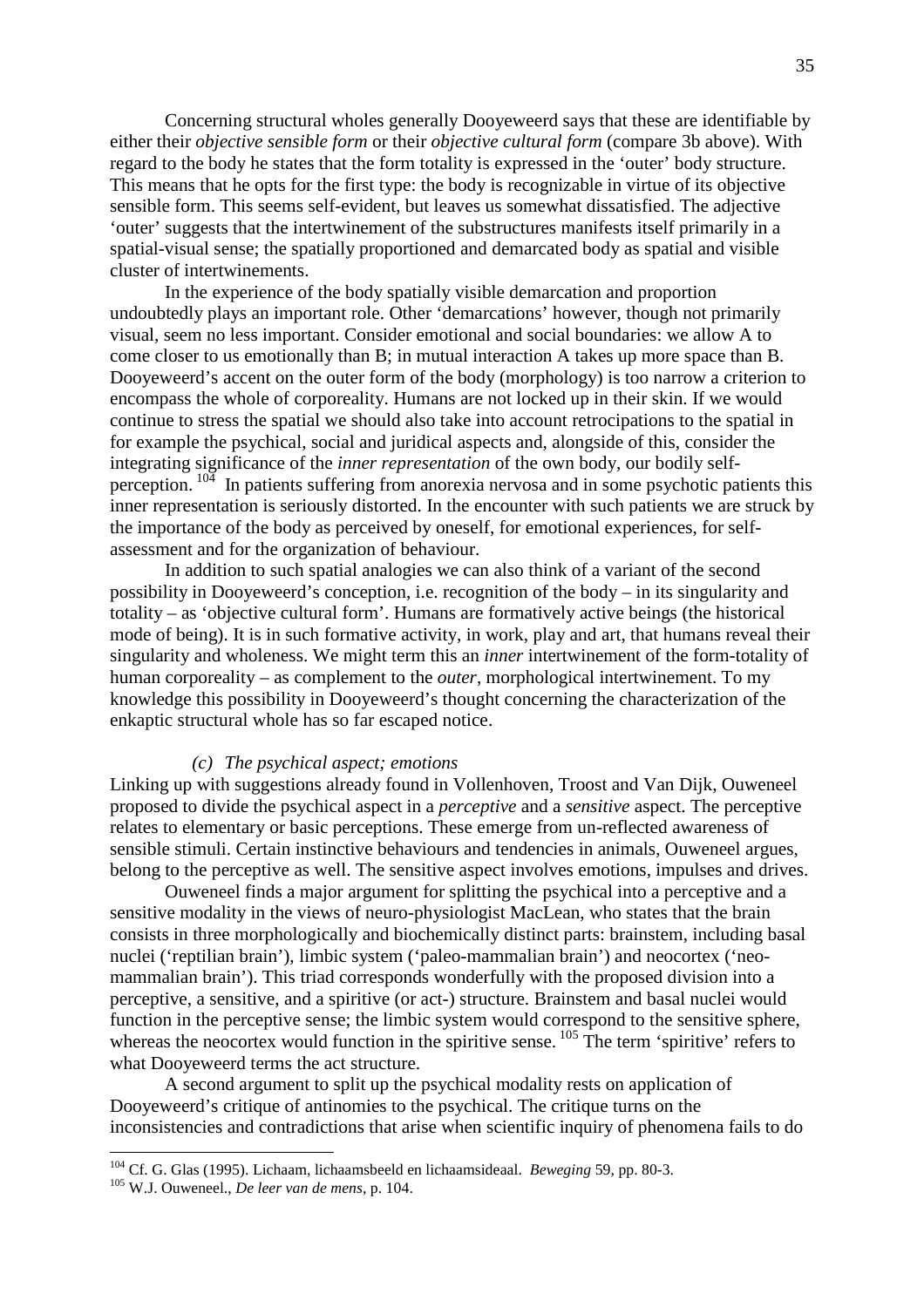Concerning structural wholes generally Dooyeweerd says that these are identifiable by either their *objective sensible form* or their *objective cultural form* (compare 3b above). With regard to the body he states that the form totality is expressed in the 'outer' body structure. This means that he opts for the first type: the body is recognizable in virtue of its objective sensible form. This seems self-evident, but leaves us somewhat dissatisfied. The adjective 'outer' suggests that the intertwinement of the substructures manifests itself primarily in a spatial-visual sense; the spatially proportioned and demarcated body as spatial and visible cluster of intertwinements.

In the experience of the body spatially visible demarcation and proportion undoubtedly plays an important role. Other 'demarcations' however, though not primarily visual, seem no less important. Consider emotional and social boundaries: we allow A to come closer to us emotionally than B; in mutual interaction A takes up more space than B. Dooyeweerd's accent on the outer form of the body (morphology) is too narrow a criterion to encompass the whole of corporeality. Humans are not locked up in their skin. If we would continue to stress the spatial we should also take into account retrocipations to the spatial in for example the psychical, social and juridical aspects and, alongside of this, consider the integrating significance of the *inner representation* of the own body, our bodily self-perception. [104] In patients suffering from anorexia nervosa and in some psychotic patients this inner representation is seriously distorted. In the encounter with such patients we are struck by the importance of the body as perceived by oneself, for emotional experiences, for self-assessment and for the organization of behaviour.

In addition to such spatial analogies we can also think of a variant of the second possibility in Dooyeweerd's conception, i.e. recognition of the body – in its singularity and totality – as 'objective cultural form'. Humans are formatively active beings (the historical mode of being). It is in such formative activity, in work, play and art, that humans reveal their singularity and wholeness. We might term this an *inner* intertwinement of the form-totality of human corporeality – as complement to the *outer*, morphological intertwinement. To my knowledge this possibility in Dooyeweerd's thought concerning the characterization of the enkaptic structural whole has so far escaped notice.

### *(c) The psychical aspect; emotions*

Linking up with suggestions already found in Vollenhoven, Troost and Van Dijk, Ouweneel proposed to divide the psychical aspect in a *perceptive* and a *sensitive* aspect. The perceptive relates to elementary or basic perceptions. These emerge from un-reflected awareness of sensible stimuli. Certain instinctive behaviours and tendencies in animals, Ouweneel argues, belong to the perceptive as well. The sensitive aspect involves emotions, impulses and drives.

Ouweneel finds a major argument for splitting the psychical into a perceptive and a sensitive modality in the views of neuro-physiologist MacLean, who states that the brain consists in three morphologically and biochemically distinct parts: brainstem, including basal nuclei ('reptilian brain'), limbic system ('paleo-mammalian brain') and neocortex ('neo-mammalian brain'). This triad corresponds wonderfully with the proposed division into a perceptive, a sensitive, and a spiritive (or act-) structure. Brainstem and basal nuclei would function in the perceptive sense; the limbic system would correspond to the sensitive sphere, whereas the neocortex would function in the spiritive sense. [105] The term 'spiritive' refers to what Dooyeweerd terms the act structure.

A second argument to split up the psychical modality rests on application of Dooyeweerd's critique of antinomies to the psychical. The critique turns on the inconsistencies and contradictions that arise when scientific inquiry of phenomena fails to do

---

[104] Cf. G. Glas (1995). Lichaam, lichaamsbeeld en lichaamsideaal. *Beweging* 59, pp. 80-3.

[105] W.J. Ouweneel., *De leer van de mens*, p. 104.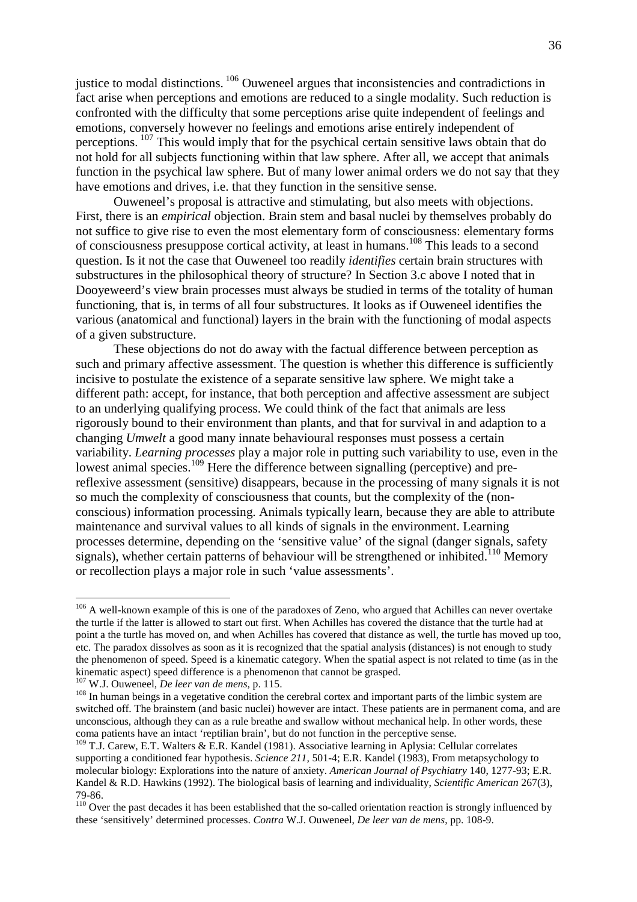justice to modal distinctions. [106] Ouweneel argues that inconsistencies and contradictions in fact arise when perceptions and emotions are reduced to a single modality. Such reduction is confronted with the difficulty that some perceptions arise quite independent of feelings and emotions, conversely however no feelings and emotions arise entirely independent of perceptions. [107] This would imply that for the psychical certain sensitive laws obtain that do not hold for all subjects functioning within that law sphere. After all, we accept that animals function in the psychical law sphere. But of many lower animal orders we do not say that they have emotions and drives, i.e. that they function in the sensitive sense.

Ouweneel's proposal is attractive and stimulating, but also meets with objections. First, there is an *empirical* objection. Brain stem and basal nuclei by themselves probably do not suffice to give rise to even the most elementary form of consciousness: elementary forms of consciousness presuppose cortical activity, at least in humans.[108] This leads to a second question. Is it not the case that Ouweneel too readily *identifies* certain brain structures with substructures in the philosophical theory of structure? In Section 3.c above I noted that in Dooyeweerd's view brain processes must always be studied in terms of the totality of human functioning, that is, in terms of all four substructures. It looks as if Ouweneel identifies the various (anatomical and functional) layers in the brain with the functioning of modal aspects of a given substructure.

These objections do not do away with the factual difference between perception as such and primary affective assessment. The question is whether this difference is sufficiently incisive to postulate the existence of a separate sensitive law sphere. We might take a different path: accept, for instance, that both perception and affective assessment are subject to an underlying qualifying process. We could think of the fact that animals are less rigorously bound to their environment than plants, and that for survival in and adaption to a changing *Umwelt* a good many innate behavioural responses must possess a certain variability. *Learning processes* play a major role in putting such variability to use, even in the lowest animal species.[109] Here the difference between signalling (perceptive) and pre-reflexive assessment (sensitive) disappears, because in the processing of many signals it is not so much the complexity of consciousness that counts, but the complexity of the (non-conscious) information processing. Animals typically learn, because they are able to attribute maintenance and survival values to all kinds of signals in the environment. Learning processes determine, depending on the 'sensitive value' of the signal (danger signals, safety signals), whether certain patterns of behaviour will be strengthened or inhibited.[110] Memory or recollection plays a major role in such 'value assessments'.

---

[106] A well-known example of this is one of the paradoxes of Zeno, who argued that Achilles can never overtake the turtle if the latter is allowed to start out first. When Achilles has covered the distance that the turtle had at point a the turtle has moved on, and when Achilles has covered that distance as well, the turtle has moved up too, etc. The paradox dissolves as soon as it is recognized that the spatial analysis (distances) is not enough to study the phenomenon of speed. Speed is a kinematic category. When the spatial aspect is not related to time (as in the kinematic aspect) speed difference is a phenomenon that cannot be grasped.

[107] W.J. Ouweneel, *De leer van de mens*, p. 115.

[108] In human beings in a vegetative condition the cerebral cortex and important parts of the limbic system are switched off. The brainstem (and basic nuclei) however are intact. These patients are in permanent coma, and are unconscious, although they can as a rule breathe and swallow without mechanical help. In other words, these coma patients have an intact 'reptilian brain', but do not function in the perceptive sense.

[109] T.J. Carew, E.T. Walters & E.R. Kandel (1981). Associative learning in Aplysia: Cellular correlates supporting a conditioned fear hypothesis. *Science 211*, 501-4; E.R. Kandel (1983), From metapsychology to molecular biology: Explorations into the nature of anxiety. *American Journal of Psychiatry* 140, 1277-93; E.R. Kandel & R.D. Hawkins (1992). The biological basis of learning and individuality, *Scientific American* 267(3), 79-86.

[110] Over the past decades it has been established that the so-called orientation reaction is strongly influenced by these 'sensitively' determined processes. *Contra* W.J. Ouweneel, *De leer van de mens*, pp. 108-9.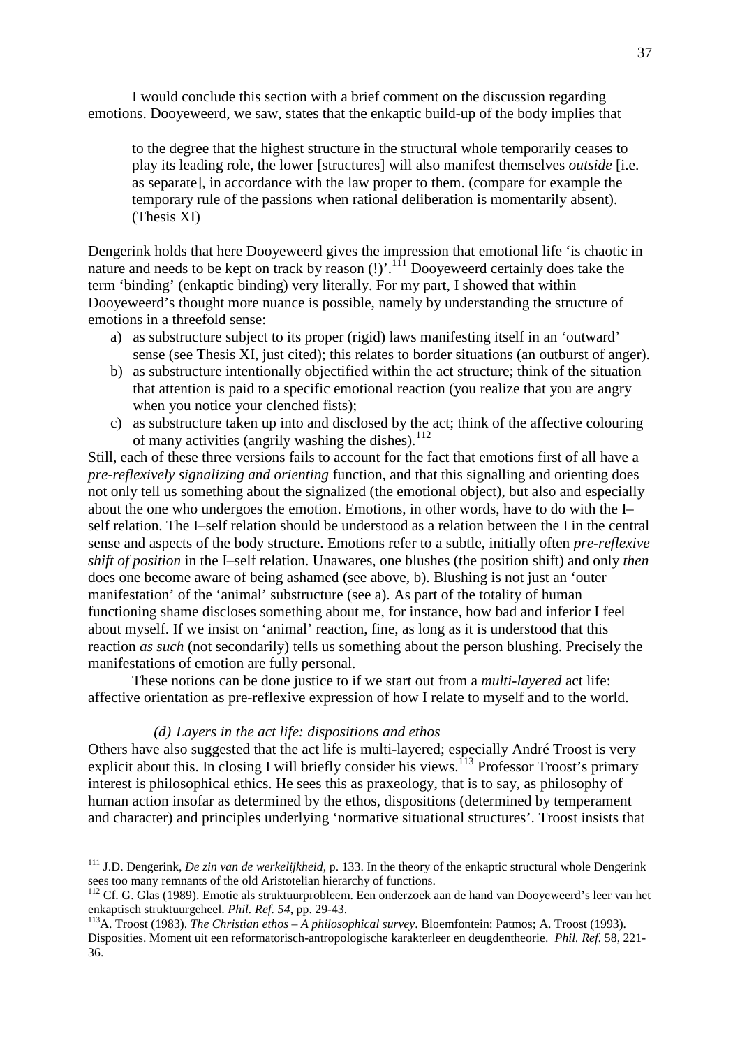I would conclude this section with a brief comment on the discussion regarding emotions. Dooyeweerd, we saw, states that the enkaptic build-up of the body implies that

> to the degree that the highest structure in the structural whole temporarily ceases to play its leading role, the lower [structures] will also manifest themselves *outside* [i.e. as separate], in accordance with the law proper to them. (compare for example the temporary rule of the passions when rational deliberation is momentarily absent). (Thesis XI)

Dengerink holds that here Dooyeweerd gives the impression that emotional life 'is chaotic in nature and needs to be kept on track by reason (!)'.[111] Dooyeweerd certainly does take the term 'binding' (enkaptic binding) very literally. For my part, I showed that within Dooyeweerd's thought more nuance is possible, namely by understanding the structure of emotions in a threefold sense:

a) as substructure subject to its proper (rigid) laws manifesting itself in an 'outward' sense (see Thesis XI, just cited); this relates to border situations (an outburst of anger).
b) as substructure intentionally objectified within the act structure; think of the situation that attention is paid to a specific emotional reaction (you realize that you are angry when you notice your clenched fists);
c) as substructure taken up into and disclosed by the act; think of the affective colouring of many activities (angrily washing the dishes).[112]

Still, each of these three versions fails to account for the fact that emotions first of all have a *pre-reflexively signalizing and orienting* function, and that this signalling and orienting does not only tell us something about the signalized (the emotional object), but also and especially about the one who undergoes the emotion. Emotions, in other words, have to do with the I–self relation. The I–self relation should be understood as a relation between the I in the central sense and aspects of the body structure. Emotions refer to a subtle, initially often *pre-reflexive shift of position* in the I–self relation. Unawares, one blushes (the position shift) and only *then* does one become aware of being ashamed (see above, b). Blushing is not just an 'outer manifestation' of the 'animal' substructure (see a). As part of the totality of human functioning shame discloses something about me, for instance, how bad and inferior I feel about myself. If we insist on 'animal' reaction, fine, as long as it is understood that this reaction *as such* (not secondarily) tells us something about the person blushing. Precisely the manifestations of emotion are fully personal.

These notions can be done justice to if we start out from a *multi-layered* act life: affective orientation as pre-reflexive expression of how I relate to myself and to the world.

### *(d) Layers in the act life: dispositions and ethos*

Others have also suggested that the act life is multi-layered; especially André Troost is very explicit about this. In closing I will briefly consider his views.[113] Professor Troost's primary interest is philosophical ethics. He sees this as praxeology, that is to say, as philosophy of human action insofar as determined by the ethos, dispositions (determined by temperament and character) and principles underlying 'normative situational structures'. Troost insists that

---

[111] J.D. Dengerink, *De zin van de werkelijkheid*, p. 133. In the theory of the enkaptic structural whole Dengerink sees too many remnants of the old Aristotelian hierarchy of functions.

[112] Cf. G. Glas (1989). Emotie als struktuurprobleem. Een onderzoek aan de hand van Dooyeweerd's leer van het enkaptisch struktuurgeheel. *Phil. Ref. 54*, pp. 29-43.

[113] A. Troost (1983). *The Christian ethos – A philosophical survey*. Bloemfontein: Patmos; A. Troost (1993). Disposities. Moment uit een reformatorisch-antropologische karakterleer en deugdentheorie. *Phil. Ref.* 58, 221-36.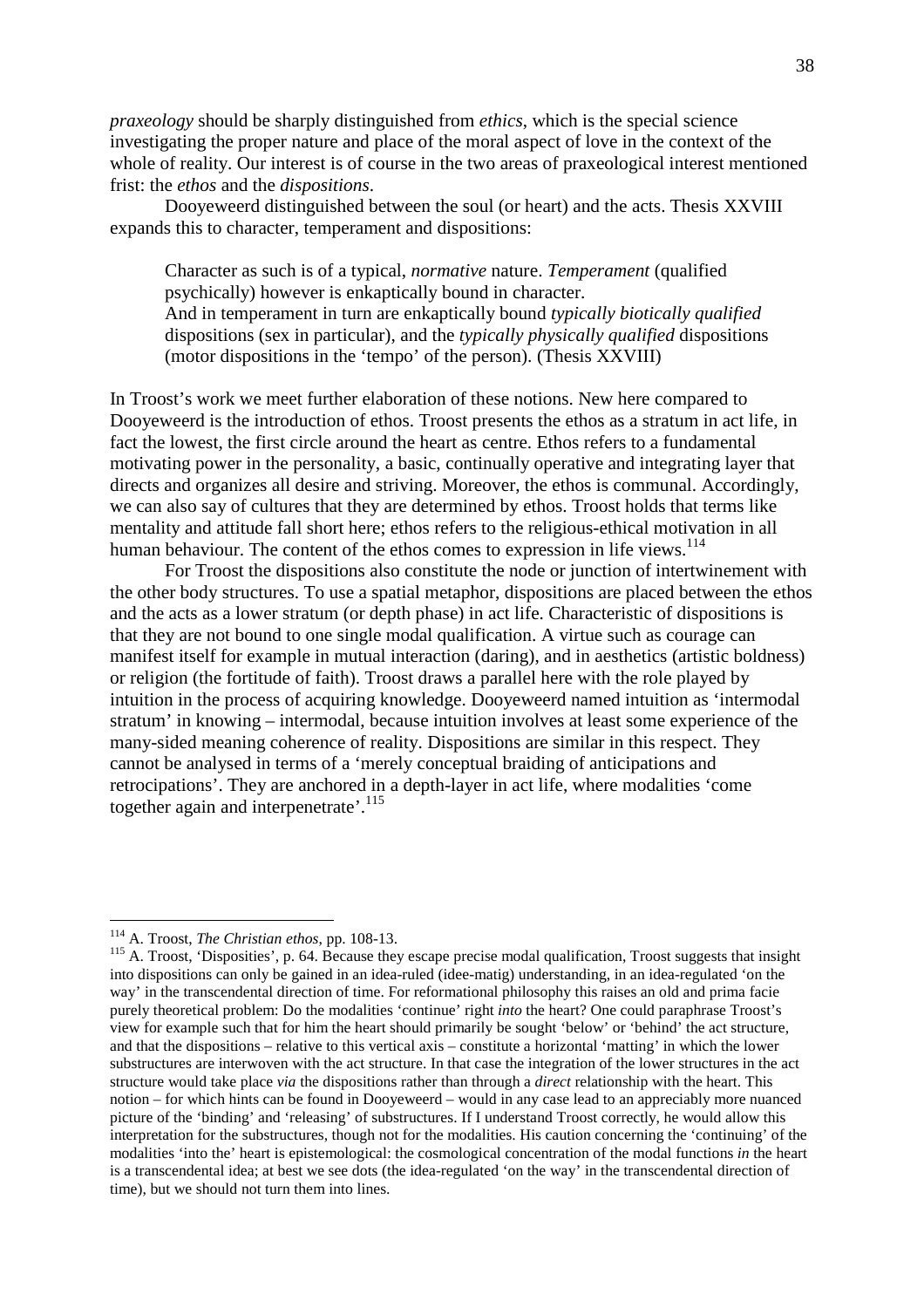*praxeology* should be sharply distinguished from *ethics*, which is the special science investigating the proper nature and place of the moral aspect of love in the context of the whole of reality. Our interest is of course in the two areas of praxeological interest mentioned frist: the *ethos* and the *dispositions*.

Dooyeweerd distinguished between the soul (or heart) and the acts. Thesis XXVIII expands this to character, temperament and dispositions:

> Character as such is of a typical, *normative* nature. *Temperament* (qualified psychically) however is enkaptically bound in character.
> And in temperament in turn are enkaptically bound *typically biotically qualified* dispositions (sex in particular), and the *typically physically qualified* dispositions (motor dispositions in the 'tempo' of the person). (Thesis XXVIII)

In Troost's work we meet further elaboration of these notions. New here compared to Dooyeweerd is the introduction of ethos. Troost presents the ethos as a stratum in act life, in fact the lowest, the first circle around the heart as centre. Ethos refers to a fundamental motivating power in the personality, a basic, continually operative and integrating layer that directs and organizes all desire and striving. Moreover, the ethos is communal. Accordingly, we can also say of cultures that they are determined by ethos. Troost holds that terms like mentality and attitude fall short here; ethos refers to the religious-ethical motivation in all human behaviour. The content of the ethos comes to expression in life views.[114]

For Troost the dispositions also constitute the node or junction of intertwinement with the other body structures. To use a spatial metaphor, dispositions are placed between the ethos and the acts as a lower stratum (or depth phase) in act life. Characteristic of dispositions is that they are not bound to one single modal qualification. A virtue such as courage can manifest itself for example in mutual interaction (daring), and in aesthetics (artistic boldness) or religion (the fortitude of faith). Troost draws a parallel here with the role played by intuition in the process of acquiring knowledge. Dooyeweerd named intuition as 'intermodal stratum' in knowing – intermodal, because intuition involves at least some experience of the many-sided meaning coherence of reality. Dispositions are similar in this respect. They cannot be analysed in terms of a 'merely conceptual braiding of anticipations and retrocipations'. They are anchored in a depth-layer in act life, where modalities 'come together again and interpenetrate'.[115]

---

[114] A. Troost, *The Christian ethos*, pp. 108-13.

[115] A. Troost, 'Disposities', p. 64. Because they escape precise modal qualification, Troost suggests that insight into dispositions can only be gained in an idea-ruled (idee-matig) understanding, in an idea-regulated 'on the way' in the transcendental direction of time. For reformational philosophy this raises an old and prima facie purely theoretical problem: Do the modalities 'continue' right *into* the heart? One could paraphrase Troost's view for example such that for him the heart should primarily be sought 'below' or 'behind' the act structure, and that the dispositions – relative to this vertical axis – constitute a horizontal 'matting' in which the lower substructures are interwoven with the act structure. In that case the integration of the lower structures in the act structure would take place *via* the dispositions rather than through a *direct* relationship with the heart. This notion – for which hints can be found in Dooyeweerd – would in any case lead to an appreciably more nuanced picture of the 'binding' and 'releasing' of substructures. If I understand Troost correctly, he would allow this interpretation for the substructures, though not for the modalities. His caution concerning the 'continuing' of the modalities 'into the' heart is epistemological: the cosmological concentration of the modal functions *in* the heart is a transcendental idea; at best we see dots (the idea-regulated 'on the way' in the transcendental direction of time), but we should not turn them into lines.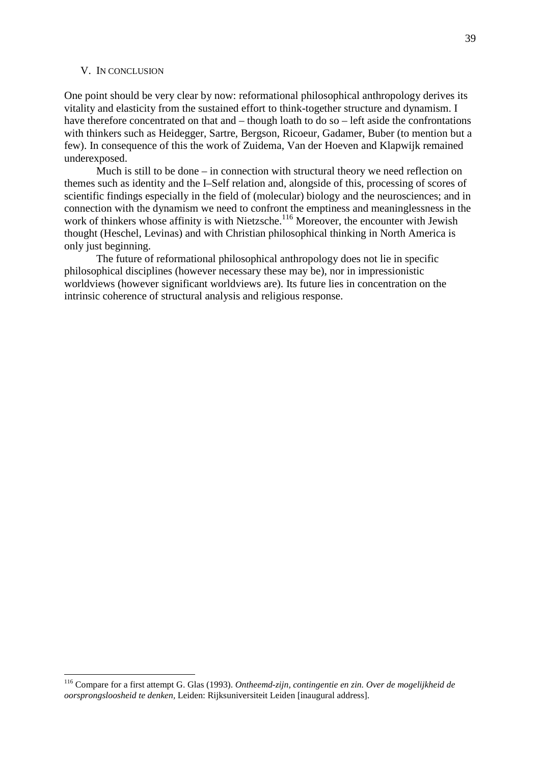## V. In conclusion

One point should be very clear by now: reformational philosophical anthropology derives its vitality and elasticity from the sustained effort to think-together structure and dynamism. I have therefore concentrated on that and – though loath to do so – left aside the confrontations with thinkers such as Heidegger, Sartre, Bergson, Ricoeur, Gadamer, Buber (to mention but a few). In consequence of this the work of Zuidema, Van der Hoeven and Klapwijk remained underexposed.

Much is still to be done – in connection with structural theory we need reflection on themes such as identity and the I–Self relation and, alongside of this, processing of scores of scientific findings especially in the field of (molecular) biology and the neurosciences; and in connection with the dynamism we need to confront the emptiness and meaninglessness in the work of thinkers whose affinity is with Nietzsche.[116] Moreover, the encounter with Jewish thought (Heschel, Levinas) and with Christian philosophical thinking in North America is only just beginning.

The future of reformational philosophical anthropology does not lie in specific philosophical disciplines (however necessary these may be), nor in impressionistic worldviews (however significant worldviews are). Its future lies in concentration on the intrinsic coherence of structural analysis and religious response.

---

[116] Compare for a first attempt G. Glas (1993). *Ontheemd-zijn, contingentie en zin. Over de mogelijkheid de oorsprongsloosheid te denken*, Leiden: Rijksuniversiteit Leiden [inaugural address].